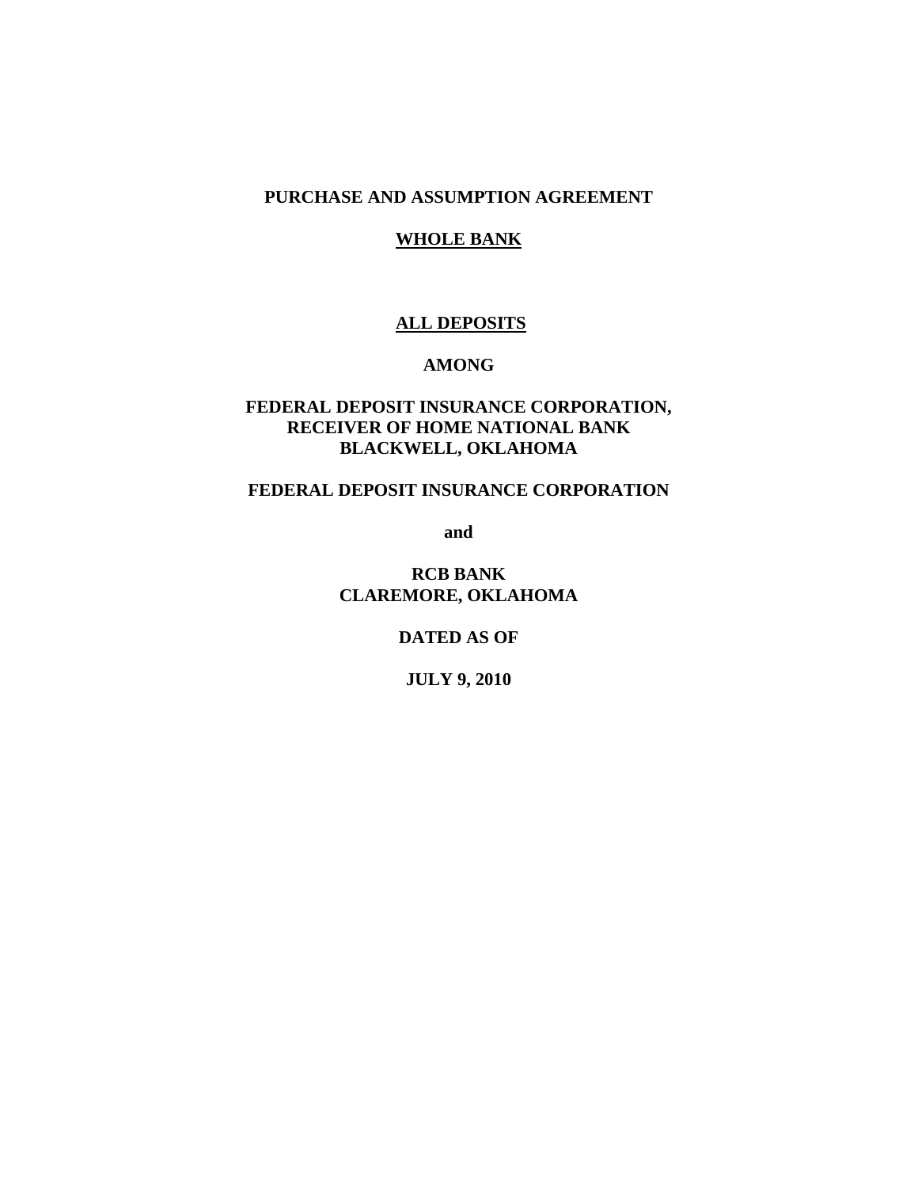**PURCHASE AND ASSUMPTION AGREEMENT**

**WHOLE BANK**

**ALL DEPOSITS**

**AMONG**

**FEDERAL DEPOSIT INSURANCE CORPORATION,**
**RECEIVER OF HOME NATIONAL BANK**
**BLACKWELL, OKLAHOMA**

**FEDERAL DEPOSIT INSURANCE CORPORATION**

**and**

**RCB BANK**
**CLAREMORE, OKLAHOMA**

**DATED AS OF**

**JULY 9, 2010**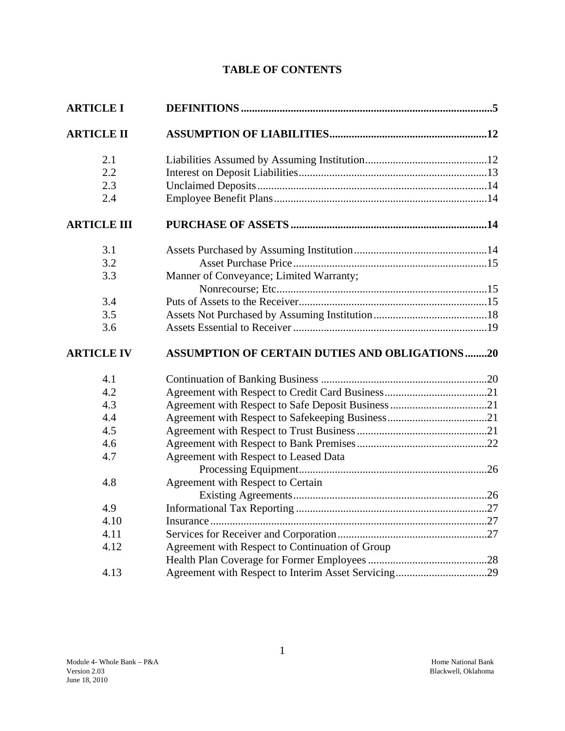# TABLE OF CONTENTS

| | | |
|---|---|---|
| **ARTICLE I** | **DEFINITIONS** | **5** |
| **ARTICLE II** | **ASSUMPTION OF LIABILITIES** | **12** |
| 2.1 | Liabilities Assumed by Assuming Institution | 12 |
| 2.2 | Interest on Deposit Liabilities | 13 |
| 2.3 | Unclaimed Deposits | 14 |
| 2.4 | Employee Benefit Plans | 14 |
| **ARTICLE III** | **PURCHASE OF ASSETS** | **14** |
| 3.1 | Assets Purchased by Assuming Institution | 14 |
| 3.2 | Asset Purchase Price | 15 |
| 3.3 | Manner of Conveyance; Limited Warranty; Nonrecourse; Etc. | 15 |
| 3.4 | Puts of Assets to the Receiver | 15 |
| 3.5 | Assets Not Purchased by Assuming Institution | 18 |
| 3.6 | Assets Essential to Receiver | 19 |
| **ARTICLE IV** | **ASSUMPTION OF CERTAIN DUTIES AND OBLIGATIONS** | **20** |
| 4.1 | Continuation of Banking Business | 20 |
| 4.2 | Agreement with Respect to Credit Card Business | 21 |
| 4.3 | Agreement with Respect to Safe Deposit Business | 21 |
| 4.4 | Agreement with Respect to Safekeeping Business | 21 |
| 4.5 | Agreement with Respect to Trust Business | 21 |
| 4.6 | Agreement with Respect to Bank Premises | 22 |
| 4.7 | Agreement with Respect to Leased Data Processing Equipment | 26 |
| 4.8 | Agreement with Respect to Certain Existing Agreements | 26 |
| 4.9 | Informational Tax Reporting | 27 |
| 4.10 | Insurance | 27 |
| 4.11 | Services for Receiver and Corporation | 27 |
| 4.12 | Agreement with Respect to Continuation of Group Health Plan Coverage for Former Employees | 28 |
| 4.13 | Agreement with Respect to Interim Asset Servicing | 29 |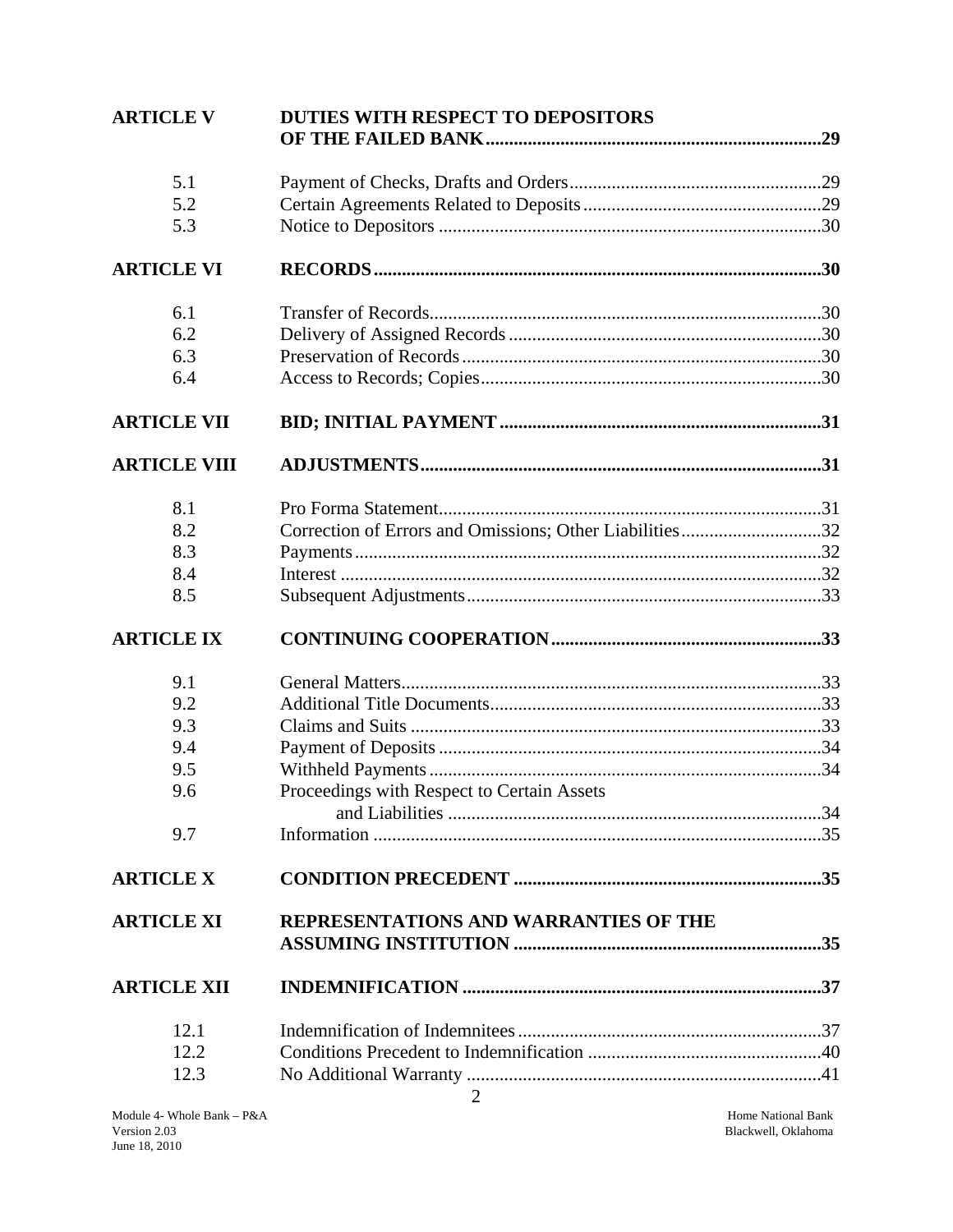| | | |
|---|---|---|
| **ARTICLE V** | **DUTIES WITH RESPECT TO DEPOSITORS OF THE FAILED BANK** | **29** |
| 5.1 | Payment of Checks, Drafts and Orders | 29 |
| 5.2 | Certain Agreements Related to Deposits | 29 |
| 5.3 | Notice to Depositors | 30 |
| **ARTICLE VI** | **RECORDS** | **30** |
| 6.1 | Transfer of Records | 30 |
| 6.2 | Delivery of Assigned Records | 30 |
| 6.3 | Preservation of Records | 30 |
| 6.4 | Access to Records; Copies | 30 |
| **ARTICLE VII** | **BID; INITIAL PAYMENT** | **31** |
| **ARTICLE VIII** | **ADJUSTMENTS** | **31** |
| 8.1 | Pro Forma Statement | 31 |
| 8.2 | Correction of Errors and Omissions; Other Liabilities | 32 |
| 8.3 | Payments | 32 |
| 8.4 | Interest | 32 |
| 8.5 | Subsequent Adjustments | 33 |
| **ARTICLE IX** | **CONTINUING COOPERATION** | **33** |
| 9.1 | General Matters | 33 |
| 9.2 | Additional Title Documents | 33 |
| 9.3 | Claims and Suits | 33 |
| 9.4 | Payment of Deposits | 34 |
| 9.5 | Withheld Payments | 34 |
| 9.6 | Proceedings with Respect to Certain Assets and Liabilities | 34 |
| 9.7 | Information | 35 |
| **ARTICLE X** | **CONDITION PRECEDENT** | **35** |
| **ARTICLE XI** | **REPRESENTATIONS AND WARRANTIES OF THE ASSUMING INSTITUTION** | **35** |
| **ARTICLE XII** | **INDEMNIFICATION** | **37** |
| 12.1 | Indemnification of Indemnitees | 37 |
| 12.2 | Conditions Precedent to Indemnification | 40 |
| 12.3 | No Additional Warranty | 41 |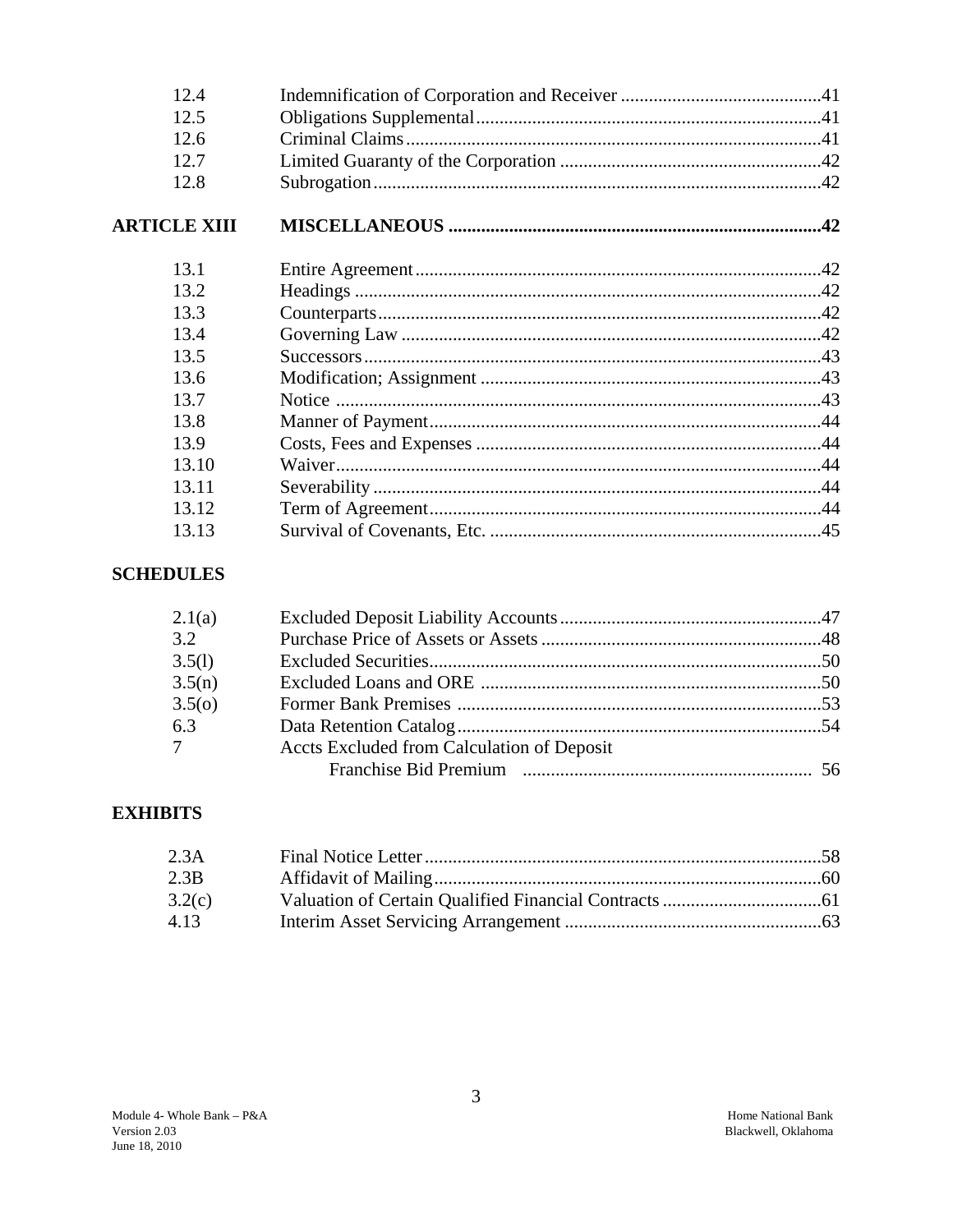| | | |
|---|---|---|
| 12.4 | Indemnification of Corporation and Receiver | 41 |
| 12.5 | Obligations Supplemental | 41 |
| 12.6 | Criminal Claims | 41 |
| 12.7 | Limited Guaranty of the Corporation | 42 |
| 12.8 | Subrogation | 42 |
| **ARTICLE XIII** | **MISCELLANEOUS** | **42** |
| 13.1 | Entire Agreement | 42 |
| 13.2 | Headings | 42 |
| 13.3 | Counterparts | 42 |
| 13.4 | Governing Law | 42 |
| 13.5 | Successors | 43 |
| 13.6 | Modification; Assignment | 43 |
| 13.7 | Notice | 43 |
| 13.8 | Manner of Payment | 44 |
| 13.9 | Costs, Fees and Expenses | 44 |
| 13.10 | Waiver | 44 |
| 13.11 | Severability | 44 |
| 13.12 | Term of Agreement | 44 |
| 13.13 | Survival of Covenants, Etc. | 45 |

**SCHEDULES**

| | | |
|---|---|---|
| 2.1(a) | Excluded Deposit Liability Accounts | 47 |
| 3.2 | Purchase Price of Assets or Assets | 48 |
| 3.5(l) | Excluded Securities | 50 |
| 3.5(n) | Excluded Loans and ORE | 50 |
| 3.5(o) | Former Bank Premises | 53 |
| 6.3 | Data Retention Catalog | 54 |
| 7 | Accts Excluded from Calculation of Deposit Franchise Bid Premium | 56 |

**EXHIBITS**

| | | |
|---|---|---|
| 2.3A | Final Notice Letter | 58 |
| 2.3B | Affidavit of Mailing | 60 |
| 3.2(c) | Valuation of Certain Qualified Financial Contracts | 61 |
| 4.13 | Interim Asset Servicing Arrangement | 63 |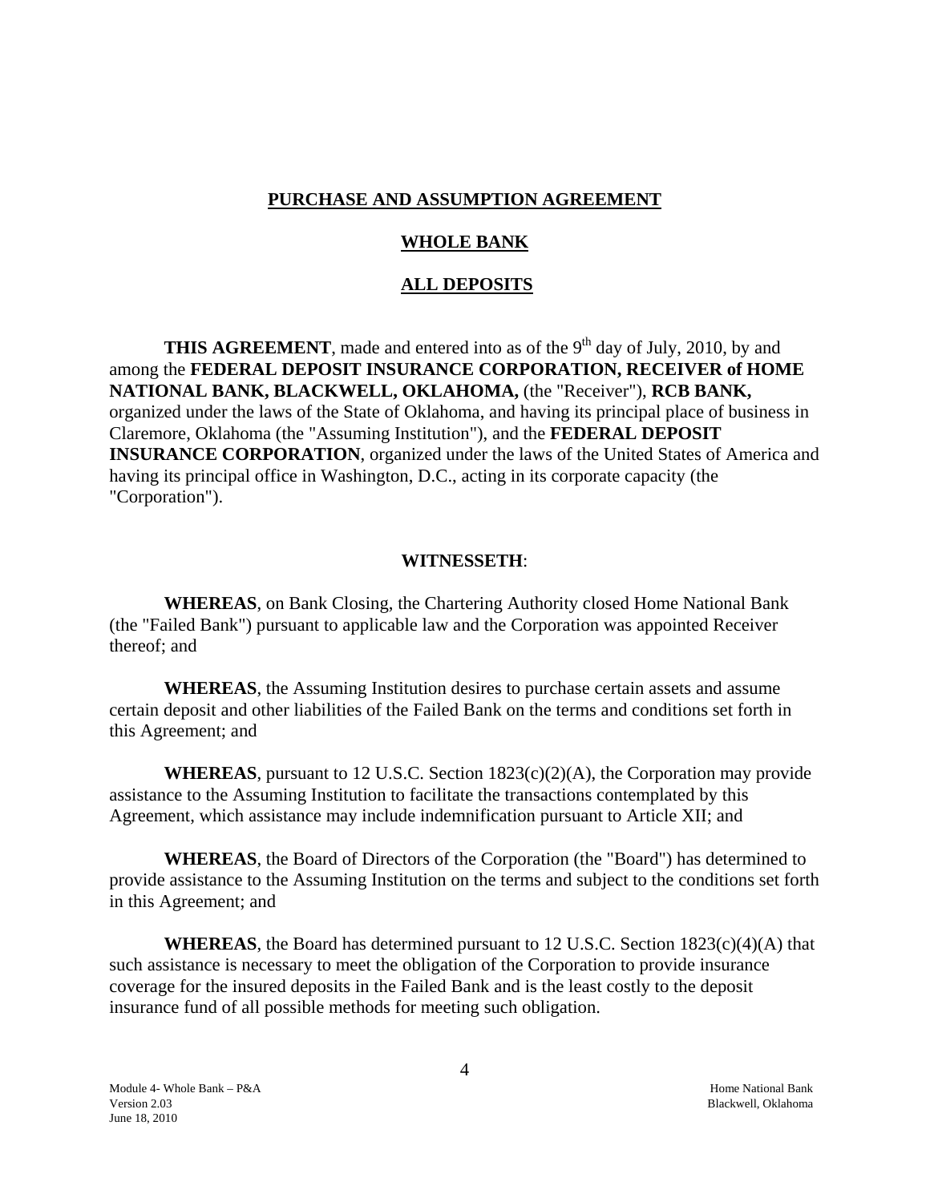**PURCHASE AND ASSUMPTION AGREEMENT**

**WHOLE BANK**

**ALL DEPOSITS**

**THIS AGREEMENT**, made and entered into as of the 9th day of July, 2010, by and among the **FEDERAL DEPOSIT INSURANCE CORPORATION, RECEIVER of HOME NATIONAL BANK, BLACKWELL, OKLAHOMA,** (the "Receiver"), **RCB BANK,** organized under the laws of the State of Oklahoma, and having its principal place of business in Claremore, Oklahoma (the "Assuming Institution"), and the **FEDERAL DEPOSIT INSURANCE CORPORATION**, organized under the laws of the United States of America and having its principal office in Washington, D.C., acting in its corporate capacity (the "Corporation").

**WITNESSETH**:

**WHEREAS**, on Bank Closing, the Chartering Authority closed Home National Bank (the "Failed Bank") pursuant to applicable law and the Corporation was appointed Receiver thereof; and

**WHEREAS**, the Assuming Institution desires to purchase certain assets and assume certain deposit and other liabilities of the Failed Bank on the terms and conditions set forth in this Agreement; and

**WHEREAS**, pursuant to 12 U.S.C. Section 1823(c)(2)(A), the Corporation may provide assistance to the Assuming Institution to facilitate the transactions contemplated by this Agreement, which assistance may include indemnification pursuant to Article XII; and

**WHEREAS**, the Board of Directors of the Corporation (the "Board") has determined to provide assistance to the Assuming Institution on the terms and subject to the conditions set forth in this Agreement; and

**WHEREAS**, the Board has determined pursuant to 12 U.S.C. Section 1823(c)(4)(A) that such assistance is necessary to meet the obligation of the Corporation to provide insurance coverage for the insured deposits in the Failed Bank and is the least costly to the deposit insurance fund of all possible methods for meeting such obligation.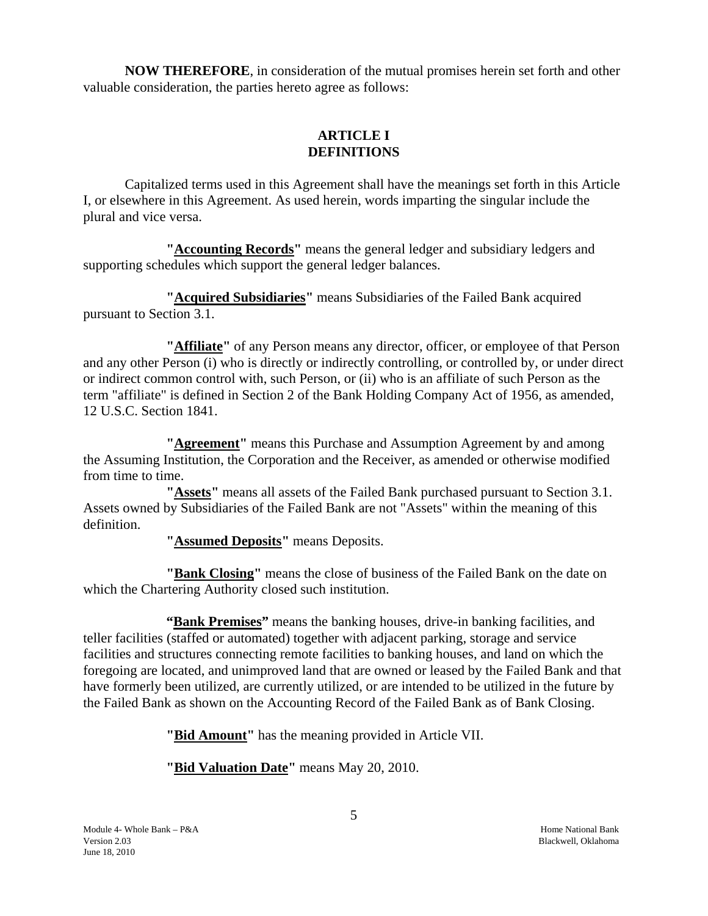**NOW THEREFORE**, in consideration of the mutual promises herein set forth and other valuable consideration, the parties hereto agree as follows:

## ARTICLE I
## DEFINITIONS

Capitalized terms used in this Agreement shall have the meanings set forth in this Article I, or elsewhere in this Agreement. As used herein, words imparting the singular include the plural and vice versa.

**"Accounting Records"** means the general ledger and subsidiary ledgers and supporting schedules which support the general ledger balances.

**"Acquired Subsidiaries"** means Subsidiaries of the Failed Bank acquired pursuant to Section 3.1.

**"Affiliate"** of any Person means any director, officer, or employee of that Person and any other Person (i) who is directly or indirectly controlling, or controlled by, or under direct or indirect common control with, such Person, or (ii) who is an affiliate of such Person as the term "affiliate" is defined in Section 2 of the Bank Holding Company Act of 1956, as amended, 12 U.S.C. Section 1841.

**"Agreement"** means this Purchase and Assumption Agreement by and among the Assuming Institution, the Corporation and the Receiver, as amended or otherwise modified from time to time.

**"Assets"** means all assets of the Failed Bank purchased pursuant to Section 3.1. Assets owned by Subsidiaries of the Failed Bank are not "Assets" within the meaning of this definition.

**"Assumed Deposits"** means Deposits.

**"Bank Closing"** means the close of business of the Failed Bank on the date on which the Chartering Authority closed such institution.

**"Bank Premises"** means the banking houses, drive-in banking facilities, and teller facilities (staffed or automated) together with adjacent parking, storage and service facilities and structures connecting remote facilities to banking houses, and land on which the foregoing are located, and unimproved land that are owned or leased by the Failed Bank and that have formerly been utilized, are currently utilized, or are intended to be utilized in the future by the Failed Bank as shown on the Accounting Record of the Failed Bank as of Bank Closing.

**"Bid Amount"** has the meaning provided in Article VII.

**"Bid Valuation Date"** means May 20, 2010.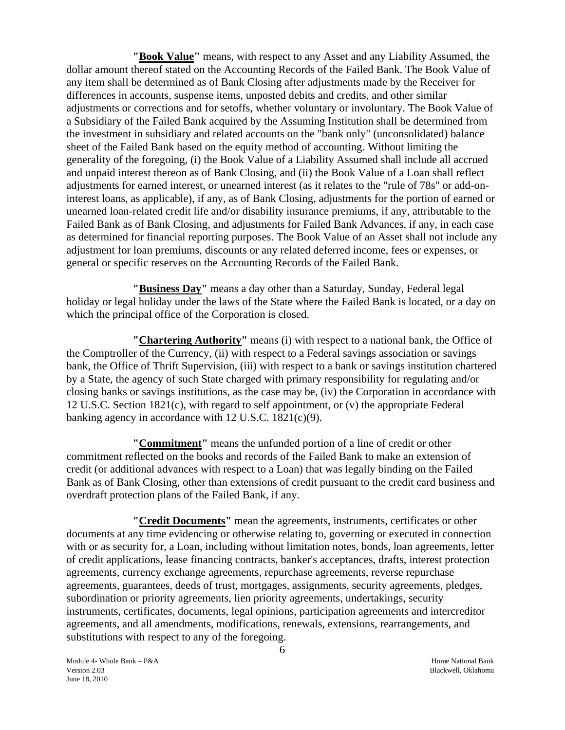**"Book Value"** means, with respect to any Asset and any Liability Assumed, the dollar amount thereof stated on the Accounting Records of the Failed Bank. The Book Value of any item shall be determined as of Bank Closing after adjustments made by the Receiver for differences in accounts, suspense items, unposted debits and credits, and other similar adjustments or corrections and for setoffs, whether voluntary or involuntary. The Book Value of a Subsidiary of the Failed Bank acquired by the Assuming Institution shall be determined from the investment in subsidiary and related accounts on the "bank only" (unconsolidated) balance sheet of the Failed Bank based on the equity method of accounting. Without limiting the generality of the foregoing, (i) the Book Value of a Liability Assumed shall include all accrued and unpaid interest thereon as of Bank Closing, and (ii) the Book Value of a Loan shall reflect adjustments for earned interest, or unearned interest (as it relates to the "rule of 78s" or add-on-interest loans, as applicable), if any, as of Bank Closing, adjustments for the portion of earned or unearned loan-related credit life and/or disability insurance premiums, if any, attributable to the Failed Bank as of Bank Closing, and adjustments for Failed Bank Advances, if any, in each case as determined for financial reporting purposes. The Book Value of an Asset shall not include any adjustment for loan premiums, discounts or any related deferred income, fees or expenses, or general or specific reserves on the Accounting Records of the Failed Bank.

**"Business Day"** means a day other than a Saturday, Sunday, Federal legal holiday or legal holiday under the laws of the State where the Failed Bank is located, or a day on which the principal office of the Corporation is closed.

**"Chartering Authority"** means (i) with respect to a national bank, the Office of the Comptroller of the Currency, (ii) with respect to a Federal savings association or savings bank, the Office of Thrift Supervision, (iii) with respect to a bank or savings institution chartered by a State, the agency of such State charged with primary responsibility for regulating and/or closing banks or savings institutions, as the case may be, (iv) the Corporation in accordance with 12 U.S.C. Section 1821(c), with regard to self appointment, or (v) the appropriate Federal banking agency in accordance with 12 U.S.C. 1821(c)(9).

**"Commitment"** means the unfunded portion of a line of credit or other commitment reflected on the books and records of the Failed Bank to make an extension of credit (or additional advances with respect to a Loan) that was legally binding on the Failed Bank as of Bank Closing, other than extensions of credit pursuant to the credit card business and overdraft protection plans of the Failed Bank, if any.

**"Credit Documents"** mean the agreements, instruments, certificates or other documents at any time evidencing or otherwise relating to, governing or executed in connection with or as security for, a Loan, including without limitation notes, bonds, loan agreements, letter of credit applications, lease financing contracts, banker's acceptances, drafts, interest protection agreements, currency exchange agreements, repurchase agreements, reverse repurchase agreements, guarantees, deeds of trust, mortgages, assignments, security agreements, pledges, subordination or priority agreements, lien priority agreements, undertakings, security instruments, certificates, documents, legal opinions, participation agreements and intercreditor agreements, and all amendments, modifications, renewals, extensions, rearrangements, and substitutions with respect to any of the foregoing.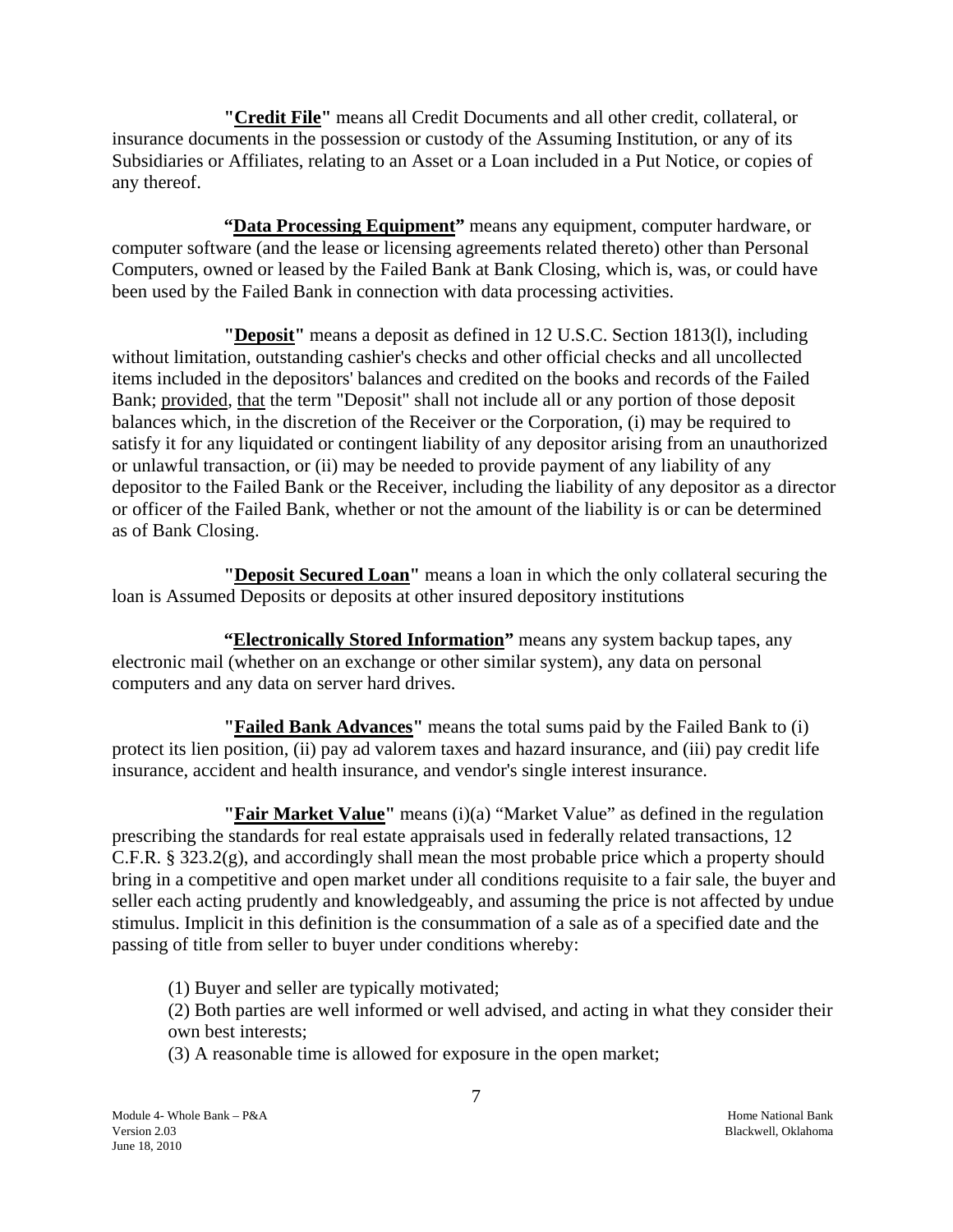**"Credit File"** means all Credit Documents and all other credit, collateral, or insurance documents in the possession or custody of the Assuming Institution, or any of its Subsidiaries or Affiliates, relating to an Asset or a Loan included in a Put Notice, or copies of any thereof.

**"Data Processing Equipment"** means any equipment, computer hardware, or computer software (and the lease or licensing agreements related thereto) other than Personal Computers, owned or leased by the Failed Bank at Bank Closing, which is, was, or could have been used by the Failed Bank in connection with data processing activities.

**"Deposit"** means a deposit as defined in 12 U.S.C. Section 1813(l), including without limitation, outstanding cashier's checks and other official checks and all uncollected items included in the depositors' balances and credited on the books and records of the Failed Bank; provided, that the term "Deposit" shall not include all or any portion of those deposit balances which, in the discretion of the Receiver or the Corporation, (i) may be required to satisfy it for any liquidated or contingent liability of any depositor arising from an unauthorized or unlawful transaction, or (ii) may be needed to provide payment of any liability of any depositor to the Failed Bank or the Receiver, including the liability of any depositor as a director or officer of the Failed Bank, whether or not the amount of the liability is or can be determined as of Bank Closing.

**"Deposit Secured Loan"** means a loan in which the only collateral securing the loan is Assumed Deposits or deposits at other insured depository institutions

**"Electronically Stored Information"** means any system backup tapes, any electronic mail (whether on an exchange or other similar system), any data on personal computers and any data on server hard drives.

**"Failed Bank Advances"** means the total sums paid by the Failed Bank to (i) protect its lien position, (ii) pay ad valorem taxes and hazard insurance, and (iii) pay credit life insurance, accident and health insurance, and vendor's single interest insurance.

**"Fair Market Value"** means (i)(a) "Market Value" as defined in the regulation prescribing the standards for real estate appraisals used in federally related transactions, 12 C.F.R. § 323.2(g), and accordingly shall mean the most probable price which a property should bring in a competitive and open market under all conditions requisite to a fair sale, the buyer and seller each acting prudently and knowledgeably, and assuming the price is not affected by undue stimulus. Implicit in this definition is the consummation of a sale as of a specified date and the passing of title from seller to buyer under conditions whereby:

(1) Buyer and seller are typically motivated;
(2) Both parties are well informed or well advised, and acting in what they consider their own best interests;
(3) A reasonable time is allowed for exposure in the open market;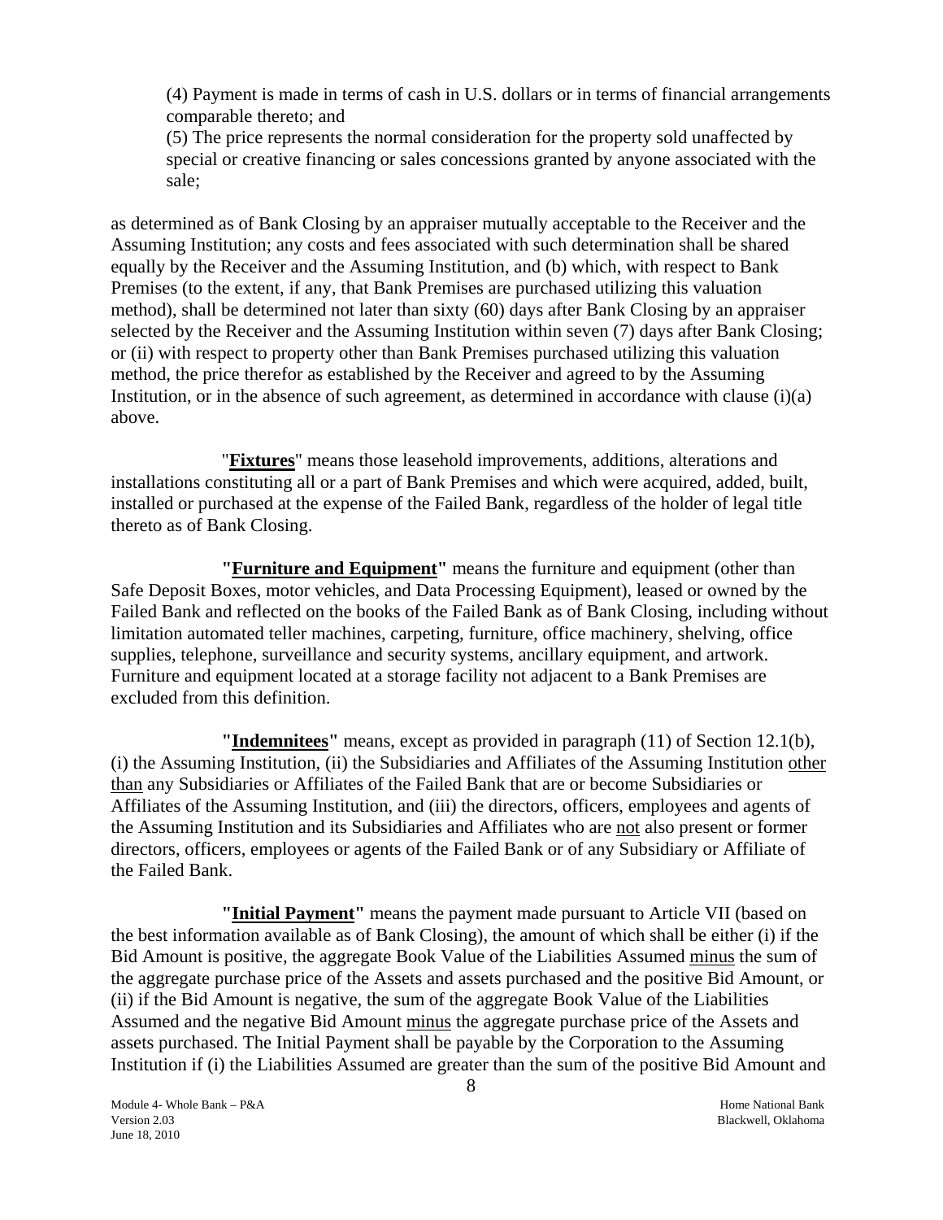(4) Payment is made in terms of cash in U.S. dollars or in terms of financial arrangements comparable thereto; and

(5) The price represents the normal consideration for the property sold unaffected by special or creative financing or sales concessions granted by anyone associated with the sale;

as determined as of Bank Closing by an appraiser mutually acceptable to the Receiver and the Assuming Institution; any costs and fees associated with such determination shall be shared equally by the Receiver and the Assuming Institution, and (b) which, with respect to Bank Premises (to the extent, if any, that Bank Premises are purchased utilizing this valuation method), shall be determined not later than sixty (60) days after Bank Closing by an appraiser selected by the Receiver and the Assuming Institution within seven (7) days after Bank Closing; or (ii) with respect to property other than Bank Premises purchased utilizing this valuation method, the price therefor as established by the Receiver and agreed to by the Assuming Institution, or in the absence of such agreement, as determined in accordance with clause (i)(a) above.

"**Fixtures**" means those leasehold improvements, additions, alterations and installations constituting all or a part of Bank Premises and which were acquired, added, built, installed or purchased at the expense of the Failed Bank, regardless of the holder of legal title thereto as of Bank Closing.

**"Furniture and Equipment"** means the furniture and equipment (other than Safe Deposit Boxes, motor vehicles, and Data Processing Equipment), leased or owned by the Failed Bank and reflected on the books of the Failed Bank as of Bank Closing, including without limitation automated teller machines, carpeting, furniture, office machinery, shelving, office supplies, telephone, surveillance and security systems, ancillary equipment, and artwork. Furniture and equipment located at a storage facility not adjacent to a Bank Premises are excluded from this definition.

**"Indemnitees"** means, except as provided in paragraph (11) of Section 12.1(b), (i) the Assuming Institution, (ii) the Subsidiaries and Affiliates of the Assuming Institution other than any Subsidiaries or Affiliates of the Failed Bank that are or become Subsidiaries or Affiliates of the Assuming Institution, and (iii) the directors, officers, employees and agents of the Assuming Institution and its Subsidiaries and Affiliates who are not also present or former directors, officers, employees or agents of the Failed Bank or of any Subsidiary or Affiliate of the Failed Bank.

**"Initial Payment"** means the payment made pursuant to Article VII (based on the best information available as of Bank Closing), the amount of which shall be either (i) if the Bid Amount is positive, the aggregate Book Value of the Liabilities Assumed minus the sum of the aggregate purchase price of the Assets and assets purchased and the positive Bid Amount, or (ii) if the Bid Amount is negative, the sum of the aggregate Book Value of the Liabilities Assumed and the negative Bid Amount minus the aggregate purchase price of the Assets and assets purchased. The Initial Payment shall be payable by the Corporation to the Assuming Institution if (i) the Liabilities Assumed are greater than the sum of the positive Bid Amount and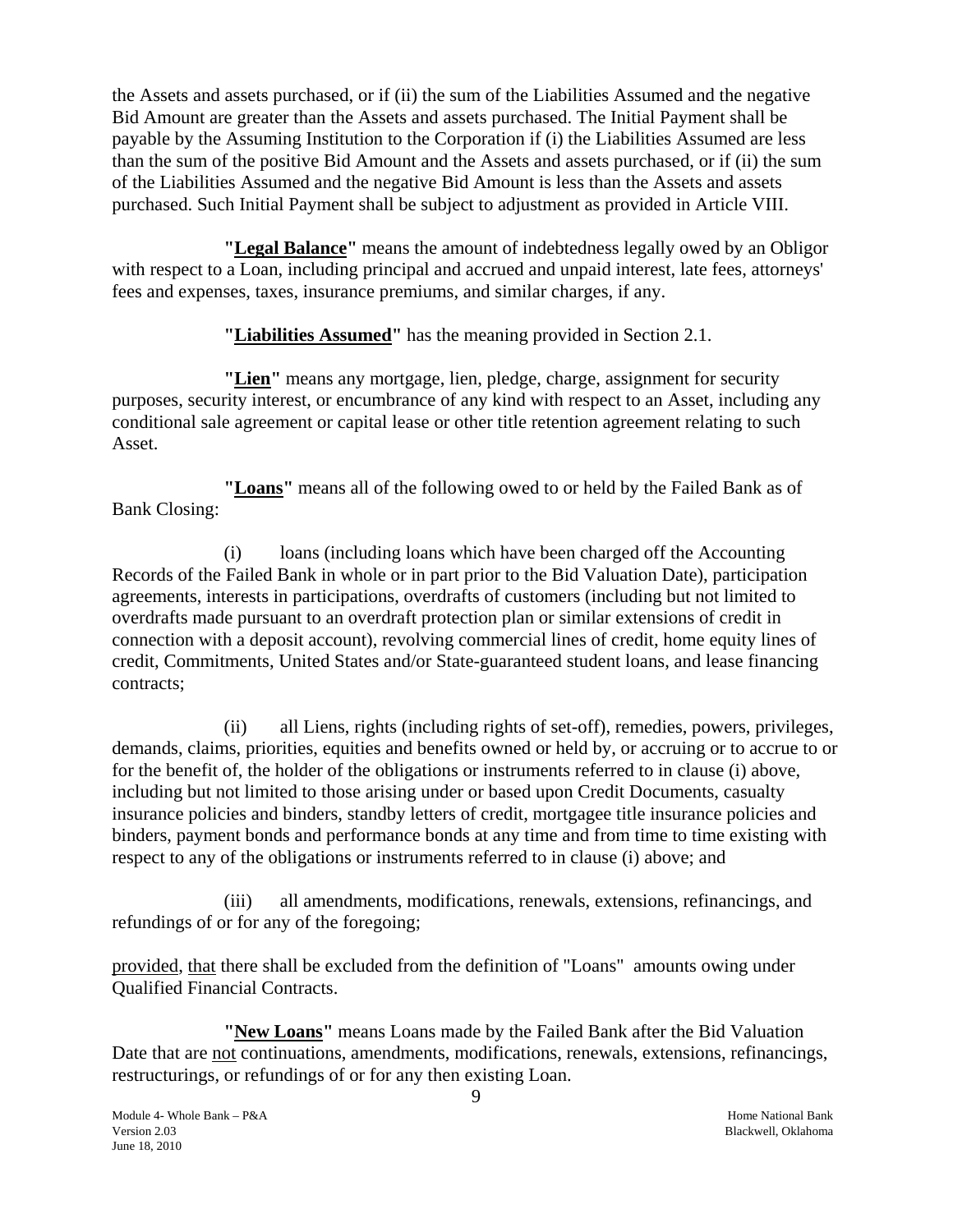the Assets and assets purchased, or if (ii) the sum of the Liabilities Assumed and the negative Bid Amount are greater than the Assets and assets purchased. The Initial Payment shall be payable by the Assuming Institution to the Corporation if (i) the Liabilities Assumed are less than the sum of the positive Bid Amount and the Assets and assets purchased, or if (ii) the sum of the Liabilities Assumed and the negative Bid Amount is less than the Assets and assets purchased. Such Initial Payment shall be subject to adjustment as provided in Article VIII.

**"Legal Balance"** means the amount of indebtedness legally owed by an Obligor with respect to a Loan, including principal and accrued and unpaid interest, late fees, attorneys' fees and expenses, taxes, insurance premiums, and similar charges, if any.

**"Liabilities Assumed"** has the meaning provided in Section 2.1.

**"Lien"** means any mortgage, lien, pledge, charge, assignment for security purposes, security interest, or encumbrance of any kind with respect to an Asset, including any conditional sale agreement or capital lease or other title retention agreement relating to such Asset.

**"Loans"** means all of the following owed to or held by the Failed Bank as of Bank Closing:

(i) loans (including loans which have been charged off the Accounting Records of the Failed Bank in whole or in part prior to the Bid Valuation Date), participation agreements, interests in participations, overdrafts of customers (including but not limited to overdrafts made pursuant to an overdraft protection plan or similar extensions of credit in connection with a deposit account), revolving commercial lines of credit, home equity lines of credit, Commitments, United States and/or State-guaranteed student loans, and lease financing contracts;

(ii) all Liens, rights (including rights of set-off), remedies, powers, privileges, demands, claims, priorities, equities and benefits owned or held by, or accruing or to accrue to or for the benefit of, the holder of the obligations or instruments referred to in clause (i) above, including but not limited to those arising under or based upon Credit Documents, casualty insurance policies and binders, standby letters of credit, mortgagee title insurance policies and binders, payment bonds and performance bonds at any time and from time to time existing with respect to any of the obligations or instruments referred to in clause (i) above; and

(iii) all amendments, modifications, renewals, extensions, refinancings, and refundings of or for any of the foregoing;

provided, that there shall be excluded from the definition of "Loans" amounts owing under Qualified Financial Contracts.

**"New Loans"** means Loans made by the Failed Bank after the Bid Valuation Date that are not continuations, amendments, modifications, renewals, extensions, refinancings, restructurings, or refundings of or for any then existing Loan.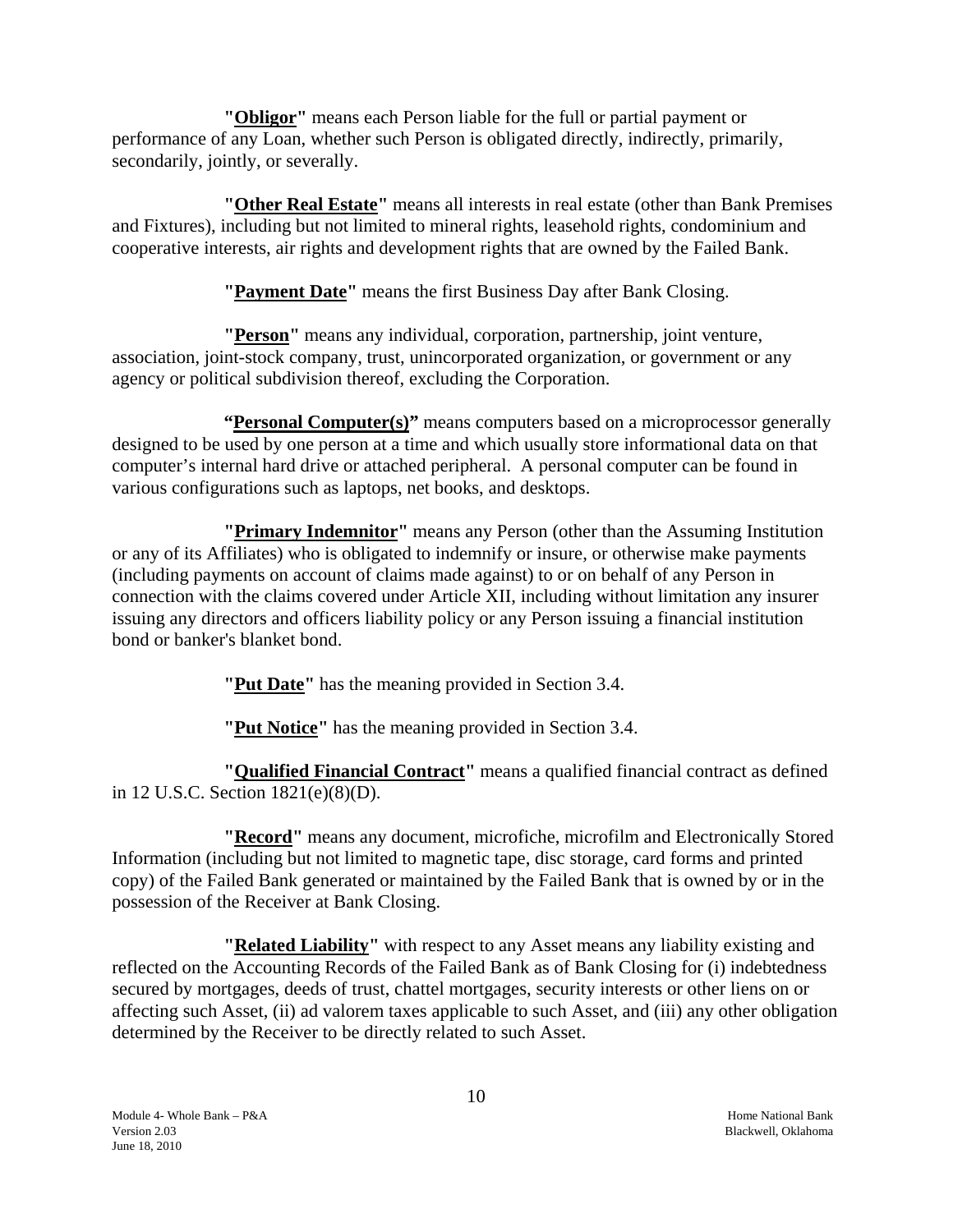**"Obligor"** means each Person liable for the full or partial payment or performance of any Loan, whether such Person is obligated directly, indirectly, primarily, secondarily, jointly, or severally.

**"Other Real Estate"** means all interests in real estate (other than Bank Premises and Fixtures), including but not limited to mineral rights, leasehold rights, condominium and cooperative interests, air rights and development rights that are owned by the Failed Bank.

**"Payment Date"** means the first Business Day after Bank Closing.

**"Person"** means any individual, corporation, partnership, joint venture, association, joint-stock company, trust, unincorporated organization, or government or any agency or political subdivision thereof, excluding the Corporation.

**"Personal Computer(s)"** means computers based on a microprocessor generally designed to be used by one person at a time and which usually store informational data on that computer's internal hard drive or attached peripheral. A personal computer can be found in various configurations such as laptops, net books, and desktops.

**"Primary Indemnitor"** means any Person (other than the Assuming Institution or any of its Affiliates) who is obligated to indemnify or insure, or otherwise make payments (including payments on account of claims made against) to or on behalf of any Person in connection with the claims covered under Article XII, including without limitation any insurer issuing any directors and officers liability policy or any Person issuing a financial institution bond or banker's blanket bond.

**"Put Date"** has the meaning provided in Section 3.4.

**"Put Notice"** has the meaning provided in Section 3.4.

**"Qualified Financial Contract"** means a qualified financial contract as defined in 12 U.S.C. Section 1821(e)(8)(D).

**"Record"** means any document, microfiche, microfilm and Electronically Stored Information (including but not limited to magnetic tape, disc storage, card forms and printed copy) of the Failed Bank generated or maintained by the Failed Bank that is owned by or in the possession of the Receiver at Bank Closing.

**"Related Liability"** with respect to any Asset means any liability existing and reflected on the Accounting Records of the Failed Bank as of Bank Closing for (i) indebtedness secured by mortgages, deeds of trust, chattel mortgages, security interests or other liens on or affecting such Asset, (ii) ad valorem taxes applicable to such Asset, and (iii) any other obligation determined by the Receiver to be directly related to such Asset.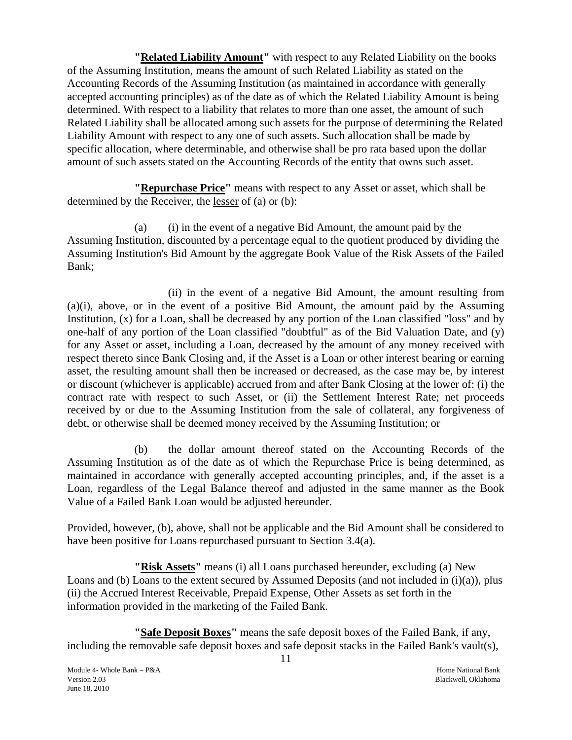**"Related Liability Amount"** with respect to any Related Liability on the books of the Assuming Institution, means the amount of such Related Liability as stated on the Accounting Records of the Assuming Institution (as maintained in accordance with generally accepted accounting principles) as of the date as of which the Related Liability Amount is being determined. With respect to a liability that relates to more than one asset, the amount of such Related Liability shall be allocated among such assets for the purpose of determining the Related Liability Amount with respect to any one of such assets. Such allocation shall be made by specific allocation, where determinable, and otherwise shall be pro rata based upon the dollar amount of such assets stated on the Accounting Records of the entity that owns such asset.

**"Repurchase Price"** means with respect to any Asset or asset, which shall be determined by the Receiver, the lesser of (a) or (b):

(a) (i) in the event of a negative Bid Amount, the amount paid by the Assuming Institution, discounted by a percentage equal to the quotient produced by dividing the Assuming Institution's Bid Amount by the aggregate Book Value of the Risk Assets of the Failed Bank;

(ii) in the event of a negative Bid Amount, the amount resulting from (a)(i), above, or in the event of a positive Bid Amount, the amount paid by the Assuming Institution, (x) for a Loan, shall be decreased by any portion of the Loan classified "loss" and by one-half of any portion of the Loan classified "doubtful" as of the Bid Valuation Date, and (y) for any Asset or asset, including a Loan, decreased by the amount of any money received with respect thereto since Bank Closing and, if the Asset is a Loan or other interest bearing or earning asset, the resulting amount shall then be increased or decreased, as the case may be, by interest or discount (whichever is applicable) accrued from and after Bank Closing at the lower of: (i) the contract rate with respect to such Asset, or (ii) the Settlement Interest Rate; net proceeds received by or due to the Assuming Institution from the sale of collateral, any forgiveness of debt, or otherwise shall be deemed money received by the Assuming Institution; or

(b) the dollar amount thereof stated on the Accounting Records of the Assuming Institution as of the date as of which the Repurchase Price is being determined, as maintained in accordance with generally accepted accounting principles, and, if the asset is a Loan, regardless of the Legal Balance thereof and adjusted in the same manner as the Book Value of a Failed Bank Loan would be adjusted hereunder.

Provided, however, (b), above, shall not be applicable and the Bid Amount shall be considered to have been positive for Loans repurchased pursuant to Section 3.4(a).

**"Risk Assets"** means (i) all Loans purchased hereunder, excluding (a) New Loans and (b) Loans to the extent secured by Assumed Deposits (and not included in (i)(a)), plus (ii) the Accrued Interest Receivable, Prepaid Expense, Other Assets as set forth in the information provided in the marketing of the Failed Bank.

**"Safe Deposit Boxes"** means the safe deposit boxes of the Failed Bank, if any, including the removable safe deposit boxes and safe deposit stacks in the Failed Bank's vault(s),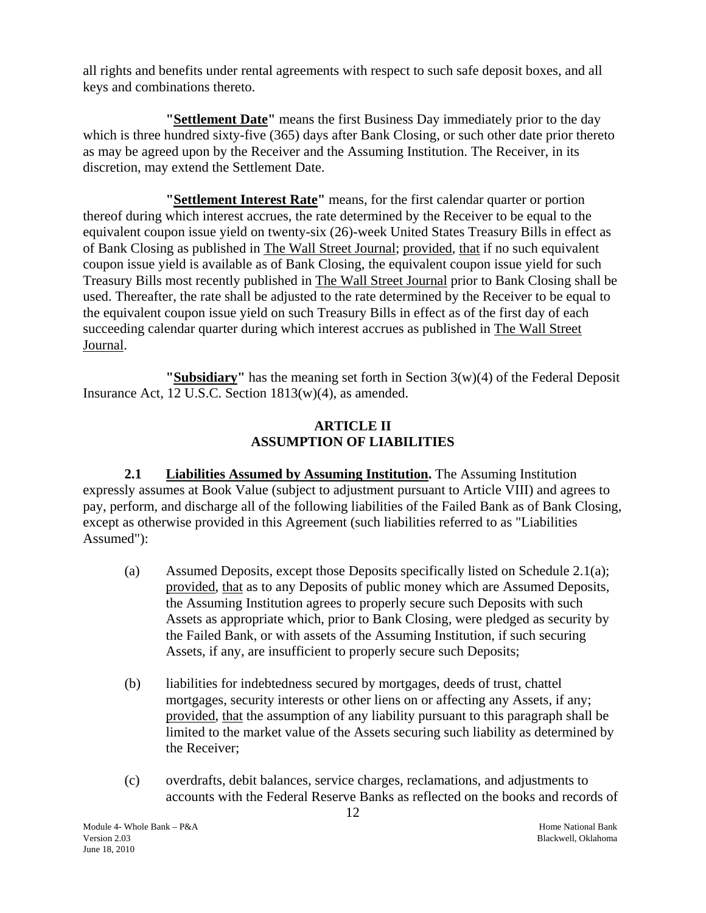all rights and benefits under rental agreements with respect to such safe deposit boxes, and all keys and combinations thereto.

**"Settlement Date"** means the first Business Day immediately prior to the day which is three hundred sixty-five (365) days after Bank Closing, or such other date prior thereto as may be agreed upon by the Receiver and the Assuming Institution. The Receiver, in its discretion, may extend the Settlement Date.

**"Settlement Interest Rate"** means, for the first calendar quarter or portion thereof during which interest accrues, the rate determined by the Receiver to be equal to the equivalent coupon issue yield on twenty-six (26)-week United States Treasury Bills in effect as of Bank Closing as published in The Wall Street Journal; provided, that if no such equivalent coupon issue yield is available as of Bank Closing, the equivalent coupon issue yield for such Treasury Bills most recently published in The Wall Street Journal prior to Bank Closing shall be used. Thereafter, the rate shall be adjusted to the rate determined by the Receiver to be equal to the equivalent coupon issue yield on such Treasury Bills in effect as of the first day of each succeeding calendar quarter during which interest accrues as published in The Wall Street Journal.

**"Subsidiary"** has the meaning set forth in Section 3(w)(4) of the Federal Deposit Insurance Act, 12 U.S.C. Section 1813(w)(4), as amended.

## ARTICLE II ASSUMPTION OF LIABILITIES

**2.1 Liabilities Assumed by Assuming Institution.** The Assuming Institution expressly assumes at Book Value (subject to adjustment pursuant to Article VIII) and agrees to pay, perform, and discharge all of the following liabilities of the Failed Bank as of Bank Closing, except as otherwise provided in this Agreement (such liabilities referred to as "Liabilities Assumed"):

(a) Assumed Deposits, except those Deposits specifically listed on Schedule 2.1(a); provided, that as to any Deposits of public money which are Assumed Deposits, the Assuming Institution agrees to properly secure such Deposits with such Assets as appropriate which, prior to Bank Closing, were pledged as security by the Failed Bank, or with assets of the Assuming Institution, if such securing Assets, if any, are insufficient to properly secure such Deposits;

(b) liabilities for indebtedness secured by mortgages, deeds of trust, chattel mortgages, security interests or other liens on or affecting any Assets, if any; provided, that the assumption of any liability pursuant to this paragraph shall be limited to the market value of the Assets securing such liability as determined by the Receiver;

(c) overdrafts, debit balances, service charges, reclamations, and adjustments to accounts with the Federal Reserve Banks as reflected on the books and records of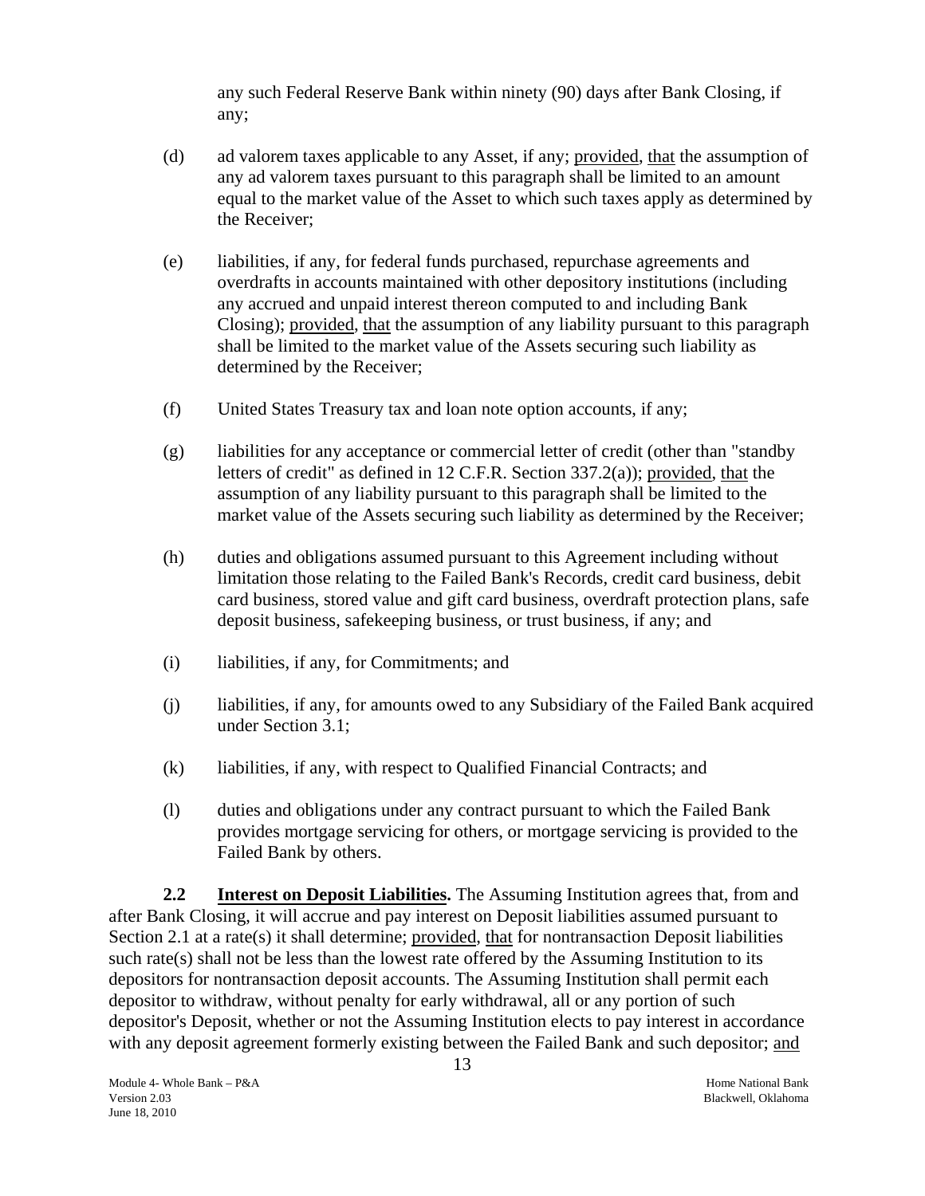any such Federal Reserve Bank within ninety (90) days after Bank Closing, if any;

(d) ad valorem taxes applicable to any Asset, if any; provided, that the assumption of any ad valorem taxes pursuant to this paragraph shall be limited to an amount equal to the market value of the Asset to which such taxes apply as determined by the Receiver;

(e) liabilities, if any, for federal funds purchased, repurchase agreements and overdrafts in accounts maintained with other depository institutions (including any accrued and unpaid interest thereon computed to and including Bank Closing); provided, that the assumption of any liability pursuant to this paragraph shall be limited to the market value of the Assets securing such liability as determined by the Receiver;

(f) United States Treasury tax and loan note option accounts, if any;

(g) liabilities for any acceptance or commercial letter of credit (other than "standby letters of credit" as defined in 12 C.F.R. Section 337.2(a)); provided, that the assumption of any liability pursuant to this paragraph shall be limited to the market value of the Assets securing such liability as determined by the Receiver;

(h) duties and obligations assumed pursuant to this Agreement including without limitation those relating to the Failed Bank's Records, credit card business, debit card business, stored value and gift card business, overdraft protection plans, safe deposit business, safekeeping business, or trust business, if any; and

(i) liabilities, if any, for Commitments; and

(j) liabilities, if any, for amounts owed to any Subsidiary of the Failed Bank acquired under Section 3.1;

(k) liabilities, if any, with respect to Qualified Financial Contracts; and

(l) duties and obligations under any contract pursuant to which the Failed Bank provides mortgage servicing for others, or mortgage servicing is provided to the Failed Bank by others.

**2.2 Interest on Deposit Liabilities.** The Assuming Institution agrees that, from and after Bank Closing, it will accrue and pay interest on Deposit liabilities assumed pursuant to Section 2.1 at a rate(s) it shall determine; provided, that for nontransaction Deposit liabilities such rate(s) shall not be less than the lowest rate offered by the Assuming Institution to its depositors for nontransaction deposit accounts. The Assuming Institution shall permit each depositor to withdraw, without penalty for early withdrawal, all or any portion of such depositor's Deposit, whether or not the Assuming Institution elects to pay interest in accordance with any deposit agreement formerly existing between the Failed Bank and such depositor; and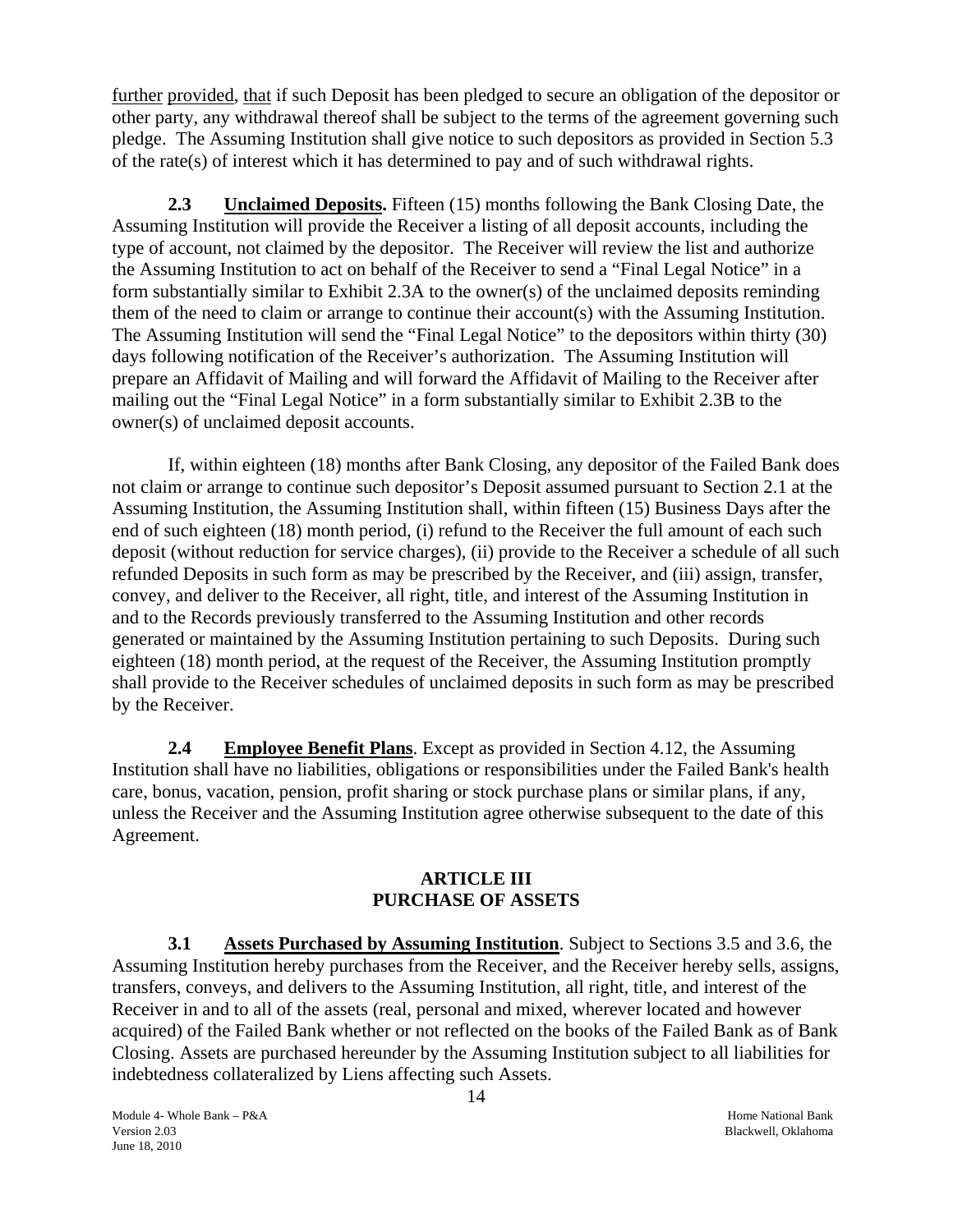further provided, that if such Deposit has been pledged to secure an obligation of the depositor or other party, any withdrawal thereof shall be subject to the terms of the agreement governing such pledge. The Assuming Institution shall give notice to such depositors as provided in Section 5.3 of the rate(s) of interest which it has determined to pay and of such withdrawal rights.

**2.3 Unclaimed Deposits.** Fifteen (15) months following the Bank Closing Date, the Assuming Institution will provide the Receiver a listing of all deposit accounts, including the type of account, not claimed by the depositor. The Receiver will review the list and authorize the Assuming Institution to act on behalf of the Receiver to send a "Final Legal Notice" in a form substantially similar to Exhibit 2.3A to the owner(s) of the unclaimed deposits reminding them of the need to claim or arrange to continue their account(s) with the Assuming Institution. The Assuming Institution will send the "Final Legal Notice" to the depositors within thirty (30) days following notification of the Receiver's authorization. The Assuming Institution will prepare an Affidavit of Mailing and will forward the Affidavit of Mailing to the Receiver after mailing out the "Final Legal Notice" in a form substantially similar to Exhibit 2.3B to the owner(s) of unclaimed deposit accounts.

If, within eighteen (18) months after Bank Closing, any depositor of the Failed Bank does not claim or arrange to continue such depositor's Deposit assumed pursuant to Section 2.1 at the Assuming Institution, the Assuming Institution shall, within fifteen (15) Business Days after the end of such eighteen (18) month period, (i) refund to the Receiver the full amount of each such deposit (without reduction for service charges), (ii) provide to the Receiver a schedule of all such refunded Deposits in such form as may be prescribed by the Receiver, and (iii) assign, transfer, convey, and deliver to the Receiver, all right, title, and interest of the Assuming Institution in and to the Records previously transferred to the Assuming Institution and other records generated or maintained by the Assuming Institution pertaining to such Deposits. During such eighteen (18) month period, at the request of the Receiver, the Assuming Institution promptly shall provide to the Receiver schedules of unclaimed deposits in such form as may be prescribed by the Receiver.

**2.4 Employee Benefit Plans**. Except as provided in Section 4.12, the Assuming Institution shall have no liabilities, obligations or responsibilities under the Failed Bank's health care, bonus, vacation, pension, profit sharing or stock purchase plans or similar plans, if any, unless the Receiver and the Assuming Institution agree otherwise subsequent to the date of this Agreement.

## ARTICLE III
## PURCHASE OF ASSETS

**3.1 Assets Purchased by Assuming Institution**. Subject to Sections 3.5 and 3.6, the Assuming Institution hereby purchases from the Receiver, and the Receiver hereby sells, assigns, transfers, conveys, and delivers to the Assuming Institution, all right, title, and interest of the Receiver in and to all of the assets (real, personal and mixed, wherever located and however acquired) of the Failed Bank whether or not reflected on the books of the Failed Bank as of Bank Closing. Assets are purchased hereunder by the Assuming Institution subject to all liabilities for indebtedness collateralized by Liens affecting such Assets.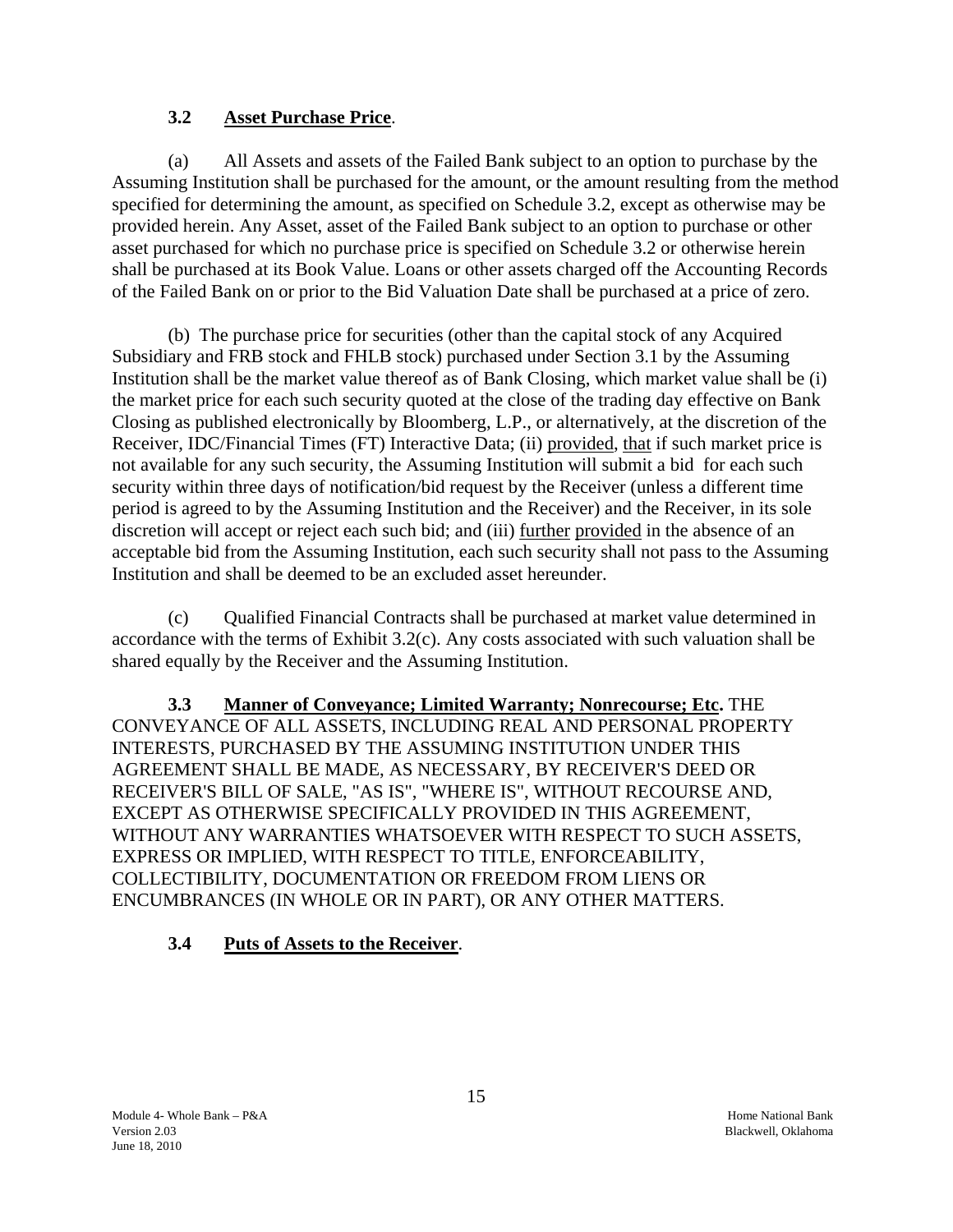### 3.2 **Asset Purchase Price**.

(a) All Assets and assets of the Failed Bank subject to an option to purchase by the Assuming Institution shall be purchased for the amount, or the amount resulting from the method specified for determining the amount, as specified on Schedule 3.2, except as otherwise may be provided herein. Any Asset, asset of the Failed Bank subject to an option to purchase or other asset purchased for which no purchase price is specified on Schedule 3.2 or otherwise herein shall be purchased at its Book Value. Loans or other assets charged off the Accounting Records of the Failed Bank on or prior to the Bid Valuation Date shall be purchased at a price of zero.

(b) The purchase price for securities (other than the capital stock of any Acquired Subsidiary and FRB stock and FHLB stock) purchased under Section 3.1 by the Assuming Institution shall be the market value thereof as of Bank Closing, which market value shall be (i) the market price for each such security quoted at the close of the trading day effective on Bank Closing as published electronically by Bloomberg, L.P., or alternatively, at the discretion of the Receiver, IDC/Financial Times (FT) Interactive Data; (ii) provided, that if such market price is not available for any such security, the Assuming Institution will submit a bid for each such security within three days of notification/bid request by the Receiver (unless a different time period is agreed to by the Assuming Institution and the Receiver) and the Receiver, in its sole discretion will accept or reject each such bid; and (iii) further provided in the absence of an acceptable bid from the Assuming Institution, each such security shall not pass to the Assuming Institution and shall be deemed to be an excluded asset hereunder.

(c) Qualified Financial Contracts shall be purchased at market value determined in accordance with the terms of Exhibit 3.2(c). Any costs associated with such valuation shall be shared equally by the Receiver and the Assuming Institution.

**3.3 Manner of Conveyance; Limited Warranty; Nonrecourse; Etc.** THE CONVEYANCE OF ALL ASSETS, INCLUDING REAL AND PERSONAL PROPERTY INTERESTS, PURCHASED BY THE ASSUMING INSTITUTION UNDER THIS AGREEMENT SHALL BE MADE, AS NECESSARY, BY RECEIVER'S DEED OR RECEIVER'S BILL OF SALE, "AS IS", "WHERE IS", WITHOUT RECOURSE AND, EXCEPT AS OTHERWISE SPECIFICALLY PROVIDED IN THIS AGREEMENT, WITHOUT ANY WARRANTIES WHATSOEVER WITH RESPECT TO SUCH ASSETS, EXPRESS OR IMPLIED, WITH RESPECT TO TITLE, ENFORCEABILITY, COLLECTIBILITY, DOCUMENTATION OR FREEDOM FROM LIENS OR ENCUMBRANCES (IN WHOLE OR IN PART), OR ANY OTHER MATTERS.

### 3.4 **Puts of Assets to the Receiver**.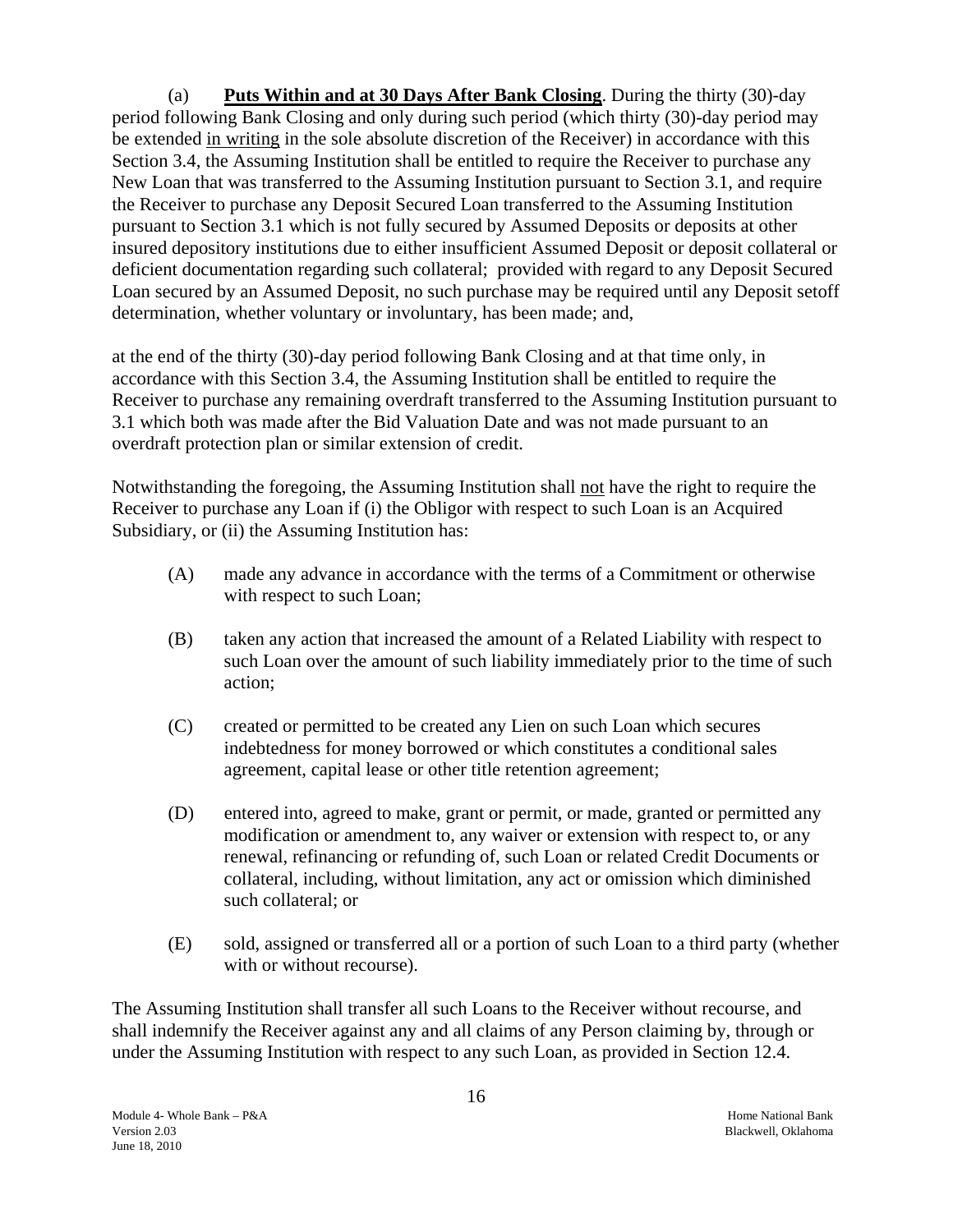(a) **Puts Within and at 30 Days After Bank Closing**. During the thirty (30)-day period following Bank Closing and only during such period (which thirty (30)-day period may be extended in writing in the sole absolute discretion of the Receiver) in accordance with this Section 3.4, the Assuming Institution shall be entitled to require the Receiver to purchase any New Loan that was transferred to the Assuming Institution pursuant to Section 3.1, and require the Receiver to purchase any Deposit Secured Loan transferred to the Assuming Institution pursuant to Section 3.1 which is not fully secured by Assumed Deposits or deposits at other insured depository institutions due to either insufficient Assumed Deposit or deposit collateral or deficient documentation regarding such collateral; provided with regard to any Deposit Secured Loan secured by an Assumed Deposit, no such purchase may be required until any Deposit setoff determination, whether voluntary or involuntary, has been made; and,

at the end of the thirty (30)-day period following Bank Closing and at that time only, in accordance with this Section 3.4, the Assuming Institution shall be entitled to require the Receiver to purchase any remaining overdraft transferred to the Assuming Institution pursuant to 3.1 which both was made after the Bid Valuation Date and was not made pursuant to an overdraft protection plan or similar extension of credit.

Notwithstanding the foregoing, the Assuming Institution shall not have the right to require the Receiver to purchase any Loan if (i) the Obligor with respect to such Loan is an Acquired Subsidiary, or (ii) the Assuming Institution has:

(A) made any advance in accordance with the terms of a Commitment or otherwise with respect to such Loan;

(B) taken any action that increased the amount of a Related Liability with respect to such Loan over the amount of such liability immediately prior to the time of such action;

(C) created or permitted to be created any Lien on such Loan which secures indebtedness for money borrowed or which constitutes a conditional sales agreement, capital lease or other title retention agreement;

(D) entered into, agreed to make, grant or permit, or made, granted or permitted any modification or amendment to, any waiver or extension with respect to, or any renewal, refinancing or refunding of, such Loan or related Credit Documents or collateral, including, without limitation, any act or omission which diminished such collateral; or

(E) sold, assigned or transferred all or a portion of such Loan to a third party (whether with or without recourse).

The Assuming Institution shall transfer all such Loans to the Receiver without recourse, and shall indemnify the Receiver against any and all claims of any Person claiming by, through or under the Assuming Institution with respect to any such Loan, as provided in Section 12.4.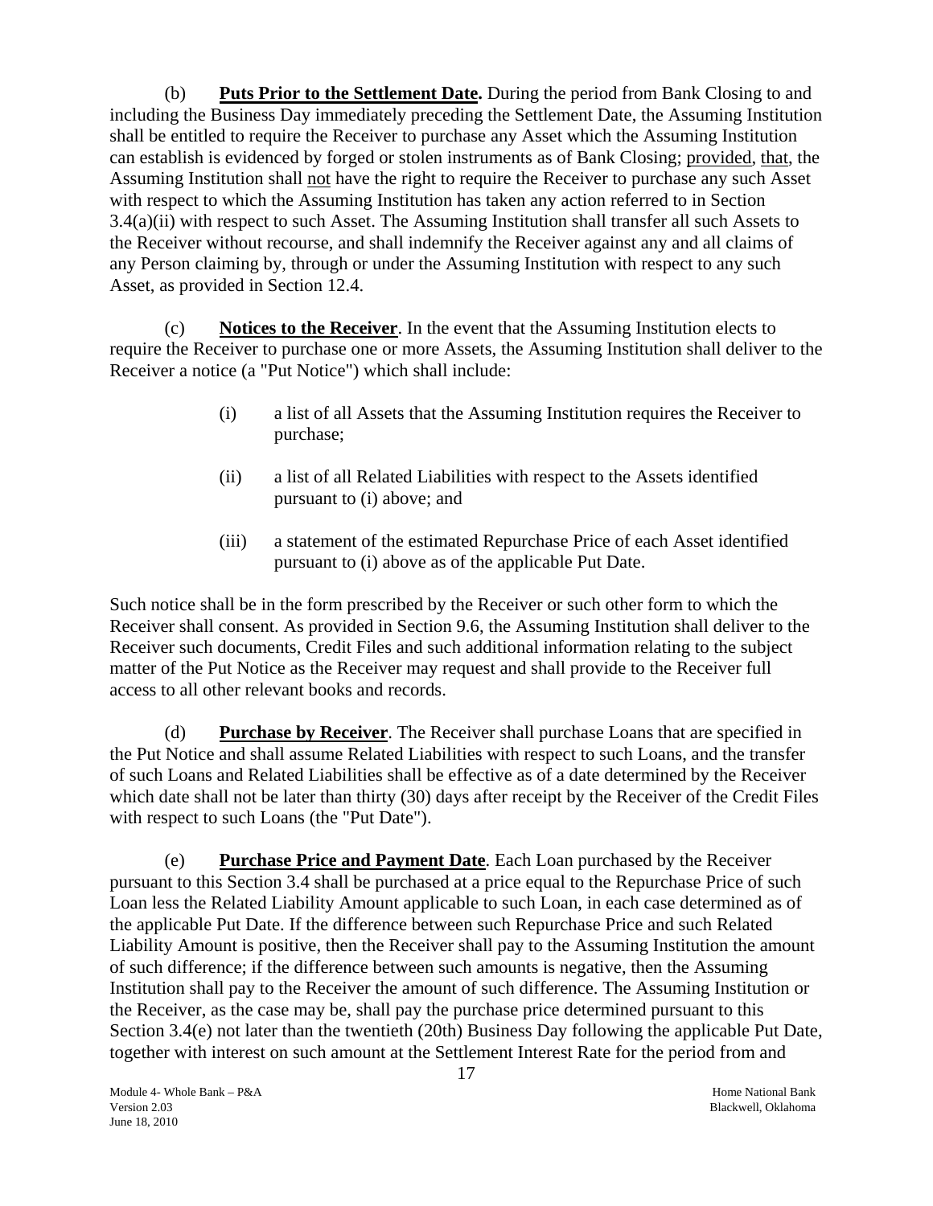(b) **Puts Prior to the Settlement Date.** During the period from Bank Closing to and including the Business Day immediately preceding the Settlement Date, the Assuming Institution shall be entitled to require the Receiver to purchase any Asset which the Assuming Institution can establish is evidenced by forged or stolen instruments as of Bank Closing; provided, that, the Assuming Institution shall not have the right to require the Receiver to purchase any such Asset with respect to which the Assuming Institution has taken any action referred to in Section 3.4(a)(ii) with respect to such Asset. The Assuming Institution shall transfer all such Assets to the Receiver without recourse, and shall indemnify the Receiver against any and all claims of any Person claiming by, through or under the Assuming Institution with respect to any such Asset, as provided in Section 12.4.

(c) **Notices to the Receiver**. In the event that the Assuming Institution elects to require the Receiver to purchase one or more Assets, the Assuming Institution shall deliver to the Receiver a notice (a "Put Notice") which shall include:

(i) a list of all Assets that the Assuming Institution requires the Receiver to purchase;

(ii) a list of all Related Liabilities with respect to the Assets identified pursuant to (i) above; and

(iii) a statement of the estimated Repurchase Price of each Asset identified pursuant to (i) above as of the applicable Put Date.

Such notice shall be in the form prescribed by the Receiver or such other form to which the Receiver shall consent. As provided in Section 9.6, the Assuming Institution shall deliver to the Receiver such documents, Credit Files and such additional information relating to the subject matter of the Put Notice as the Receiver may request and shall provide to the Receiver full access to all other relevant books and records.

(d) **Purchase by Receiver**. The Receiver shall purchase Loans that are specified in the Put Notice and shall assume Related Liabilities with respect to such Loans, and the transfer of such Loans and Related Liabilities shall be effective as of a date determined by the Receiver which date shall not be later than thirty (30) days after receipt by the Receiver of the Credit Files with respect to such Loans (the "Put Date").

(e) **Purchase Price and Payment Date**. Each Loan purchased by the Receiver pursuant to this Section 3.4 shall be purchased at a price equal to the Repurchase Price of such Loan less the Related Liability Amount applicable to such Loan, in each case determined as of the applicable Put Date. If the difference between such Repurchase Price and such Related Liability Amount is positive, then the Receiver shall pay to the Assuming Institution the amount of such difference; if the difference between such amounts is negative, then the Assuming Institution shall pay to the Receiver the amount of such difference. The Assuming Institution or the Receiver, as the case may be, shall pay the purchase price determined pursuant to this Section 3.4(e) not later than the twentieth (20th) Business Day following the applicable Put Date, together with interest on such amount at the Settlement Interest Rate for the period from and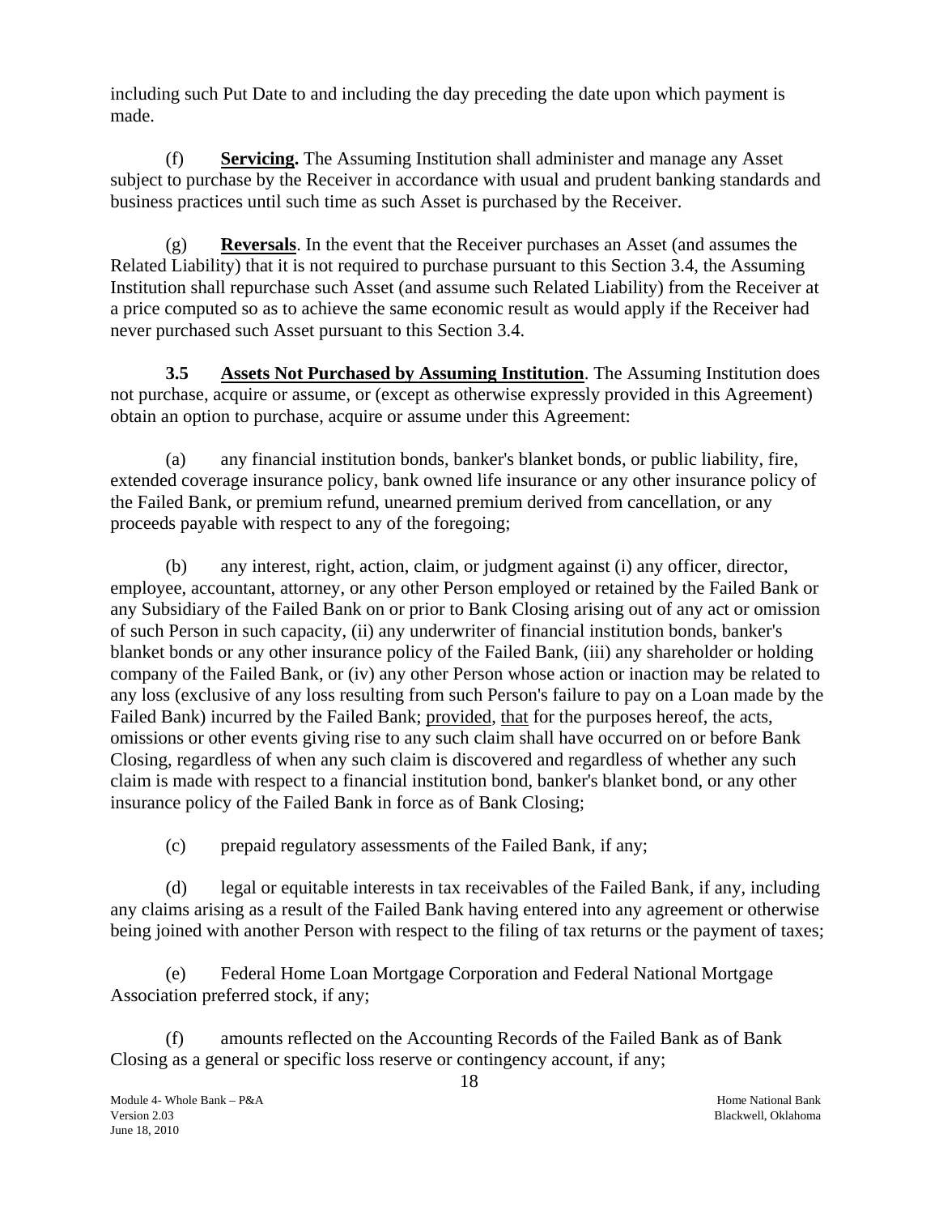including such Put Date to and including the day preceding the date upon which payment is made.

(f) **Servicing.** The Assuming Institution shall administer and manage any Asset subject to purchase by the Receiver in accordance with usual and prudent banking standards and business practices until such time as such Asset is purchased by the Receiver.

(g) **Reversals**. In the event that the Receiver purchases an Asset (and assumes the Related Liability) that it is not required to purchase pursuant to this Section 3.4, the Assuming Institution shall repurchase such Asset (and assume such Related Liability) from the Receiver at a price computed so as to achieve the same economic result as would apply if the Receiver had never purchased such Asset pursuant to this Section 3.4.

**3.5 Assets Not Purchased by Assuming Institution**. The Assuming Institution does not purchase, acquire or assume, or (except as otherwise expressly provided in this Agreement) obtain an option to purchase, acquire or assume under this Agreement:

(a) any financial institution bonds, banker's blanket bonds, or public liability, fire, extended coverage insurance policy, bank owned life insurance or any other insurance policy of the Failed Bank, or premium refund, unearned premium derived from cancellation, or any proceeds payable with respect to any of the foregoing;

(b) any interest, right, action, claim, or judgment against (i) any officer, director, employee, accountant, attorney, or any other Person employed or retained by the Failed Bank or any Subsidiary of the Failed Bank on or prior to Bank Closing arising out of any act or omission of such Person in such capacity, (ii) any underwriter of financial institution bonds, banker's blanket bonds or any other insurance policy of the Failed Bank, (iii) any shareholder or holding company of the Failed Bank, or (iv) any other Person whose action or inaction may be related to any loss (exclusive of any loss resulting from such Person's failure to pay on a Loan made by the Failed Bank) incurred by the Failed Bank; provided, that for the purposes hereof, the acts, omissions or other events giving rise to any such claim shall have occurred on or before Bank Closing, regardless of when any such claim is discovered and regardless of whether any such claim is made with respect to a financial institution bond, banker's blanket bond, or any other insurance policy of the Failed Bank in force as of Bank Closing;

(c) prepaid regulatory assessments of the Failed Bank, if any;

(d) legal or equitable interests in tax receivables of the Failed Bank, if any, including any claims arising as a result of the Failed Bank having entered into any agreement or otherwise being joined with another Person with respect to the filing of tax returns or the payment of taxes;

(e) Federal Home Loan Mortgage Corporation and Federal National Mortgage Association preferred stock, if any;

(f) amounts reflected on the Accounting Records of the Failed Bank as of Bank Closing as a general or specific loss reserve or contingency account, if any;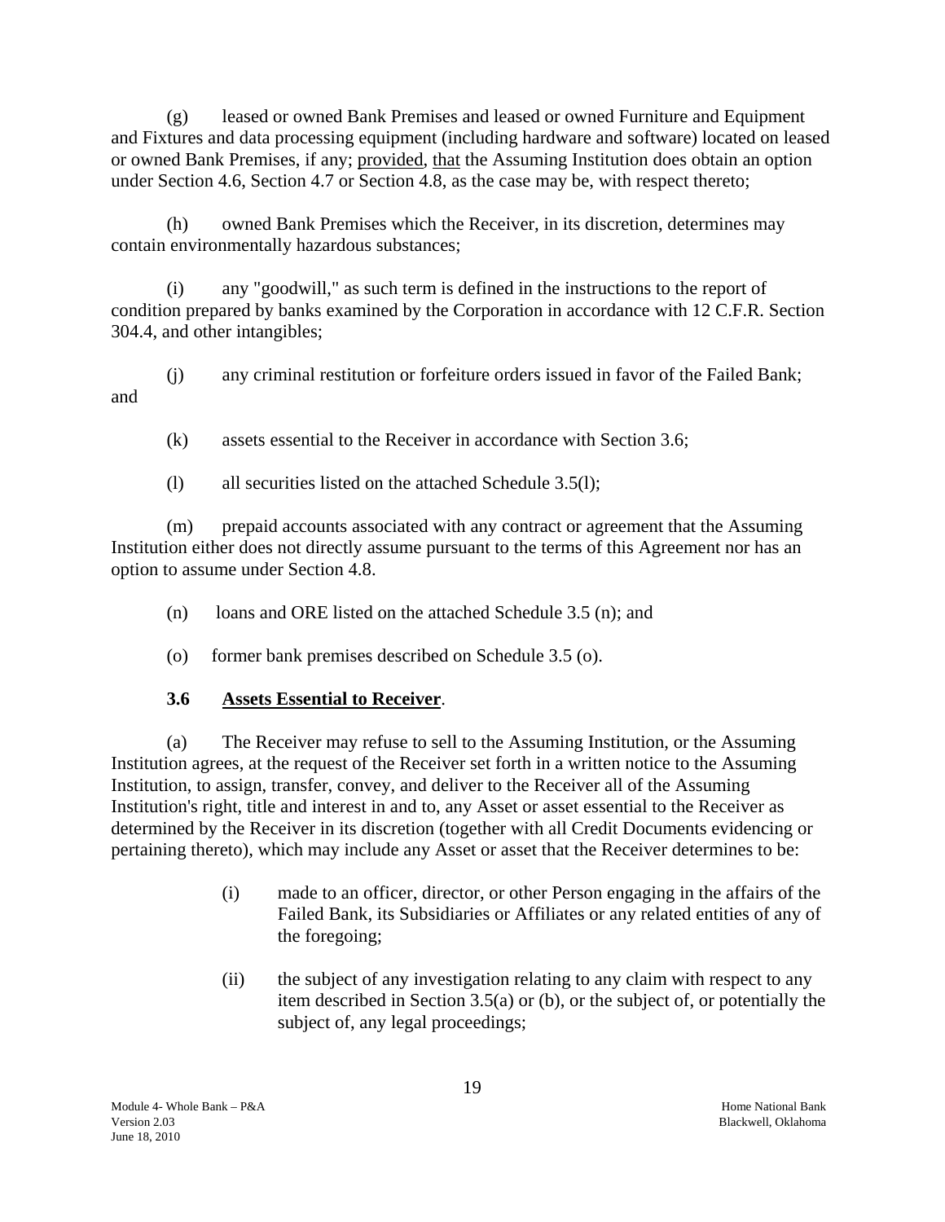(g) leased or owned Bank Premises and leased or owned Furniture and Equipment and Fixtures and data processing equipment (including hardware and software) located on leased or owned Bank Premises, if any; provided, that the Assuming Institution does obtain an option under Section 4.6, Section 4.7 or Section 4.8, as the case may be, with respect thereto;

(h) owned Bank Premises which the Receiver, in its discretion, determines may contain environmentally hazardous substances;

(i) any "goodwill," as such term is defined in the instructions to the report of condition prepared by banks examined by the Corporation in accordance with 12 C.F.R. Section 304.4, and other intangibles;

(j) any criminal restitution or forfeiture orders issued in favor of the Failed Bank; and

(k) assets essential to the Receiver in accordance with Section 3.6;

(l) all securities listed on the attached Schedule 3.5(l);

(m) prepaid accounts associated with any contract or agreement that the Assuming Institution either does not directly assume pursuant to the terms of this Agreement nor has an option to assume under Section 4.8.

(n) loans and ORE listed on the attached Schedule 3.5 (n); and

(o) former bank premises described on Schedule 3.5 (o).

### 3.6 Assets Essential to Receiver.

(a) The Receiver may refuse to sell to the Assuming Institution, or the Assuming Institution agrees, at the request of the Receiver set forth in a written notice to the Assuming Institution, to assign, transfer, convey, and deliver to the Receiver all of the Assuming Institution's right, title and interest in and to, any Asset or asset essential to the Receiver as determined by the Receiver in its discretion (together with all Credit Documents evidencing or pertaining thereto), which may include any Asset or asset that the Receiver determines to be:

> (i) made to an officer, director, or other Person engaging in the affairs of the Failed Bank, its Subsidiaries or Affiliates or any related entities of any of the foregoing;
>
> (ii) the subject of any investigation relating to any claim with respect to any item described in Section 3.5(a) or (b), or the subject of, or potentially the subject of, any legal proceedings;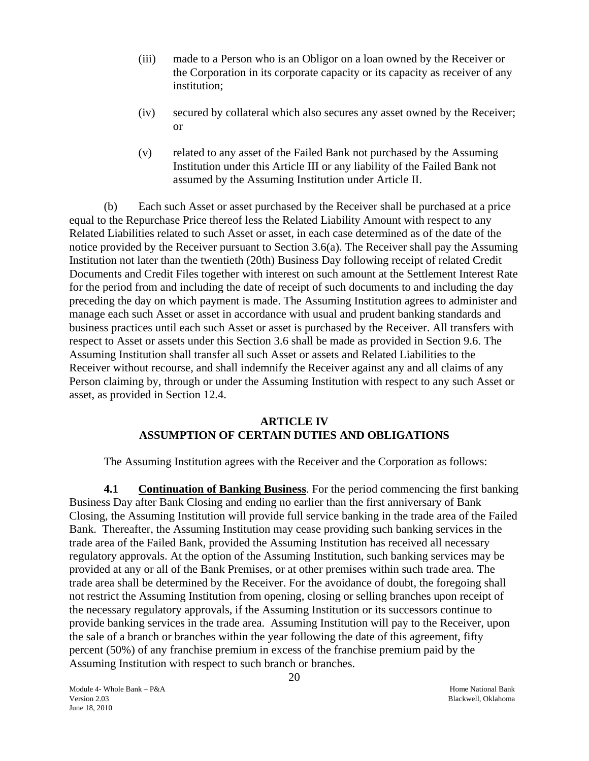(iii) made to a Person who is an Obligor on a loan owned by the Receiver or the Corporation in its corporate capacity or its capacity as receiver of any institution;

(iv) secured by collateral which also secures any asset owned by the Receiver; or

(v) related to any asset of the Failed Bank not purchased by the Assuming Institution under this Article III or any liability of the Failed Bank not assumed by the Assuming Institution under Article II.

(b) Each such Asset or asset purchased by the Receiver shall be purchased at a price equal to the Repurchase Price thereof less the Related Liability Amount with respect to any Related Liabilities related to such Asset or asset, in each case determined as of the date of the notice provided by the Receiver pursuant to Section 3.6(a). The Receiver shall pay the Assuming Institution not later than the twentieth (20th) Business Day following receipt of related Credit Documents and Credit Files together with interest on such amount at the Settlement Interest Rate for the period from and including the date of receipt of such documents to and including the day preceding the day on which payment is made. The Assuming Institution agrees to administer and manage each such Asset or asset in accordance with usual and prudent banking standards and business practices until each such Asset or asset is purchased by the Receiver. All transfers with respect to Asset or assets under this Section 3.6 shall be made as provided in Section 9.6. The Assuming Institution shall transfer all such Asset or assets and Related Liabilities to the Receiver without recourse, and shall indemnify the Receiver against any and all claims of any Person claiming by, through or under the Assuming Institution with respect to any such Asset or asset, as provided in Section 12.4.

## ARTICLE IV
## ASSUMPTION OF CERTAIN DUTIES AND OBLIGATIONS

The Assuming Institution agrees with the Receiver and the Corporation as follows:

**4.1 Continuation of Banking Business**. For the period commencing the first banking Business Day after Bank Closing and ending no earlier than the first anniversary of Bank Closing, the Assuming Institution will provide full service banking in the trade area of the Failed Bank. Thereafter, the Assuming Institution may cease providing such banking services in the trade area of the Failed Bank, provided the Assuming Institution has received all necessary regulatory approvals. At the option of the Assuming Institution, such banking services may be provided at any or all of the Bank Premises, or at other premises within such trade area. The trade area shall be determined by the Receiver. For the avoidance of doubt, the foregoing shall not restrict the Assuming Institution from opening, closing or selling branches upon receipt of the necessary regulatory approvals, if the Assuming Institution or its successors continue to provide banking services in the trade area. Assuming Institution will pay to the Receiver, upon the sale of a branch or branches within the year following the date of this agreement, fifty percent (50%) of any franchise premium in excess of the franchise premium paid by the Assuming Institution with respect to such branch or branches.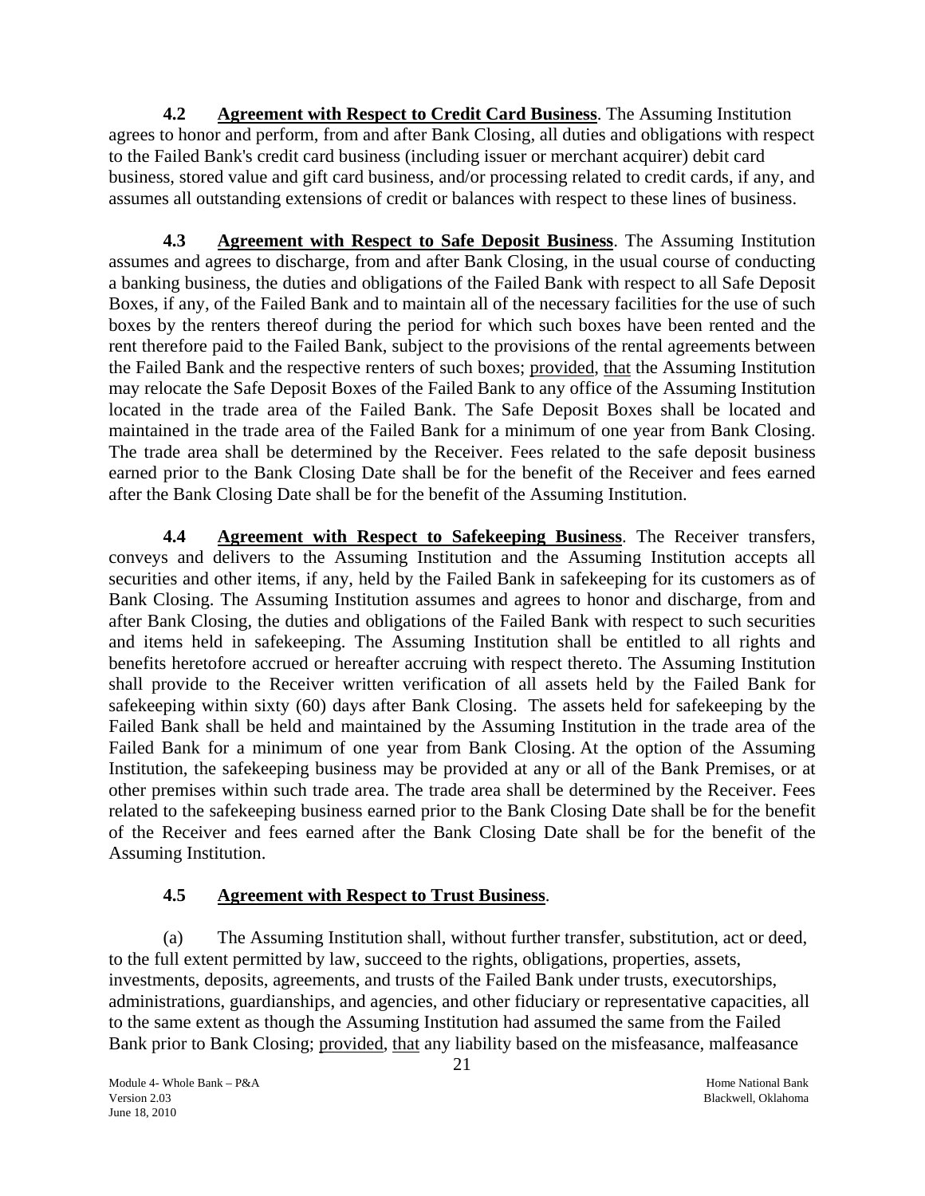**4.2 Agreement with Respect to Credit Card Business**. The Assuming Institution agrees to honor and perform, from and after Bank Closing, all duties and obligations with respect to the Failed Bank's credit card business (including issuer or merchant acquirer) debit card business, stored value and gift card business, and/or processing related to credit cards, if any, and assumes all outstanding extensions of credit or balances with respect to these lines of business.

**4.3 Agreement with Respect to Safe Deposit Business**. The Assuming Institution assumes and agrees to discharge, from and after Bank Closing, in the usual course of conducting a banking business, the duties and obligations of the Failed Bank with respect to all Safe Deposit Boxes, if any, of the Failed Bank and to maintain all of the necessary facilities for the use of such boxes by the renters thereof during the period for which such boxes have been rented and the rent therefore paid to the Failed Bank, subject to the provisions of the rental agreements between the Failed Bank and the respective renters of such boxes; provided, that the Assuming Institution may relocate the Safe Deposit Boxes of the Failed Bank to any office of the Assuming Institution located in the trade area of the Failed Bank. The Safe Deposit Boxes shall be located and maintained in the trade area of the Failed Bank for a minimum of one year from Bank Closing. The trade area shall be determined by the Receiver. Fees related to the safe deposit business earned prior to the Bank Closing Date shall be for the benefit of the Receiver and fees earned after the Bank Closing Date shall be for the benefit of the Assuming Institution.

**4.4 Agreement with Respect to Safekeeping Business**. The Receiver transfers, conveys and delivers to the Assuming Institution and the Assuming Institution accepts all securities and other items, if any, held by the Failed Bank in safekeeping for its customers as of Bank Closing. The Assuming Institution assumes and agrees to honor and discharge, from and after Bank Closing, the duties and obligations of the Failed Bank with respect to such securities and items held in safekeeping. The Assuming Institution shall be entitled to all rights and benefits heretofore accrued or hereafter accruing with respect thereto. The Assuming Institution shall provide to the Receiver written verification of all assets held by the Failed Bank for safekeeping within sixty (60) days after Bank Closing. The assets held for safekeeping by the Failed Bank shall be held and maintained by the Assuming Institution in the trade area of the Failed Bank for a minimum of one year from Bank Closing. At the option of the Assuming Institution, the safekeeping business may be provided at any or all of the Bank Premises, or at other premises within such trade area. The trade area shall be determined by the Receiver. Fees related to the safekeeping business earned prior to the Bank Closing Date shall be for the benefit of the Receiver and fees earned after the Bank Closing Date shall be for the benefit of the Assuming Institution.

**4.5 Agreement with Respect to Trust Business**.

(a) The Assuming Institution shall, without further transfer, substitution, act or deed, to the full extent permitted by law, succeed to the rights, obligations, properties, assets, investments, deposits, agreements, and trusts of the Failed Bank under trusts, executorships, administrations, guardianships, and agencies, and other fiduciary or representative capacities, all to the same extent as though the Assuming Institution had assumed the same from the Failed Bank prior to Bank Closing; provided, that any liability based on the misfeasance, malfeasance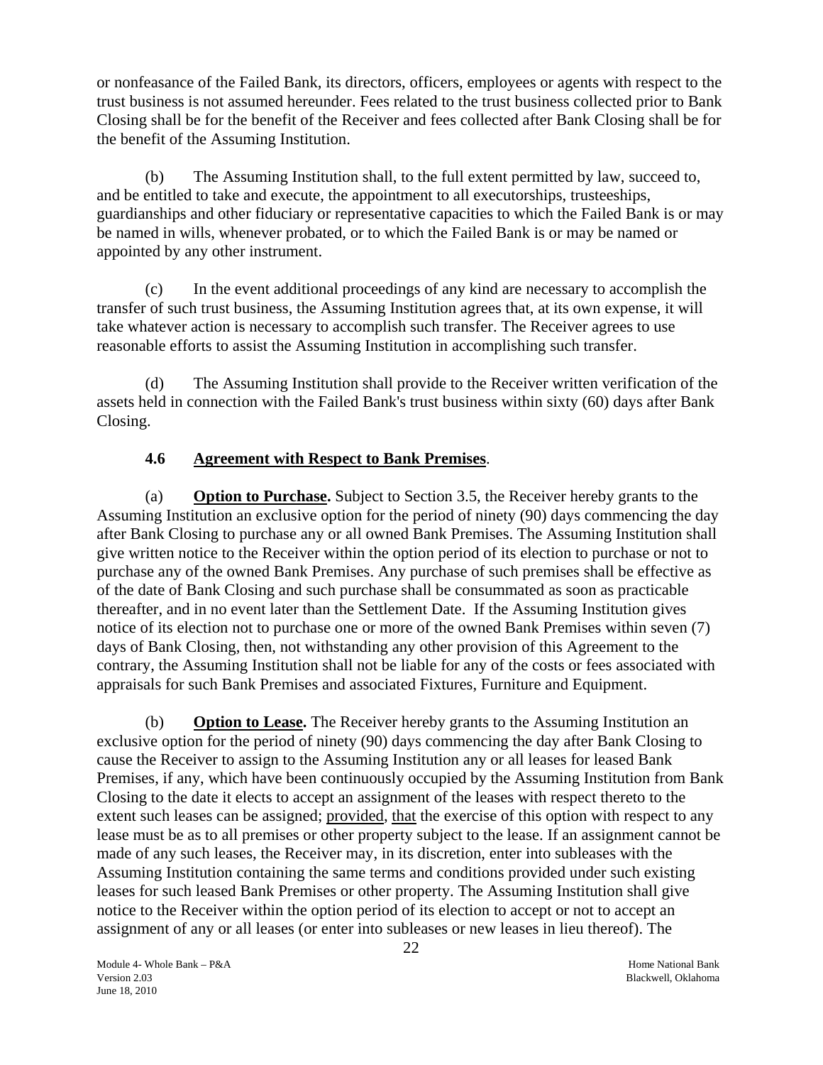or nonfeasance of the Failed Bank, its directors, officers, employees or agents with respect to the trust business is not assumed hereunder. Fees related to the trust business collected prior to Bank Closing shall be for the benefit of the Receiver and fees collected after Bank Closing shall be for the benefit of the Assuming Institution.

(b) The Assuming Institution shall, to the full extent permitted by law, succeed to, and be entitled to take and execute, the appointment to all executorships, trusteeships, guardianships and other fiduciary or representative capacities to which the Failed Bank is or may be named in wills, whenever probated, or to which the Failed Bank is or may be named or appointed by any other instrument.

(c) In the event additional proceedings of any kind are necessary to accomplish the transfer of such trust business, the Assuming Institution agrees that, at its own expense, it will take whatever action is necessary to accomplish such transfer. The Receiver agrees to use reasonable efforts to assist the Assuming Institution in accomplishing such transfer.

(d) The Assuming Institution shall provide to the Receiver written verification of the assets held in connection with the Failed Bank's trust business within sixty (60) days after Bank Closing.

**4.6 Agreement with Respect to Bank Premises**.

(a) **Option to Purchase.** Subject to Section 3.5, the Receiver hereby grants to the Assuming Institution an exclusive option for the period of ninety (90) days commencing the day after Bank Closing to purchase any or all owned Bank Premises. The Assuming Institution shall give written notice to the Receiver within the option period of its election to purchase or not to purchase any of the owned Bank Premises. Any purchase of such premises shall be effective as of the date of Bank Closing and such purchase shall be consummated as soon as practicable thereafter, and in no event later than the Settlement Date. If the Assuming Institution gives notice of its election not to purchase one or more of the owned Bank Premises within seven (7) days of Bank Closing, then, not withstanding any other provision of this Agreement to the contrary, the Assuming Institution shall not be liable for any of the costs or fees associated with appraisals for such Bank Premises and associated Fixtures, Furniture and Equipment.

(b) **Option to Lease.** The Receiver hereby grants to the Assuming Institution an exclusive option for the period of ninety (90) days commencing the day after Bank Closing to cause the Receiver to assign to the Assuming Institution any or all leases for leased Bank Premises, if any, which have been continuously occupied by the Assuming Institution from Bank Closing to the date it elects to accept an assignment of the leases with respect thereto to the extent such leases can be assigned; provided, that the exercise of this option with respect to any lease must be as to all premises or other property subject to the lease. If an assignment cannot be made of any such leases, the Receiver may, in its discretion, enter into subleases with the Assuming Institution containing the same terms and conditions provided under such existing leases for such leased Bank Premises or other property. The Assuming Institution shall give notice to the Receiver within the option period of its election to accept or not to accept an assignment of any or all leases (or enter into subleases or new leases in lieu thereof). The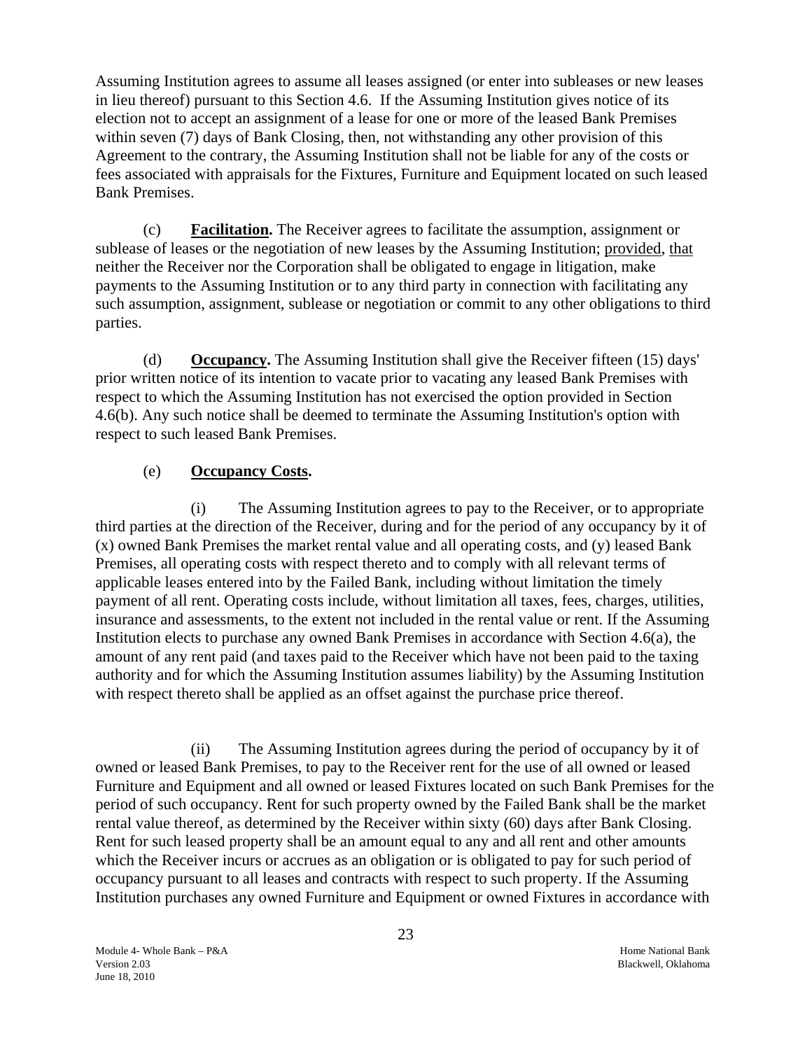Assuming Institution agrees to assume all leases assigned (or enter into subleases or new leases in lieu thereof) pursuant to this Section 4.6. If the Assuming Institution gives notice of its election not to accept an assignment of a lease for one or more of the leased Bank Premises within seven (7) days of Bank Closing, then, not withstanding any other provision of this Agreement to the contrary, the Assuming Institution shall not be liable for any of the costs or fees associated with appraisals for the Fixtures, Furniture and Equipment located on such leased Bank Premises.

(c) **Facilitation.** The Receiver agrees to facilitate the assumption, assignment or sublease of leases or the negotiation of new leases by the Assuming Institution; provided, that neither the Receiver nor the Corporation shall be obligated to engage in litigation, make payments to the Assuming Institution or to any third party in connection with facilitating any such assumption, assignment, sublease or negotiation or commit to any other obligations to third parties.

(d) **Occupancy.** The Assuming Institution shall give the Receiver fifteen (15) days' prior written notice of its intention to vacate prior to vacating any leased Bank Premises with respect to which the Assuming Institution has not exercised the option provided in Section 4.6(b). Any such notice shall be deemed to terminate the Assuming Institution's option with respect to such leased Bank Premises.

(e) **Occupancy Costs.**

(i) The Assuming Institution agrees to pay to the Receiver, or to appropriate third parties at the direction of the Receiver, during and for the period of any occupancy by it of (x) owned Bank Premises the market rental value and all operating costs, and (y) leased Bank Premises, all operating costs with respect thereto and to comply with all relevant terms of applicable leases entered into by the Failed Bank, including without limitation the timely payment of all rent. Operating costs include, without limitation all taxes, fees, charges, utilities, insurance and assessments, to the extent not included in the rental value or rent. If the Assuming Institution elects to purchase any owned Bank Premises in accordance with Section 4.6(a), the amount of any rent paid (and taxes paid to the Receiver which have not been paid to the taxing authority and for which the Assuming Institution assumes liability) by the Assuming Institution with respect thereto shall be applied as an offset against the purchase price thereof.

(ii) The Assuming Institution agrees during the period of occupancy by it of owned or leased Bank Premises, to pay to the Receiver rent for the use of all owned or leased Furniture and Equipment and all owned or leased Fixtures located on such Bank Premises for the period of such occupancy. Rent for such property owned by the Failed Bank shall be the market rental value thereof, as determined by the Receiver within sixty (60) days after Bank Closing. Rent for such leased property shall be an amount equal to any and all rent and other amounts which the Receiver incurs or accrues as an obligation or is obligated to pay for such period of occupancy pursuant to all leases and contracts with respect to such property. If the Assuming Institution purchases any owned Furniture and Equipment or owned Fixtures in accordance with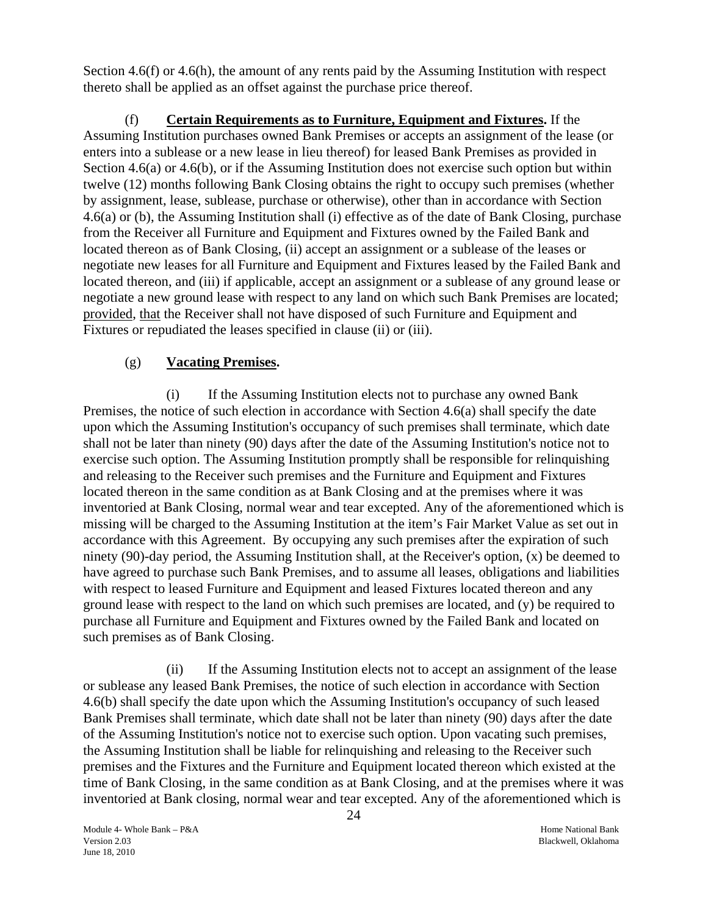Section 4.6(f) or 4.6(h), the amount of any rents paid by the Assuming Institution with respect thereto shall be applied as an offset against the purchase price thereof.

(f) **Certain Requirements as to Furniture, Equipment and Fixtures.** If the Assuming Institution purchases owned Bank Premises or accepts an assignment of the lease (or enters into a sublease or a new lease in lieu thereof) for leased Bank Premises as provided in Section 4.6(a) or 4.6(b), or if the Assuming Institution does not exercise such option but within twelve (12) months following Bank Closing obtains the right to occupy such premises (whether by assignment, lease, sublease, purchase or otherwise), other than in accordance with Section 4.6(a) or (b), the Assuming Institution shall (i) effective as of the date of Bank Closing, purchase from the Receiver all Furniture and Equipment and Fixtures owned by the Failed Bank and located thereon as of Bank Closing, (ii) accept an assignment or a sublease of the leases or negotiate new leases for all Furniture and Equipment and Fixtures leased by the Failed Bank and located thereon, and (iii) if applicable, accept an assignment or a sublease of any ground lease or negotiate a new ground lease with respect to any land on which such Bank Premises are located; provided, that the Receiver shall not have disposed of such Furniture and Equipment and Fixtures or repudiated the leases specified in clause (ii) or (iii).

(g) **Vacating Premises.**

(i) If the Assuming Institution elects not to purchase any owned Bank Premises, the notice of such election in accordance with Section 4.6(a) shall specify the date upon which the Assuming Institution's occupancy of such premises shall terminate, which date shall not be later than ninety (90) days after the date of the Assuming Institution's notice not to exercise such option. The Assuming Institution promptly shall be responsible for relinquishing and releasing to the Receiver such premises and the Furniture and Equipment and Fixtures located thereon in the same condition as at Bank Closing and at the premises where it was inventoried at Bank Closing, normal wear and tear excepted. Any of the aforementioned which is missing will be charged to the Assuming Institution at the item's Fair Market Value as set out in accordance with this Agreement. By occupying any such premises after the expiration of such ninety (90)-day period, the Assuming Institution shall, at the Receiver's option, (x) be deemed to have agreed to purchase such Bank Premises, and to assume all leases, obligations and liabilities with respect to leased Furniture and Equipment and leased Fixtures located thereon and any ground lease with respect to the land on which such premises are located, and (y) be required to purchase all Furniture and Equipment and Fixtures owned by the Failed Bank and located on such premises as of Bank Closing.

(ii) If the Assuming Institution elects not to accept an assignment of the lease or sublease any leased Bank Premises, the notice of such election in accordance with Section 4.6(b) shall specify the date upon which the Assuming Institution's occupancy of such leased Bank Premises shall terminate, which date shall not be later than ninety (90) days after the date of the Assuming Institution's notice not to exercise such option. Upon vacating such premises, the Assuming Institution shall be liable for relinquishing and releasing to the Receiver such premises and the Fixtures and the Furniture and Equipment located thereon which existed at the time of Bank Closing, in the same condition as at Bank Closing, and at the premises where it was inventoried at Bank closing, normal wear and tear excepted. Any of the aforementioned which is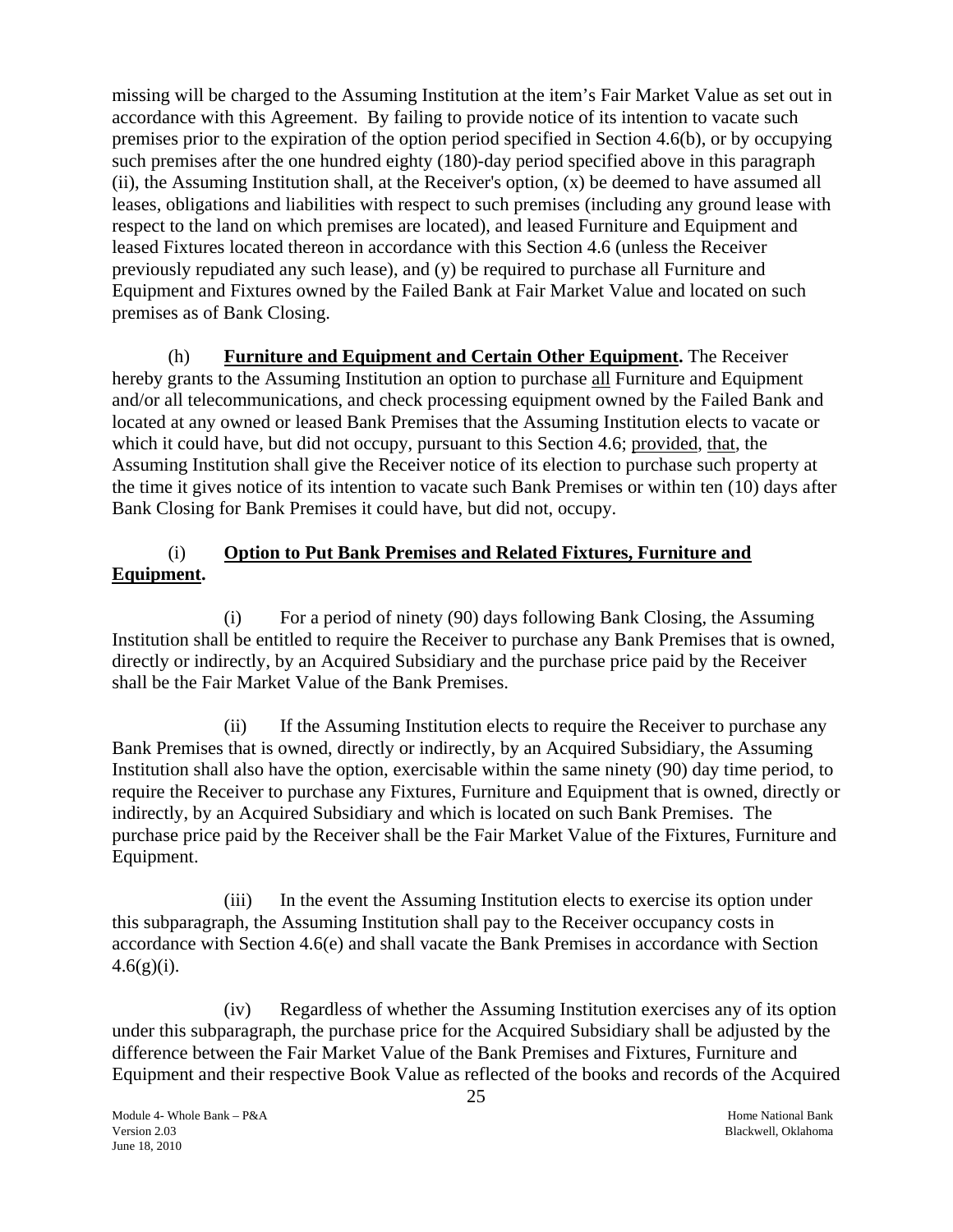missing will be charged to the Assuming Institution at the item's Fair Market Value as set out in accordance with this Agreement. By failing to provide notice of its intention to vacate such premises prior to the expiration of the option period specified in Section 4.6(b), or by occupying such premises after the one hundred eighty (180)-day period specified above in this paragraph (ii), the Assuming Institution shall, at the Receiver's option, (x) be deemed to have assumed all leases, obligations and liabilities with respect to such premises (including any ground lease with respect to the land on which premises are located), and leased Furniture and Equipment and leased Fixtures located thereon in accordance with this Section 4.6 (unless the Receiver previously repudiated any such lease), and (y) be required to purchase all Furniture and Equipment and Fixtures owned by the Failed Bank at Fair Market Value and located on such premises as of Bank Closing.

(h) **Furniture and Equipment and Certain Other Equipment.** The Receiver hereby grants to the Assuming Institution an option to purchase all Furniture and Equipment and/or all telecommunications, and check processing equipment owned by the Failed Bank and located at any owned or leased Bank Premises that the Assuming Institution elects to vacate or which it could have, but did not occupy, pursuant to this Section 4.6; provided, that, the Assuming Institution shall give the Receiver notice of its election to purchase such property at the time it gives notice of its intention to vacate such Bank Premises or within ten (10) days after Bank Closing for Bank Premises it could have, but did not, occupy.

(i) **Option to Put Bank Premises and Related Fixtures, Furniture and Equipment.**

(i) For a period of ninety (90) days following Bank Closing, the Assuming Institution shall be entitled to require the Receiver to purchase any Bank Premises that is owned, directly or indirectly, by an Acquired Subsidiary and the purchase price paid by the Receiver shall be the Fair Market Value of the Bank Premises.

(ii) If the Assuming Institution elects to require the Receiver to purchase any Bank Premises that is owned, directly or indirectly, by an Acquired Subsidiary, the Assuming Institution shall also have the option, exercisable within the same ninety (90) day time period, to require the Receiver to purchase any Fixtures, Furniture and Equipment that is owned, directly or indirectly, by an Acquired Subsidiary and which is located on such Bank Premises. The purchase price paid by the Receiver shall be the Fair Market Value of the Fixtures, Furniture and Equipment.

(iii) In the event the Assuming Institution elects to exercise its option under this subparagraph, the Assuming Institution shall pay to the Receiver occupancy costs in accordance with Section 4.6(e) and shall vacate the Bank Premises in accordance with Section 4.6(g)(i).

(iv) Regardless of whether the Assuming Institution exercises any of its option under this subparagraph, the purchase price for the Acquired Subsidiary shall be adjusted by the difference between the Fair Market Value of the Bank Premises and Fixtures, Furniture and Equipment and their respective Book Value as reflected of the books and records of the Acquired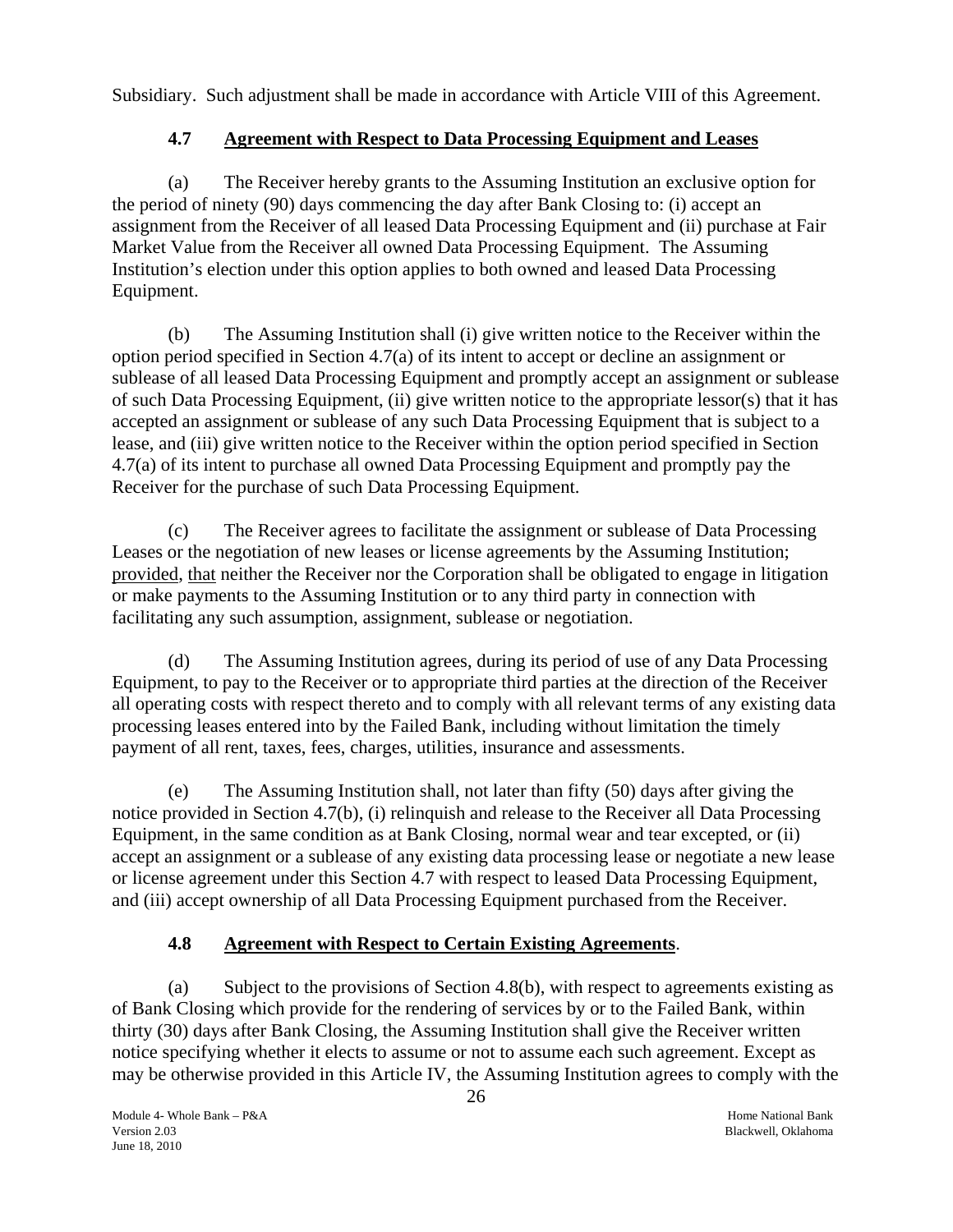Subsidiary. Such adjustment shall be made in accordance with Article VIII of this Agreement.

### 4.7 Agreement with Respect to Data Processing Equipment and Leases

(a) The Receiver hereby grants to the Assuming Institution an exclusive option for the period of ninety (90) days commencing the day after Bank Closing to: (i) accept an assignment from the Receiver of all leased Data Processing Equipment and (ii) purchase at Fair Market Value from the Receiver all owned Data Processing Equipment. The Assuming Institution's election under this option applies to both owned and leased Data Processing Equipment.

(b) The Assuming Institution shall (i) give written notice to the Receiver within the option period specified in Section 4.7(a) of its intent to accept or decline an assignment or sublease of all leased Data Processing Equipment and promptly accept an assignment or sublease of such Data Processing Equipment, (ii) give written notice to the appropriate lessor(s) that it has accepted an assignment or sublease of any such Data Processing Equipment that is subject to a lease, and (iii) give written notice to the Receiver within the option period specified in Section 4.7(a) of its intent to purchase all owned Data Processing Equipment and promptly pay the Receiver for the purchase of such Data Processing Equipment.

(c) The Receiver agrees to facilitate the assignment or sublease of Data Processing Leases or the negotiation of new leases or license agreements by the Assuming Institution; provided, that neither the Receiver nor the Corporation shall be obligated to engage in litigation or make payments to the Assuming Institution or to any third party in connection with facilitating any such assumption, assignment, sublease or negotiation.

(d) The Assuming Institution agrees, during its period of use of any Data Processing Equipment, to pay to the Receiver or to appropriate third parties at the direction of the Receiver all operating costs with respect thereto and to comply with all relevant terms of any existing data processing leases entered into by the Failed Bank, including without limitation the timely payment of all rent, taxes, fees, charges, utilities, insurance and assessments.

(e) The Assuming Institution shall, not later than fifty (50) days after giving the notice provided in Section 4.7(b), (i) relinquish and release to the Receiver all Data Processing Equipment, in the same condition as at Bank Closing, normal wear and tear excepted, or (ii) accept an assignment or a sublease of any existing data processing lease or negotiate a new lease or license agreement under this Section 4.7 with respect to leased Data Processing Equipment, and (iii) accept ownership of all Data Processing Equipment purchased from the Receiver.

### 4.8 Agreement with Respect to Certain Existing Agreements.

(a) Subject to the provisions of Section 4.8(b), with respect to agreements existing as of Bank Closing which provide for the rendering of services by or to the Failed Bank, within thirty (30) days after Bank Closing, the Assuming Institution shall give the Receiver written notice specifying whether it elects to assume or not to assume each such agreement. Except as may be otherwise provided in this Article IV, the Assuming Institution agrees to comply with the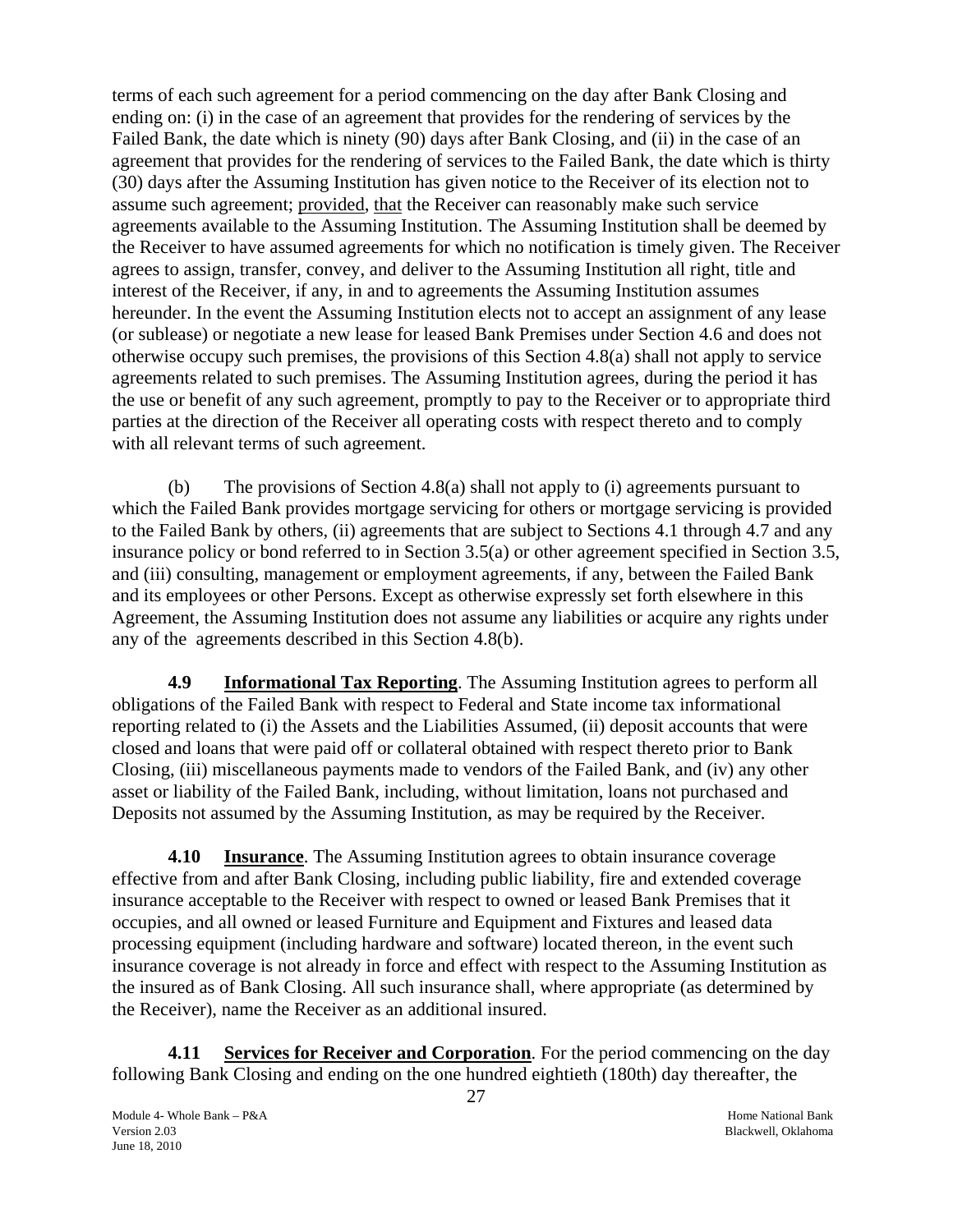terms of each such agreement for a period commencing on the day after Bank Closing and ending on: (i) in the case of an agreement that provides for the rendering of services by the Failed Bank, the date which is ninety (90) days after Bank Closing, and (ii) in the case of an agreement that provides for the rendering of services to the Failed Bank, the date which is thirty (30) days after the Assuming Institution has given notice to the Receiver of its election not to assume such agreement; provided, that the Receiver can reasonably make such service agreements available to the Assuming Institution. The Assuming Institution shall be deemed by the Receiver to have assumed agreements for which no notification is timely given. The Receiver agrees to assign, transfer, convey, and deliver to the Assuming Institution all right, title and interest of the Receiver, if any, in and to agreements the Assuming Institution assumes hereunder. In the event the Assuming Institution elects not to accept an assignment of any lease (or sublease) or negotiate a new lease for leased Bank Premises under Section 4.6 and does not otherwise occupy such premises, the provisions of this Section 4.8(a) shall not apply to service agreements related to such premises. The Assuming Institution agrees, during the period it has the use or benefit of any such agreement, promptly to pay to the Receiver or to appropriate third parties at the direction of the Receiver all operating costs with respect thereto and to comply with all relevant terms of such agreement.

(b) The provisions of Section 4.8(a) shall not apply to (i) agreements pursuant to which the Failed Bank provides mortgage servicing for others or mortgage servicing is provided to the Failed Bank by others, (ii) agreements that are subject to Sections 4.1 through 4.7 and any insurance policy or bond referred to in Section 3.5(a) or other agreement specified in Section 3.5, and (iii) consulting, management or employment agreements, if any, between the Failed Bank and its employees or other Persons. Except as otherwise expressly set forth elsewhere in this Agreement, the Assuming Institution does not assume any liabilities or acquire any rights under any of the agreements described in this Section 4.8(b).

**4.9 Informational Tax Reporting**. The Assuming Institution agrees to perform all obligations of the Failed Bank with respect to Federal and State income tax informational reporting related to (i) the Assets and the Liabilities Assumed, (ii) deposit accounts that were closed and loans that were paid off or collateral obtained with respect thereto prior to Bank Closing, (iii) miscellaneous payments made to vendors of the Failed Bank, and (iv) any other asset or liability of the Failed Bank, including, without limitation, loans not purchased and Deposits not assumed by the Assuming Institution, as may be required by the Receiver.

**4.10 Insurance**. The Assuming Institution agrees to obtain insurance coverage effective from and after Bank Closing, including public liability, fire and extended coverage insurance acceptable to the Receiver with respect to owned or leased Bank Premises that it occupies, and all owned or leased Furniture and Equipment and Fixtures and leased data processing equipment (including hardware and software) located thereon, in the event such insurance coverage is not already in force and effect with respect to the Assuming Institution as the insured as of Bank Closing. All such insurance shall, where appropriate (as determined by the Receiver), name the Receiver as an additional insured.

**4.11 Services for Receiver and Corporation**. For the period commencing on the day following Bank Closing and ending on the one hundred eightieth (180th) day thereafter, the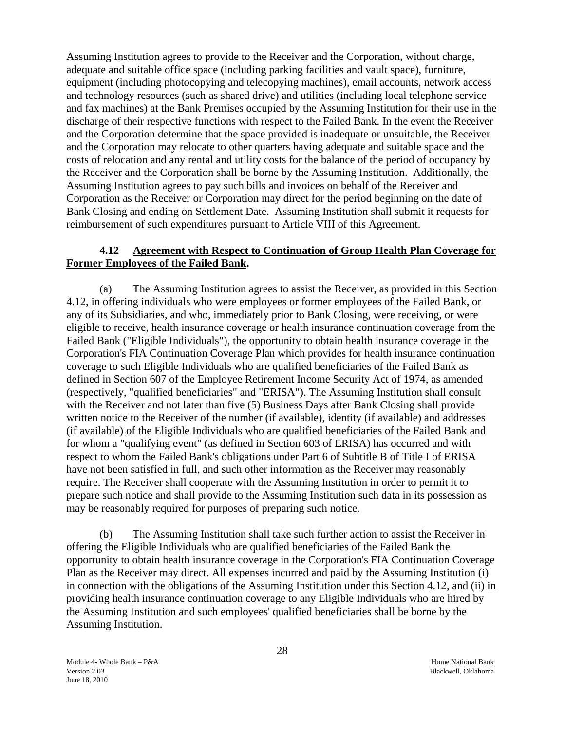Assuming Institution agrees to provide to the Receiver and the Corporation, without charge, adequate and suitable office space (including parking facilities and vault space), furniture, equipment (including photocopying and telecopying machines), email accounts, network access and technology resources (such as shared drive) and utilities (including local telephone service and fax machines) at the Bank Premises occupied by the Assuming Institution for their use in the discharge of their respective functions with respect to the Failed Bank. In the event the Receiver and the Corporation determine that the space provided is inadequate or unsuitable, the Receiver and the Corporation may relocate to other quarters having adequate and suitable space and the costs of relocation and any rental and utility costs for the balance of the period of occupancy by the Receiver and the Corporation shall be borne by the Assuming Institution. Additionally, the Assuming Institution agrees to pay such bills and invoices on behalf of the Receiver and Corporation as the Receiver or Corporation may direct for the period beginning on the date of Bank Closing and ending on Settlement Date. Assuming Institution shall submit it requests for reimbursement of such expenditures pursuant to Article VIII of this Agreement.

**4.12 Agreement with Respect to Continuation of Group Health Plan Coverage for Former Employees of the Failed Bank.**

(a) The Assuming Institution agrees to assist the Receiver, as provided in this Section 4.12, in offering individuals who were employees or former employees of the Failed Bank, or any of its Subsidiaries, and who, immediately prior to Bank Closing, were receiving, or were eligible to receive, health insurance coverage or health insurance continuation coverage from the Failed Bank ("Eligible Individuals"), the opportunity to obtain health insurance coverage in the Corporation's FIA Continuation Coverage Plan which provides for health insurance continuation coverage to such Eligible Individuals who are qualified beneficiaries of the Failed Bank as defined in Section 607 of the Employee Retirement Income Security Act of 1974, as amended (respectively, "qualified beneficiaries" and "ERISA"). The Assuming Institution shall consult with the Receiver and not later than five (5) Business Days after Bank Closing shall provide written notice to the Receiver of the number (if available), identity (if available) and addresses (if available) of the Eligible Individuals who are qualified beneficiaries of the Failed Bank and for whom a "qualifying event" (as defined in Section 603 of ERISA) has occurred and with respect to whom the Failed Bank's obligations under Part 6 of Subtitle B of Title I of ERISA have not been satisfied in full, and such other information as the Receiver may reasonably require. The Receiver shall cooperate with the Assuming Institution in order to permit it to prepare such notice and shall provide to the Assuming Institution such data in its possession as may be reasonably required for purposes of preparing such notice.

(b) The Assuming Institution shall take such further action to assist the Receiver in offering the Eligible Individuals who are qualified beneficiaries of the Failed Bank the opportunity to obtain health insurance coverage in the Corporation's FIA Continuation Coverage Plan as the Receiver may direct. All expenses incurred and paid by the Assuming Institution (i) in connection with the obligations of the Assuming Institution under this Section 4.12, and (ii) in providing health insurance continuation coverage to any Eligible Individuals who are hired by the Assuming Institution and such employees' qualified beneficiaries shall be borne by the Assuming Institution.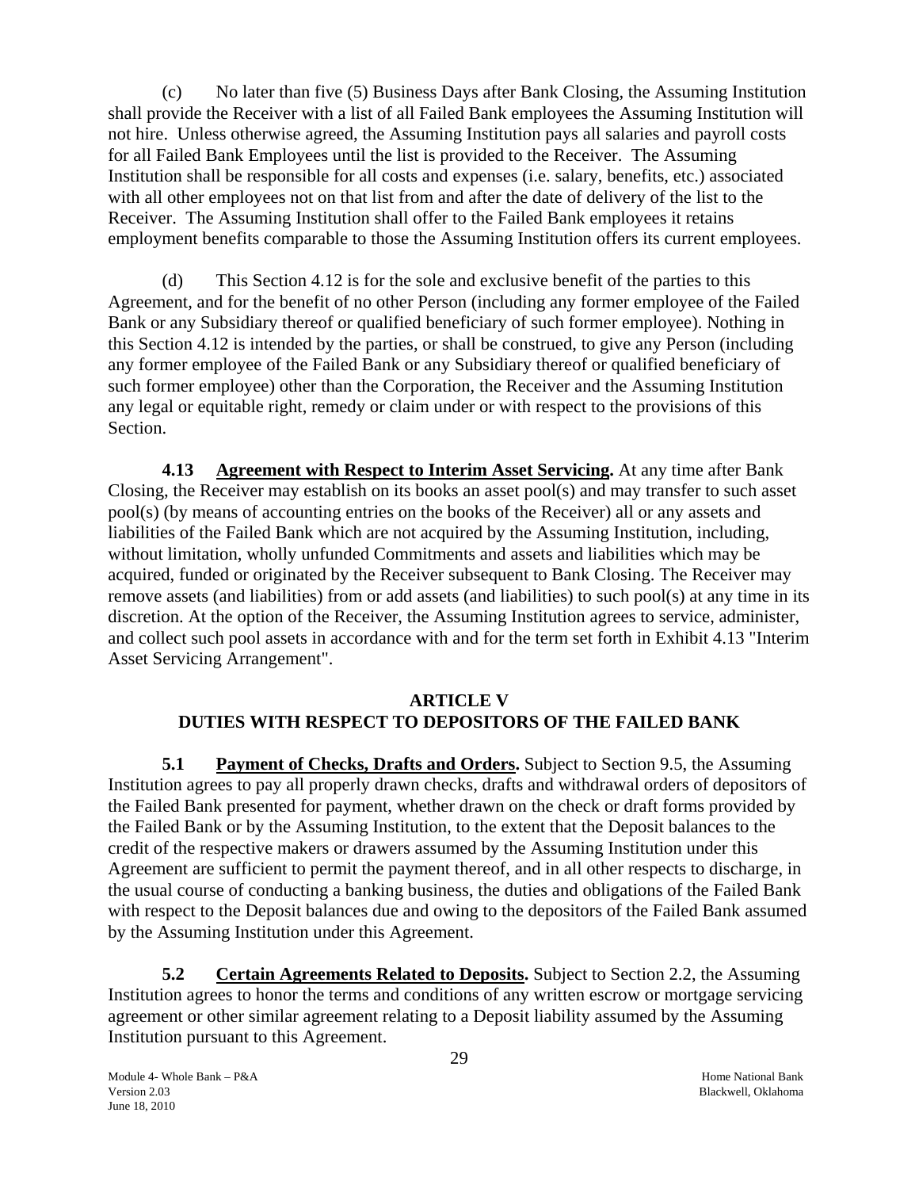(c) No later than five (5) Business Days after Bank Closing, the Assuming Institution shall provide the Receiver with a list of all Failed Bank employees the Assuming Institution will not hire. Unless otherwise agreed, the Assuming Institution pays all salaries and payroll costs for all Failed Bank Employees until the list is provided to the Receiver. The Assuming Institution shall be responsible for all costs and expenses (i.e. salary, benefits, etc.) associated with all other employees not on that list from and after the date of delivery of the list to the Receiver. The Assuming Institution shall offer to the Failed Bank employees it retains employment benefits comparable to those the Assuming Institution offers its current employees.

(d) This Section 4.12 is for the sole and exclusive benefit of the parties to this Agreement, and for the benefit of no other Person (including any former employee of the Failed Bank or any Subsidiary thereof or qualified beneficiary of such former employee). Nothing in this Section 4.12 is intended by the parties, or shall be construed, to give any Person (including any former employee of the Failed Bank or any Subsidiary thereof or qualified beneficiary of such former employee) other than the Corporation, the Receiver and the Assuming Institution any legal or equitable right, remedy or claim under or with respect to the provisions of this Section.

**4.13 Agreement with Respect to Interim Asset Servicing.** At any time after Bank Closing, the Receiver may establish on its books an asset pool(s) and may transfer to such asset pool(s) (by means of accounting entries on the books of the Receiver) all or any assets and liabilities of the Failed Bank which are not acquired by the Assuming Institution, including, without limitation, wholly unfunded Commitments and assets and liabilities which may be acquired, funded or originated by the Receiver subsequent to Bank Closing. The Receiver may remove assets (and liabilities) from or add assets (and liabilities) to such pool(s) at any time in its discretion. At the option of the Receiver, the Assuming Institution agrees to service, administer, and collect such pool assets in accordance with and for the term set forth in Exhibit 4.13 "Interim Asset Servicing Arrangement".

## ARTICLE V
## DUTIES WITH RESPECT TO DEPOSITORS OF THE FAILED BANK

**5.1 Payment of Checks, Drafts and Orders.** Subject to Section 9.5, the Assuming Institution agrees to pay all properly drawn checks, drafts and withdrawal orders of depositors of the Failed Bank presented for payment, whether drawn on the check or draft forms provided by the Failed Bank or by the Assuming Institution, to the extent that the Deposit balances to the credit of the respective makers or drawers assumed by the Assuming Institution under this Agreement are sufficient to permit the payment thereof, and in all other respects to discharge, in the usual course of conducting a banking business, the duties and obligations of the Failed Bank with respect to the Deposit balances due and owing to the depositors of the Failed Bank assumed by the Assuming Institution under this Agreement.

**5.2 Certain Agreements Related to Deposits.** Subject to Section 2.2, the Assuming Institution agrees to honor the terms and conditions of any written escrow or mortgage servicing agreement or other similar agreement relating to a Deposit liability assumed by the Assuming Institution pursuant to this Agreement.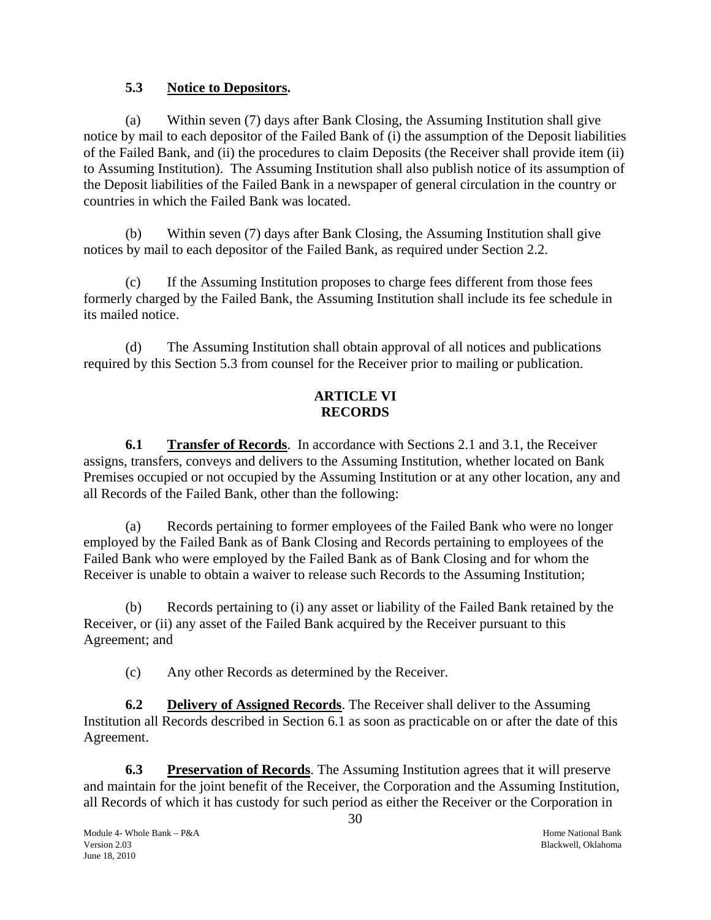### 5.3 **Notice to Depositors.**

(a) Within seven (7) days after Bank Closing, the Assuming Institution shall give notice by mail to each depositor of the Failed Bank of (i) the assumption of the Deposit liabilities of the Failed Bank, and (ii) the procedures to claim Deposits (the Receiver shall provide item (ii) to Assuming Institution). The Assuming Institution shall also publish notice of its assumption of the Deposit liabilities of the Failed Bank in a newspaper of general circulation in the country or countries in which the Failed Bank was located.

(b) Within seven (7) days after Bank Closing, the Assuming Institution shall give notices by mail to each depositor of the Failed Bank, as required under Section 2.2.

(c) If the Assuming Institution proposes to charge fees different from those fees formerly charged by the Failed Bank, the Assuming Institution shall include its fee schedule in its mailed notice.

(d) The Assuming Institution shall obtain approval of all notices and publications required by this Section 5.3 from counsel for the Receiver prior to mailing or publication.

## ARTICLE VI
## RECORDS

**6.1 Transfer of Records**. In accordance with Sections 2.1 and 3.1, the Receiver assigns, transfers, conveys and delivers to the Assuming Institution, whether located on Bank Premises occupied or not occupied by the Assuming Institution or at any other location, any and all Records of the Failed Bank, other than the following:

(a) Records pertaining to former employees of the Failed Bank who were no longer employed by the Failed Bank as of Bank Closing and Records pertaining to employees of the Failed Bank who were employed by the Failed Bank as of Bank Closing and for whom the Receiver is unable to obtain a waiver to release such Records to the Assuming Institution;

(b) Records pertaining to (i) any asset or liability of the Failed Bank retained by the Receiver, or (ii) any asset of the Failed Bank acquired by the Receiver pursuant to this Agreement; and

(c) Any other Records as determined by the Receiver.

**6.2 Delivery of Assigned Records**. The Receiver shall deliver to the Assuming Institution all Records described in Section 6.1 as soon as practicable on or after the date of this Agreement.

**6.3 Preservation of Records**. The Assuming Institution agrees that it will preserve and maintain for the joint benefit of the Receiver, the Corporation and the Assuming Institution, all Records of which it has custody for such period as either the Receiver or the Corporation in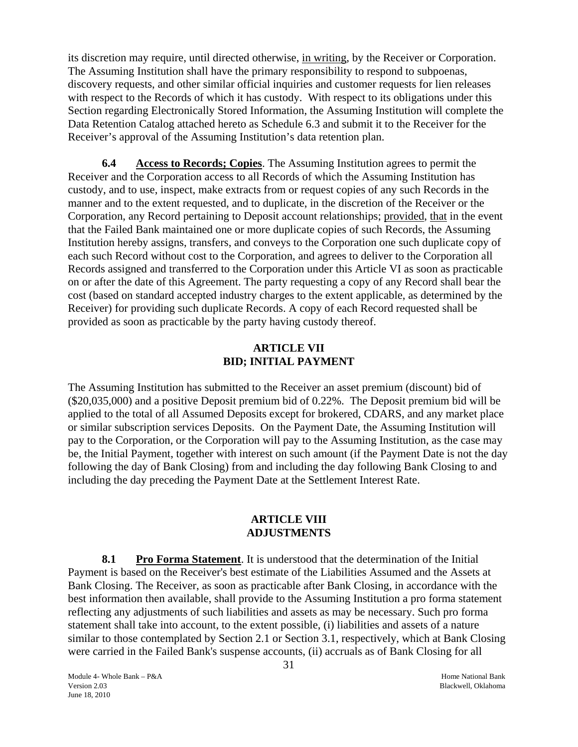its discretion may require, until directed otherwise, in writing, by the Receiver or Corporation. The Assuming Institution shall have the primary responsibility to respond to subpoenas, discovery requests, and other similar official inquiries and customer requests for lien releases with respect to the Records of which it has custody. With respect to its obligations under this Section regarding Electronically Stored Information, the Assuming Institution will complete the Data Retention Catalog attached hereto as Schedule 6.3 and submit it to the Receiver for the Receiver's approval of the Assuming Institution's data retention plan.

**6.4 Access to Records; Copies**. The Assuming Institution agrees to permit the Receiver and the Corporation access to all Records of which the Assuming Institution has custody, and to use, inspect, make extracts from or request copies of any such Records in the manner and to the extent requested, and to duplicate, in the discretion of the Receiver or the Corporation, any Record pertaining to Deposit account relationships; provided, that in the event that the Failed Bank maintained one or more duplicate copies of such Records, the Assuming Institution hereby assigns, transfers, and conveys to the Corporation one such duplicate copy of each such Record without cost to the Corporation, and agrees to deliver to the Corporation all Records assigned and transferred to the Corporation under this Article VI as soon as practicable on or after the date of this Agreement. The party requesting a copy of any Record shall bear the cost (based on standard accepted industry charges to the extent applicable, as determined by the Receiver) for providing such duplicate Records. A copy of each Record requested shall be provided as soon as practicable by the party having custody thereof.

## ARTICLE VII
## BID; INITIAL PAYMENT

The Assuming Institution has submitted to the Receiver an asset premium (discount) bid of ($20,035,000) and a positive Deposit premium bid of 0.22%. The Deposit premium bid will be applied to the total of all Assumed Deposits except for brokered, CDARS, and any market place or similar subscription services Deposits. On the Payment Date, the Assuming Institution will pay to the Corporation, or the Corporation will pay to the Assuming Institution, as the case may be, the Initial Payment, together with interest on such amount (if the Payment Date is not the day following the day of Bank Closing) from and including the day following Bank Closing to and including the day preceding the Payment Date at the Settlement Interest Rate.

## ARTICLE VIII
## ADJUSTMENTS

**8.1 Pro Forma Statement**. It is understood that the determination of the Initial Payment is based on the Receiver's best estimate of the Liabilities Assumed and the Assets at Bank Closing. The Receiver, as soon as practicable after Bank Closing, in accordance with the best information then available, shall provide to the Assuming Institution a pro forma statement reflecting any adjustments of such liabilities and assets as may be necessary. Such pro forma statement shall take into account, to the extent possible, (i) liabilities and assets of a nature similar to those contemplated by Section 2.1 or Section 3.1, respectively, which at Bank Closing were carried in the Failed Bank's suspense accounts, (ii) accruals as of Bank Closing for all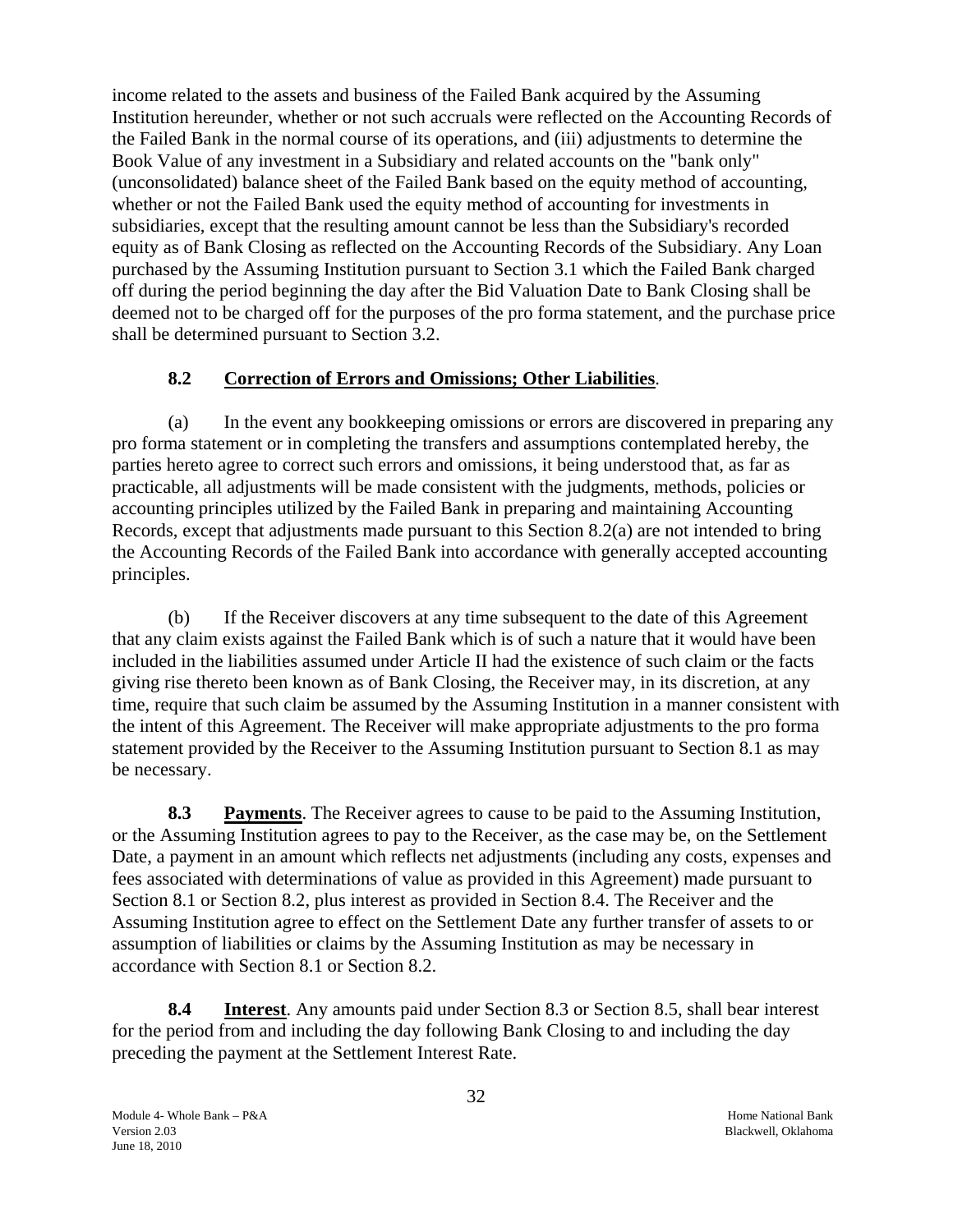income related to the assets and business of the Failed Bank acquired by the Assuming Institution hereunder, whether or not such accruals were reflected on the Accounting Records of the Failed Bank in the normal course of its operations, and (iii) adjustments to determine the Book Value of any investment in a Subsidiary and related accounts on the "bank only" (unconsolidated) balance sheet of the Failed Bank based on the equity method of accounting, whether or not the Failed Bank used the equity method of accounting for investments in subsidiaries, except that the resulting amount cannot be less than the Subsidiary's recorded equity as of Bank Closing as reflected on the Accounting Records of the Subsidiary. Any Loan purchased by the Assuming Institution pursuant to Section 3.1 which the Failed Bank charged off during the period beginning the day after the Bid Valuation Date to Bank Closing shall be deemed not to be charged off for the purposes of the pro forma statement, and the purchase price shall be determined pursuant to Section 3.2.

### 8.2 Correction of Errors and Omissions; Other Liabilities.

(a) In the event any bookkeeping omissions or errors are discovered in preparing any pro forma statement or in completing the transfers and assumptions contemplated hereby, the parties hereto agree to correct such errors and omissions, it being understood that, as far as practicable, all adjustments will be made consistent with the judgments, methods, policies or accounting principles utilized by the Failed Bank in preparing and maintaining Accounting Records, except that adjustments made pursuant to this Section 8.2(a) are not intended to bring the Accounting Records of the Failed Bank into accordance with generally accepted accounting principles.

(b) If the Receiver discovers at any time subsequent to the date of this Agreement that any claim exists against the Failed Bank which is of such a nature that it would have been included in the liabilities assumed under Article II had the existence of such claim or the facts giving rise thereto been known as of Bank Closing, the Receiver may, in its discretion, at any time, require that such claim be assumed by the Assuming Institution in a manner consistent with the intent of this Agreement. The Receiver will make appropriate adjustments to the pro forma statement provided by the Receiver to the Assuming Institution pursuant to Section 8.1 as may be necessary.

**8.3 Payments**. The Receiver agrees to cause to be paid to the Assuming Institution, or the Assuming Institution agrees to pay to the Receiver, as the case may be, on the Settlement Date, a payment in an amount which reflects net adjustments (including any costs, expenses and fees associated with determinations of value as provided in this Agreement) made pursuant to Section 8.1 or Section 8.2, plus interest as provided in Section 8.4. The Receiver and the Assuming Institution agree to effect on the Settlement Date any further transfer of assets to or assumption of liabilities or claims by the Assuming Institution as may be necessary in accordance with Section 8.1 or Section 8.2.

**8.4 Interest**. Any amounts paid under Section 8.3 or Section 8.5, shall bear interest for the period from and including the day following Bank Closing to and including the day preceding the payment at the Settlement Interest Rate.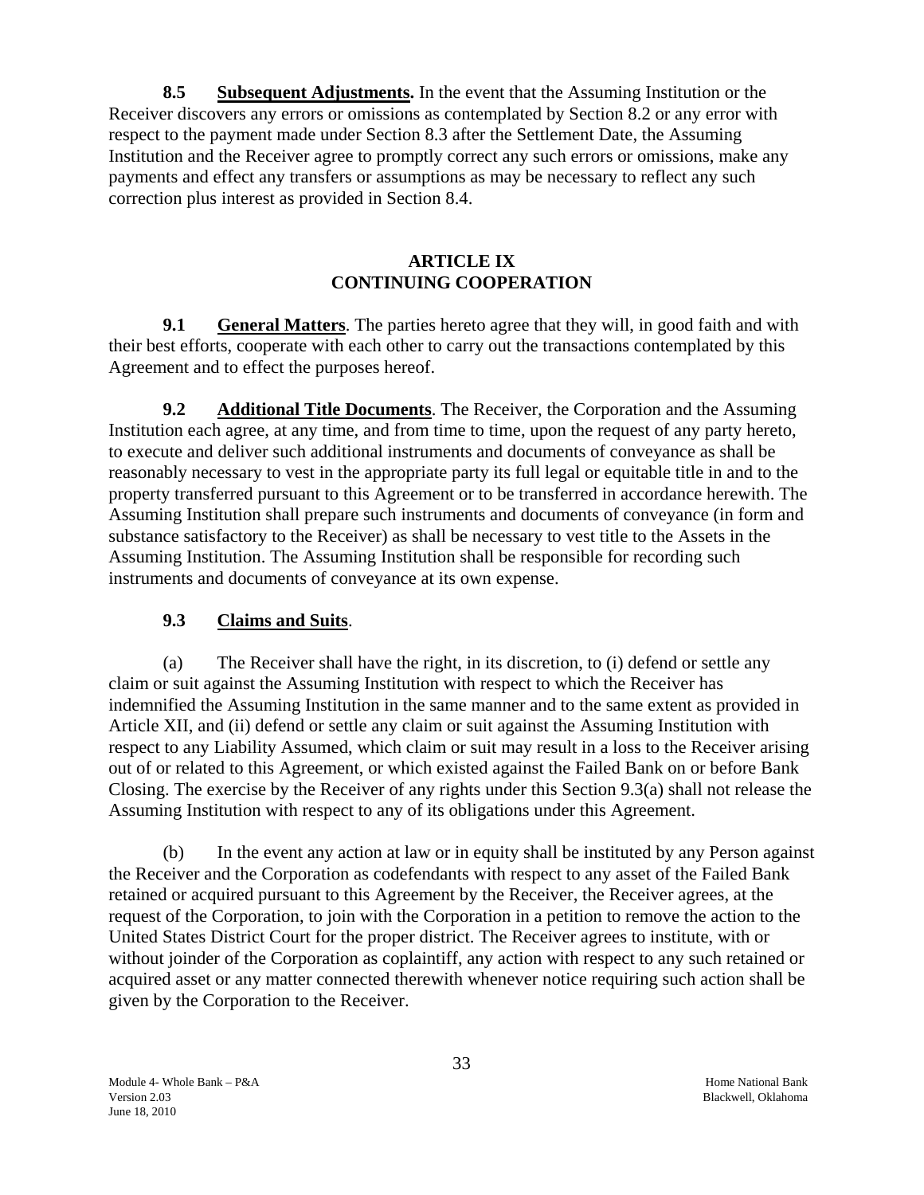**8.5 Subsequent Adjustments.** In the event that the Assuming Institution or the Receiver discovers any errors or omissions as contemplated by Section 8.2 or any error with respect to the payment made under Section 8.3 after the Settlement Date, the Assuming Institution and the Receiver agree to promptly correct any such errors or omissions, make any payments and effect any transfers or assumptions as may be necessary to reflect any such correction plus interest as provided in Section 8.4.

## ARTICLE IX
## CONTINUING COOPERATION

**9.1 General Matters**. The parties hereto agree that they will, in good faith and with their best efforts, cooperate with each other to carry out the transactions contemplated by this Agreement and to effect the purposes hereof.

**9.2 Additional Title Documents**. The Receiver, the Corporation and the Assuming Institution each agree, at any time, and from time to time, upon the request of any party hereto, to execute and deliver such additional instruments and documents of conveyance as shall be reasonably necessary to vest in the appropriate party its full legal or equitable title in and to the property transferred pursuant to this Agreement or to be transferred in accordance herewith. The Assuming Institution shall prepare such instruments and documents of conveyance (in form and substance satisfactory to the Receiver) as shall be necessary to vest title to the Assets in the Assuming Institution. The Assuming Institution shall be responsible for recording such instruments and documents of conveyance at its own expense.

**9.3 Claims and Suits**.

(a) The Receiver shall have the right, in its discretion, to (i) defend or settle any claim or suit against the Assuming Institution with respect to which the Receiver has indemnified the Assuming Institution in the same manner and to the same extent as provided in Article XII, and (ii) defend or settle any claim or suit against the Assuming Institution with respect to any Liability Assumed, which claim or suit may result in a loss to the Receiver arising out of or related to this Agreement, or which existed against the Failed Bank on or before Bank Closing. The exercise by the Receiver of any rights under this Section 9.3(a) shall not release the Assuming Institution with respect to any of its obligations under this Agreement.

(b) In the event any action at law or in equity shall be instituted by any Person against the Receiver and the Corporation as codefendants with respect to any asset of the Failed Bank retained or acquired pursuant to this Agreement by the Receiver, the Receiver agrees, at the request of the Corporation, to join with the Corporation in a petition to remove the action to the United States District Court for the proper district. The Receiver agrees to institute, with or without joinder of the Corporation as coplaintiff, any action with respect to any such retained or acquired asset or any matter connected therewith whenever notice requiring such action shall be given by the Corporation to the Receiver.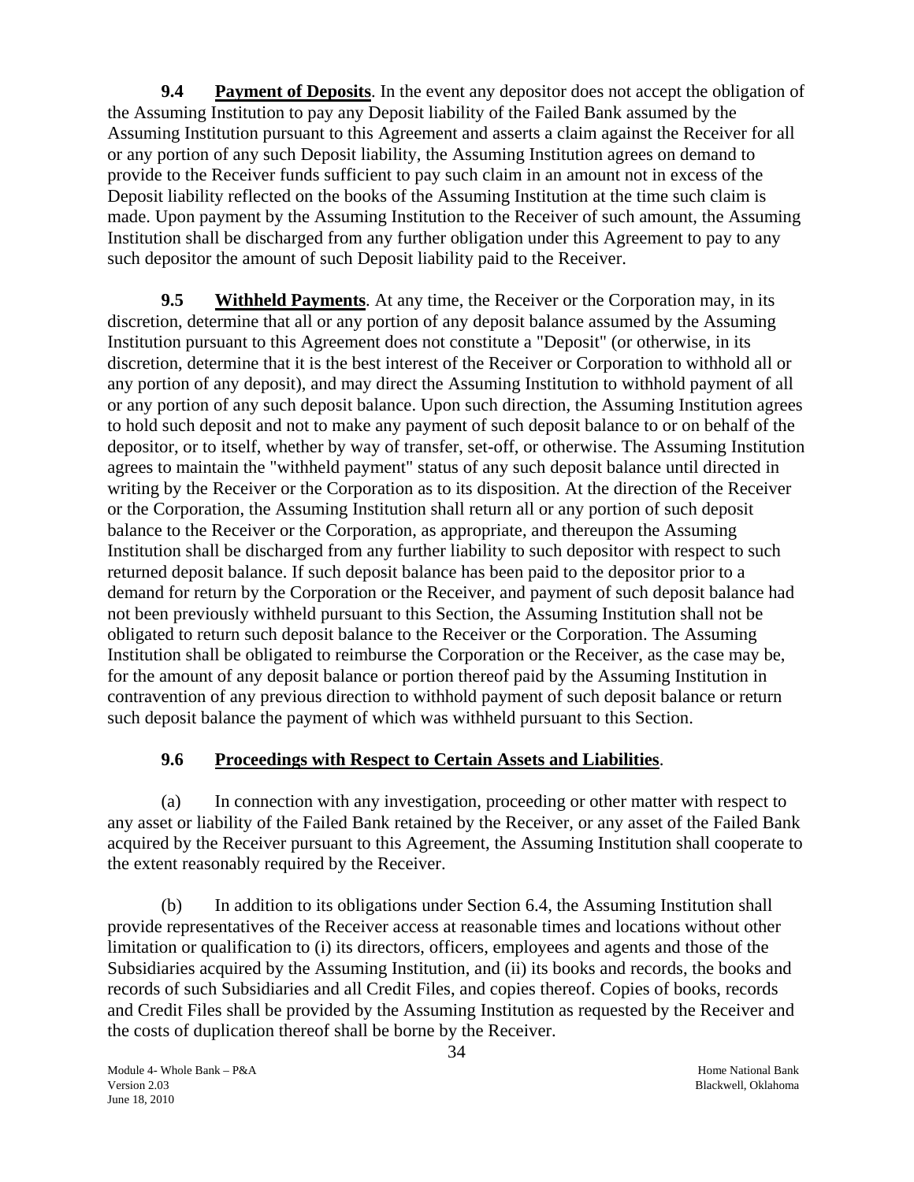**9.4 Payment of Deposits**. In the event any depositor does not accept the obligation of the Assuming Institution to pay any Deposit liability of the Failed Bank assumed by the Assuming Institution pursuant to this Agreement and asserts a claim against the Receiver for all or any portion of any such Deposit liability, the Assuming Institution agrees on demand to provide to the Receiver funds sufficient to pay such claim in an amount not in excess of the Deposit liability reflected on the books of the Assuming Institution at the time such claim is made. Upon payment by the Assuming Institution to the Receiver of such amount, the Assuming Institution shall be discharged from any further obligation under this Agreement to pay to any such depositor the amount of such Deposit liability paid to the Receiver.

**9.5 Withheld Payments**. At any time, the Receiver or the Corporation may, in its discretion, determine that all or any portion of any deposit balance assumed by the Assuming Institution pursuant to this Agreement does not constitute a "Deposit" (or otherwise, in its discretion, determine that it is the best interest of the Receiver or Corporation to withhold all or any portion of any deposit), and may direct the Assuming Institution to withhold payment of all or any portion of any such deposit balance. Upon such direction, the Assuming Institution agrees to hold such deposit and not to make any payment of such deposit balance to or on behalf of the depositor, or to itself, whether by way of transfer, set-off, or otherwise. The Assuming Institution agrees to maintain the "withheld payment" status of any such deposit balance until directed in writing by the Receiver or the Corporation as to its disposition. At the direction of the Receiver or the Corporation, the Assuming Institution shall return all or any portion of such deposit balance to the Receiver or the Corporation, as appropriate, and thereupon the Assuming Institution shall be discharged from any further liability to such depositor with respect to such returned deposit balance. If such deposit balance has been paid to the depositor prior to a demand for return by the Corporation or the Receiver, and payment of such deposit balance had not been previously withheld pursuant to this Section, the Assuming Institution shall not be obligated to return such deposit balance to the Receiver or the Corporation. The Assuming Institution shall be obligated to reimburse the Corporation or the Receiver, as the case may be, for the amount of any deposit balance or portion thereof paid by the Assuming Institution in contravention of any previous direction to withhold payment of such deposit balance or return such deposit balance the payment of which was withheld pursuant to this Section.

**9.6 Proceedings with Respect to Certain Assets and Liabilities**.

(a) In connection with any investigation, proceeding or other matter with respect to any asset or liability of the Failed Bank retained by the Receiver, or any asset of the Failed Bank acquired by the Receiver pursuant to this Agreement, the Assuming Institution shall cooperate to the extent reasonably required by the Receiver.

(b) In addition to its obligations under Section 6.4, the Assuming Institution shall provide representatives of the Receiver access at reasonable times and locations without other limitation or qualification to (i) its directors, officers, employees and agents and those of the Subsidiaries acquired by the Assuming Institution, and (ii) its books and records, the books and records of such Subsidiaries and all Credit Files, and copies thereof. Copies of books, records and Credit Files shall be provided by the Assuming Institution as requested by the Receiver and the costs of duplication thereof shall be borne by the Receiver.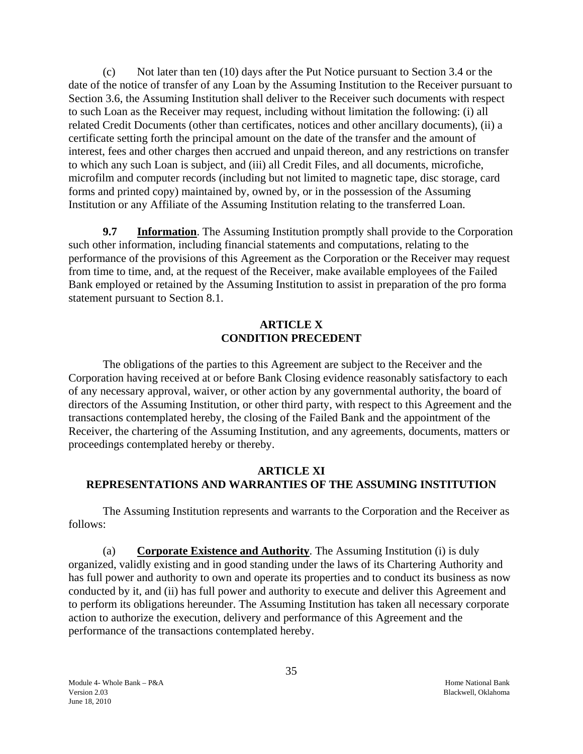(c) Not later than ten (10) days after the Put Notice pursuant to Section 3.4 or the date of the notice of transfer of any Loan by the Assuming Institution to the Receiver pursuant to Section 3.6, the Assuming Institution shall deliver to the Receiver such documents with respect to such Loan as the Receiver may request, including without limitation the following: (i) all related Credit Documents (other than certificates, notices and other ancillary documents), (ii) a certificate setting forth the principal amount on the date of the transfer and the amount of interest, fees and other charges then accrued and unpaid thereon, and any restrictions on transfer to which any such Loan is subject, and (iii) all Credit Files, and all documents, microfiche, microfilm and computer records (including but not limited to magnetic tape, disc storage, card forms and printed copy) maintained by, owned by, or in the possession of the Assuming Institution or any Affiliate of the Assuming Institution relating to the transferred Loan.

**9.7 Information**. The Assuming Institution promptly shall provide to the Corporation such other information, including financial statements and computations, relating to the performance of the provisions of this Agreement as the Corporation or the Receiver may request from time to time, and, at the request of the Receiver, make available employees of the Failed Bank employed or retained by the Assuming Institution to assist in preparation of the pro forma statement pursuant to Section 8.1.

## ARTICLE X
## CONDITION PRECEDENT

The obligations of the parties to this Agreement are subject to the Receiver and the Corporation having received at or before Bank Closing evidence reasonably satisfactory to each of any necessary approval, waiver, or other action by any governmental authority, the board of directors of the Assuming Institution, or other third party, with respect to this Agreement and the transactions contemplated hereby, the closing of the Failed Bank and the appointment of the Receiver, the chartering of the Assuming Institution, and any agreements, documents, matters or proceedings contemplated hereby or thereby.

## ARTICLE XI
## REPRESENTATIONS AND WARRANTIES OF THE ASSUMING INSTITUTION

The Assuming Institution represents and warrants to the Corporation and the Receiver as follows:

(a) **Corporate Existence and Authority**. The Assuming Institution (i) is duly organized, validly existing and in good standing under the laws of its Chartering Authority and has full power and authority to own and operate its properties and to conduct its business as now conducted by it, and (ii) has full power and authority to execute and deliver this Agreement and to perform its obligations hereunder. The Assuming Institution has taken all necessary corporate action to authorize the execution, delivery and performance of this Agreement and the performance of the transactions contemplated hereby.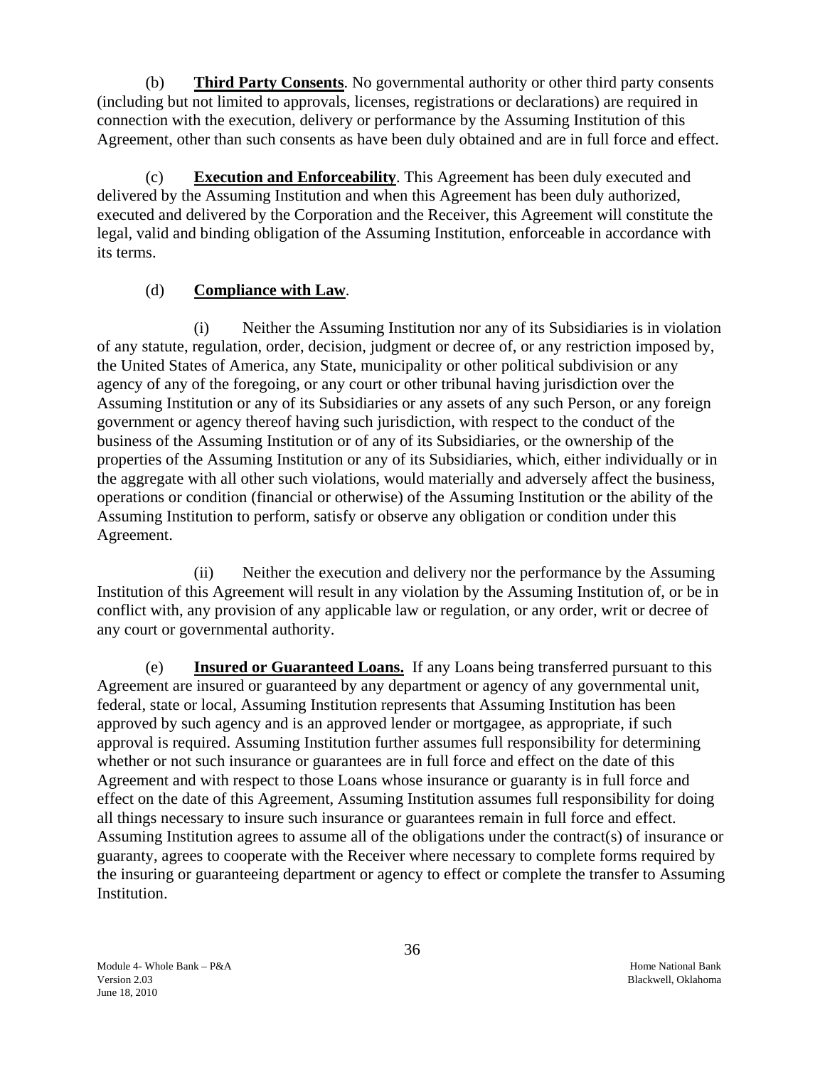(b) **Third Party Consents**. No governmental authority or other third party consents (including but not limited to approvals, licenses, registrations or declarations) are required in connection with the execution, delivery or performance by the Assuming Institution of this Agreement, other than such consents as have been duly obtained and are in full force and effect.

(c) **Execution and Enforceability**. This Agreement has been duly executed and delivered by the Assuming Institution and when this Agreement has been duly authorized, executed and delivered by the Corporation and the Receiver, this Agreement will constitute the legal, valid and binding obligation of the Assuming Institution, enforceable in accordance with its terms.

(d) **Compliance with Law**.

(i) Neither the Assuming Institution nor any of its Subsidiaries is in violation of any statute, regulation, order, decision, judgment or decree of, or any restriction imposed by, the United States of America, any State, municipality or other political subdivision or any agency of any of the foregoing, or any court or other tribunal having jurisdiction over the Assuming Institution or any of its Subsidiaries or any assets of any such Person, or any foreign government or agency thereof having such jurisdiction, with respect to the conduct of the business of the Assuming Institution or of any of its Subsidiaries, or the ownership of the properties of the Assuming Institution or any of its Subsidiaries, which, either individually or in the aggregate with all other such violations, would materially and adversely affect the business, operations or condition (financial or otherwise) of the Assuming Institution or the ability of the Assuming Institution to perform, satisfy or observe any obligation or condition under this Agreement.

(ii) Neither the execution and delivery nor the performance by the Assuming Institution of this Agreement will result in any violation by the Assuming Institution of, or be in conflict with, any provision of any applicable law or regulation, or any order, writ or decree of any court or governmental authority.

(e) **Insured or Guaranteed Loans.** If any Loans being transferred pursuant to this Agreement are insured or guaranteed by any department or agency of any governmental unit, federal, state or local, Assuming Institution represents that Assuming Institution has been approved by such agency and is an approved lender or mortgagee, as appropriate, if such approval is required. Assuming Institution further assumes full responsibility for determining whether or not such insurance or guarantees are in full force and effect on the date of this Agreement and with respect to those Loans whose insurance or guaranty is in full force and effect on the date of this Agreement, Assuming Institution assumes full responsibility for doing all things necessary to insure such insurance or guarantees remain in full force and effect. Assuming Institution agrees to assume all of the obligations under the contract(s) of insurance or guaranty, agrees to cooperate with the Receiver where necessary to complete forms required by the insuring or guaranteeing department or agency to effect or complete the transfer to Assuming Institution.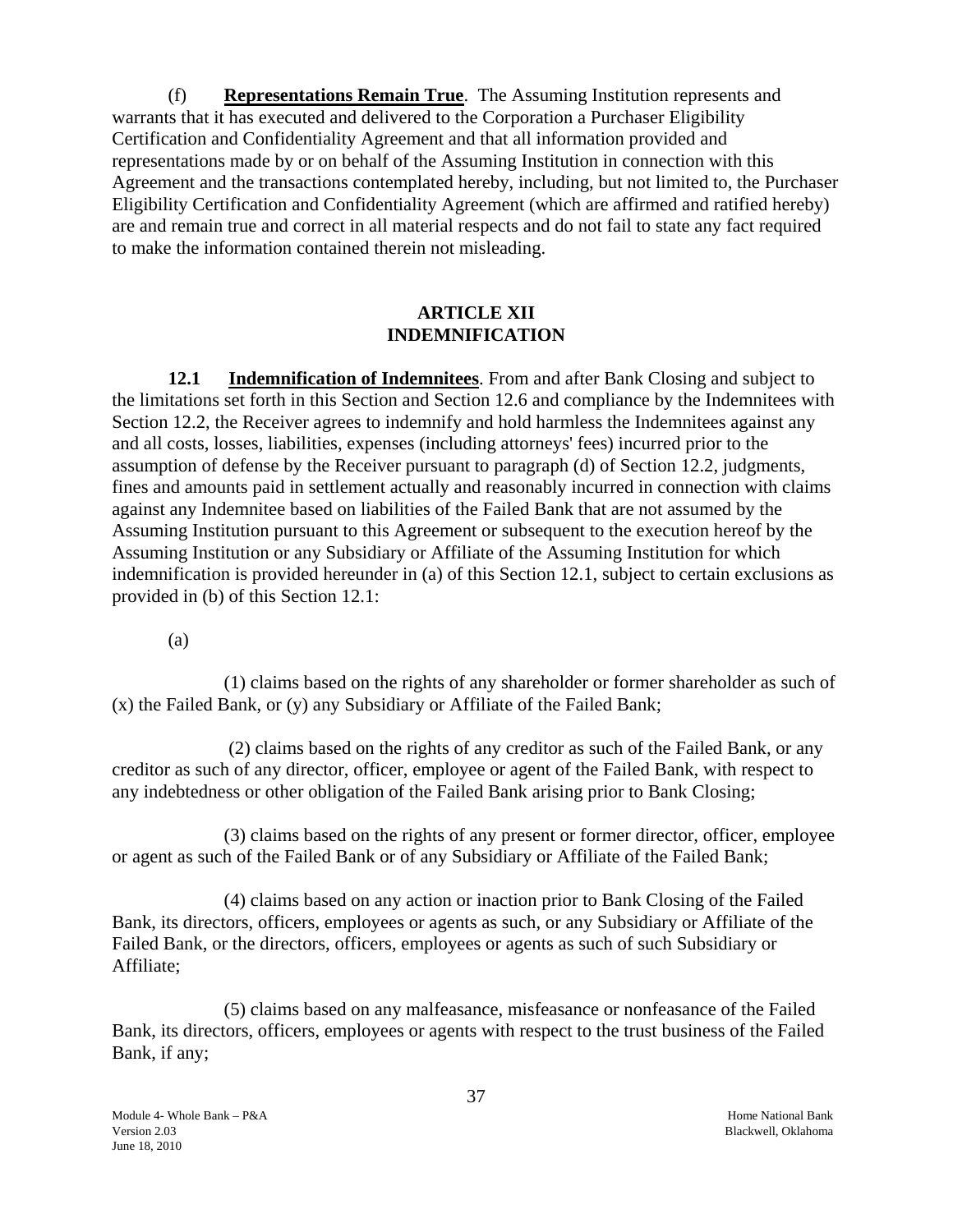(f) **Representations Remain True**. The Assuming Institution represents and warrants that it has executed and delivered to the Corporation a Purchaser Eligibility Certification and Confidentiality Agreement and that all information provided and representations made by or on behalf of the Assuming Institution in connection with this Agreement and the transactions contemplated hereby, including, but not limited to, the Purchaser Eligibility Certification and Confidentiality Agreement (which are affirmed and ratified hereby) are and remain true and correct in all material respects and do not fail to state any fact required to make the information contained therein not misleading.

## ARTICLE XII
## INDEMNIFICATION

**12.1 Indemnification of Indemnitees**. From and after Bank Closing and subject to the limitations set forth in this Section and Section 12.6 and compliance by the Indemnitees with Section 12.2, the Receiver agrees to indemnify and hold harmless the Indemnitees against any and all costs, losses, liabilities, expenses (including attorneys' fees) incurred prior to the assumption of defense by the Receiver pursuant to paragraph (d) of Section 12.2, judgments, fines and amounts paid in settlement actually and reasonably incurred in connection with claims against any Indemnitee based on liabilities of the Failed Bank that are not assumed by the Assuming Institution pursuant to this Agreement or subsequent to the execution hereof by the Assuming Institution or any Subsidiary or Affiliate of the Assuming Institution for which indemnification is provided hereunder in (a) of this Section 12.1, subject to certain exclusions as provided in (b) of this Section 12.1:

(a)

(1) claims based on the rights of any shareholder or former shareholder as such of (x) the Failed Bank, or (y) any Subsidiary or Affiliate of the Failed Bank;

(2) claims based on the rights of any creditor as such of the Failed Bank, or any creditor as such of any director, officer, employee or agent of the Failed Bank, with respect to any indebtedness or other obligation of the Failed Bank arising prior to Bank Closing;

(3) claims based on the rights of any present or former director, officer, employee or agent as such of the Failed Bank or of any Subsidiary or Affiliate of the Failed Bank;

(4) claims based on any action or inaction prior to Bank Closing of the Failed Bank, its directors, officers, employees or agents as such, or any Subsidiary or Affiliate of the Failed Bank, or the directors, officers, employees or agents as such of such Subsidiary or Affiliate;

(5) claims based on any malfeasance, misfeasance or nonfeasance of the Failed Bank, its directors, officers, employees or agents with respect to the trust business of the Failed Bank, if any;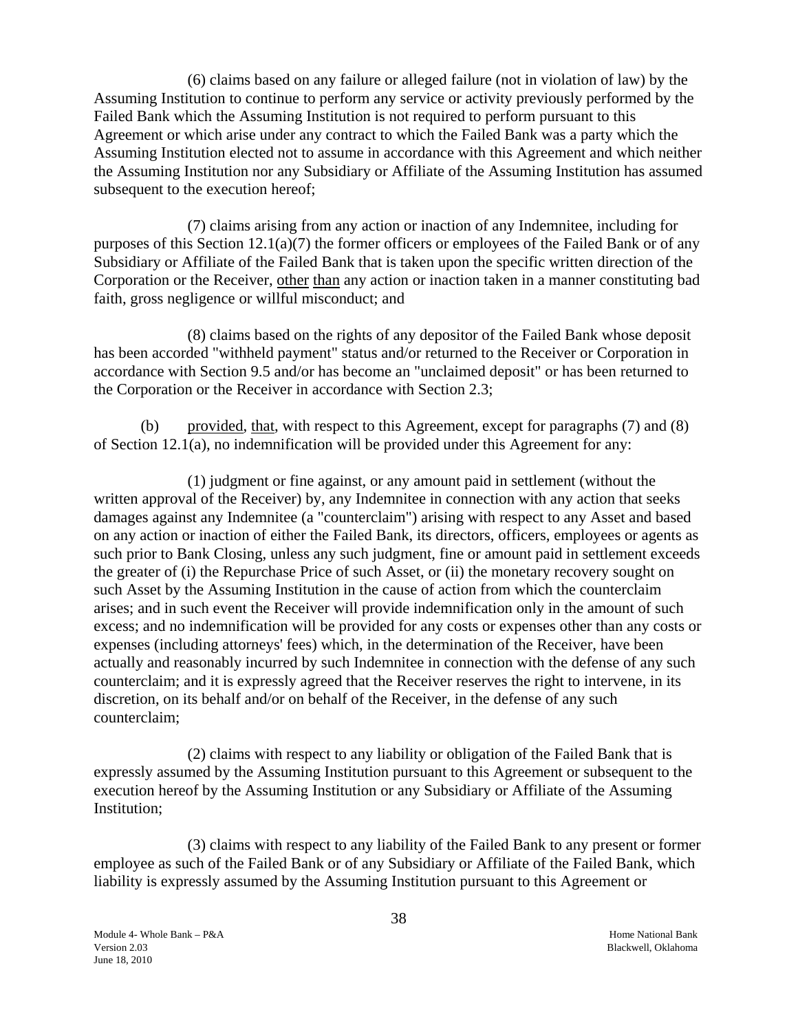(6) claims based on any failure or alleged failure (not in violation of law) by the Assuming Institution to continue to perform any service or activity previously performed by the Failed Bank which the Assuming Institution is not required to perform pursuant to this Agreement or which arise under any contract to which the Failed Bank was a party which the Assuming Institution elected not to assume in accordance with this Agreement and which neither the Assuming Institution nor any Subsidiary or Affiliate of the Assuming Institution has assumed subsequent to the execution hereof;

(7) claims arising from any action or inaction of any Indemnitee, including for purposes of this Section 12.1(a)(7) the former officers or employees of the Failed Bank or of any Subsidiary or Affiliate of the Failed Bank that is taken upon the specific written direction of the Corporation or the Receiver, other than any action or inaction taken in a manner constituting bad faith, gross negligence or willful misconduct; and

(8) claims based on the rights of any depositor of the Failed Bank whose deposit has been accorded "withheld payment" status and/or returned to the Receiver or Corporation in accordance with Section 9.5 and/or has become an "unclaimed deposit" or has been returned to the Corporation or the Receiver in accordance with Section 2.3;

(b) provided, that, with respect to this Agreement, except for paragraphs (7) and (8) of Section 12.1(a), no indemnification will be provided under this Agreement for any:

(1) judgment or fine against, or any amount paid in settlement (without the written approval of the Receiver) by, any Indemnitee in connection with any action that seeks damages against any Indemnitee (a "counterclaim") arising with respect to any Asset and based on any action or inaction of either the Failed Bank, its directors, officers, employees or agents as such prior to Bank Closing, unless any such judgment, fine or amount paid in settlement exceeds the greater of (i) the Repurchase Price of such Asset, or (ii) the monetary recovery sought on such Asset by the Assuming Institution in the cause of action from which the counterclaim arises; and in such event the Receiver will provide indemnification only in the amount of such excess; and no indemnification will be provided for any costs or expenses other than any costs or expenses (including attorneys' fees) which, in the determination of the Receiver, have been actually and reasonably incurred by such Indemnitee in connection with the defense of any such counterclaim; and it is expressly agreed that the Receiver reserves the right to intervene, in its discretion, on its behalf and/or on behalf of the Receiver, in the defense of any such counterclaim;

(2) claims with respect to any liability or obligation of the Failed Bank that is expressly assumed by the Assuming Institution pursuant to this Agreement or subsequent to the execution hereof by the Assuming Institution or any Subsidiary or Affiliate of the Assuming Institution;

(3) claims with respect to any liability of the Failed Bank to any present or former employee as such of the Failed Bank or of any Subsidiary or Affiliate of the Failed Bank, which liability is expressly assumed by the Assuming Institution pursuant to this Agreement or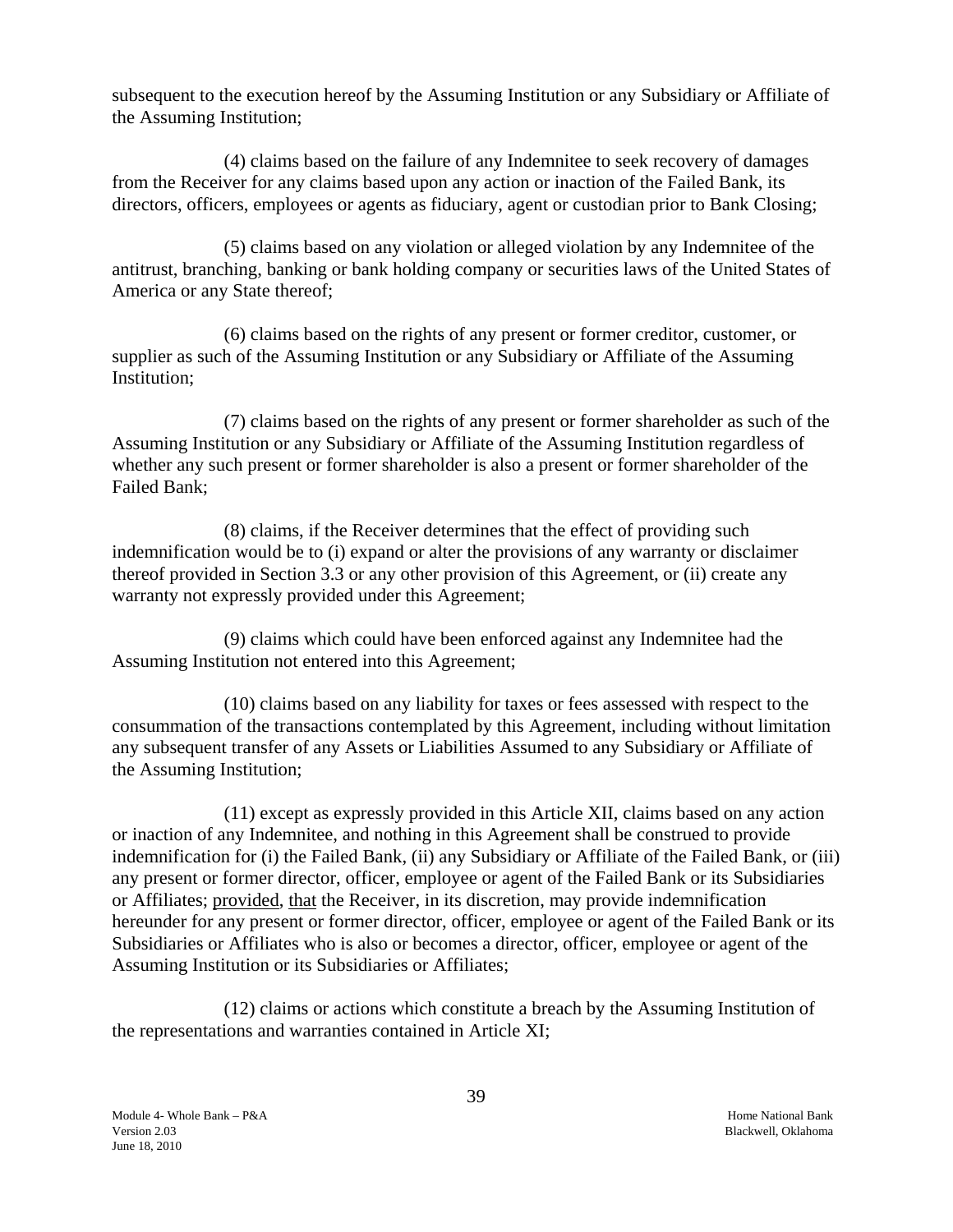subsequent to the execution hereof by the Assuming Institution or any Subsidiary or Affiliate of the Assuming Institution;

(4) claims based on the failure of any Indemnitee to seek recovery of damages from the Receiver for any claims based upon any action or inaction of the Failed Bank, its directors, officers, employees or agents as fiduciary, agent or custodian prior to Bank Closing;

(5) claims based on any violation or alleged violation by any Indemnitee of the antitrust, branching, banking or bank holding company or securities laws of the United States of America or any State thereof;

(6) claims based on the rights of any present or former creditor, customer, or supplier as such of the Assuming Institution or any Subsidiary or Affiliate of the Assuming Institution;

(7) claims based on the rights of any present or former shareholder as such of the Assuming Institution or any Subsidiary or Affiliate of the Assuming Institution regardless of whether any such present or former shareholder is also a present or former shareholder of the Failed Bank;

(8) claims, if the Receiver determines that the effect of providing such indemnification would be to (i) expand or alter the provisions of any warranty or disclaimer thereof provided in Section 3.3 or any other provision of this Agreement, or (ii) create any warranty not expressly provided under this Agreement;

(9) claims which could have been enforced against any Indemnitee had the Assuming Institution not entered into this Agreement;

(10) claims based on any liability for taxes or fees assessed with respect to the consummation of the transactions contemplated by this Agreement, including without limitation any subsequent transfer of any Assets or Liabilities Assumed to any Subsidiary or Affiliate of the Assuming Institution;

(11) except as expressly provided in this Article XII, claims based on any action or inaction of any Indemnitee, and nothing in this Agreement shall be construed to provide indemnification for (i) the Failed Bank, (ii) any Subsidiary or Affiliate of the Failed Bank, or (iii) any present or former director, officer, employee or agent of the Failed Bank or its Subsidiaries or Affiliates; provided, that the Receiver, in its discretion, may provide indemnification hereunder for any present or former director, officer, employee or agent of the Failed Bank or its Subsidiaries or Affiliates who is also or becomes a director, officer, employee or agent of the Assuming Institution or its Subsidiaries or Affiliates;

(12) claims or actions which constitute a breach by the Assuming Institution of the representations and warranties contained in Article XI;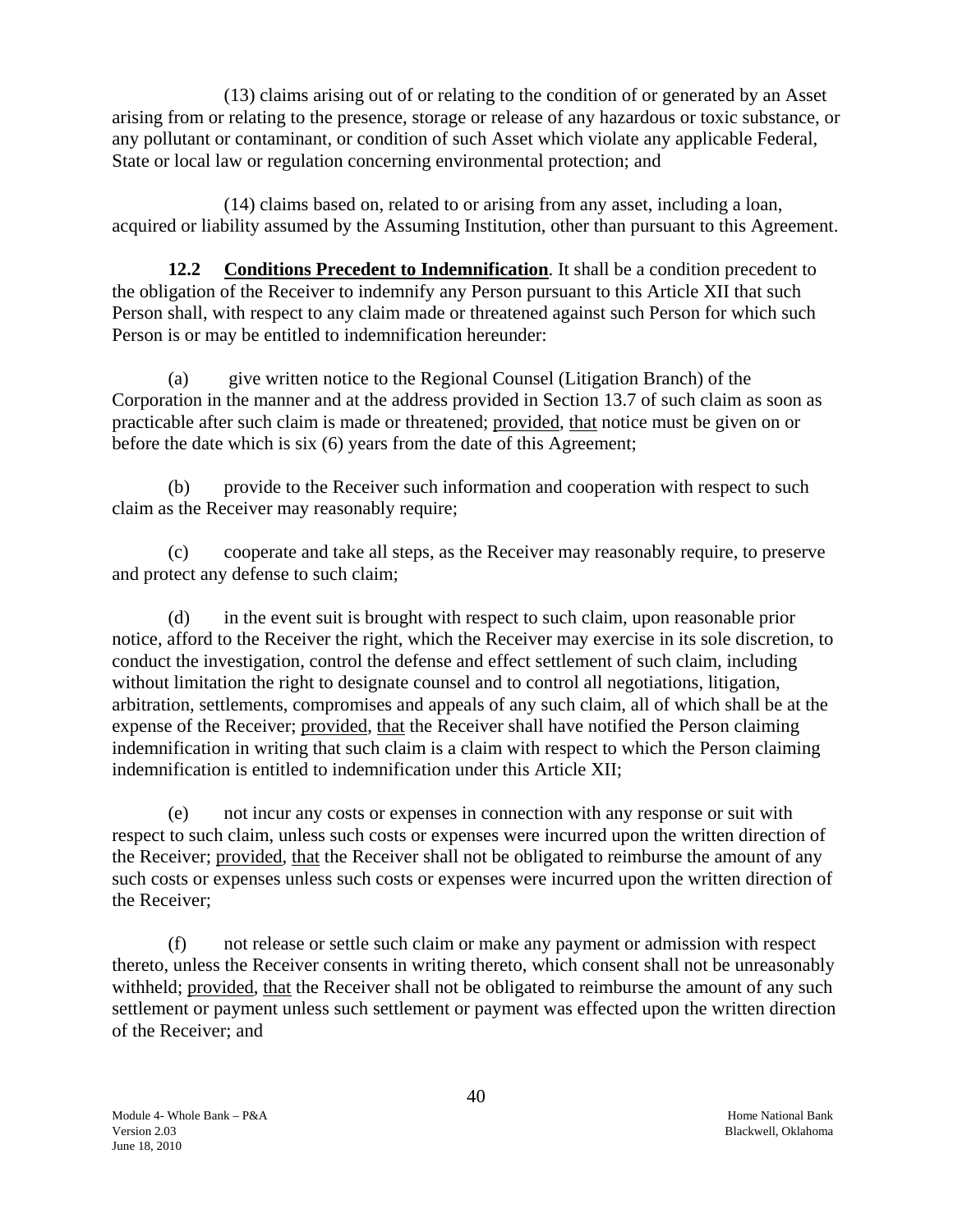(13) claims arising out of or relating to the condition of or generated by an Asset arising from or relating to the presence, storage or release of any hazardous or toxic substance, or any pollutant or contaminant, or condition of such Asset which violate any applicable Federal, State or local law or regulation concerning environmental protection; and

(14) claims based on, related to or arising from any asset, including a loan, acquired or liability assumed by the Assuming Institution, other than pursuant to this Agreement.

**12.2 Conditions Precedent to Indemnification**. It shall be a condition precedent to the obligation of the Receiver to indemnify any Person pursuant to this Article XII that such Person shall, with respect to any claim made or threatened against such Person for which such Person is or may be entitled to indemnification hereunder:

(a) give written notice to the Regional Counsel (Litigation Branch) of the Corporation in the manner and at the address provided in Section 13.7 of such claim as soon as practicable after such claim is made or threatened; provided, that notice must be given on or before the date which is six (6) years from the date of this Agreement;

(b) provide to the Receiver such information and cooperation with respect to such claim as the Receiver may reasonably require;

(c) cooperate and take all steps, as the Receiver may reasonably require, to preserve and protect any defense to such claim;

(d) in the event suit is brought with respect to such claim, upon reasonable prior notice, afford to the Receiver the right, which the Receiver may exercise in its sole discretion, to conduct the investigation, control the defense and effect settlement of such claim, including without limitation the right to designate counsel and to control all negotiations, litigation, arbitration, settlements, compromises and appeals of any such claim, all of which shall be at the expense of the Receiver; provided, that the Receiver shall have notified the Person claiming indemnification in writing that such claim is a claim with respect to which the Person claiming indemnification is entitled to indemnification under this Article XII;

(e) not incur any costs or expenses in connection with any response or suit with respect to such claim, unless such costs or expenses were incurred upon the written direction of the Receiver; provided, that the Receiver shall not be obligated to reimburse the amount of any such costs or expenses unless such costs or expenses were incurred upon the written direction of the Receiver;

(f) not release or settle such claim or make any payment or admission with respect thereto, unless the Receiver consents in writing thereto, which consent shall not be unreasonably withheld; provided, that the Receiver shall not be obligated to reimburse the amount of any such settlement or payment unless such settlement or payment was effected upon the written direction of the Receiver; and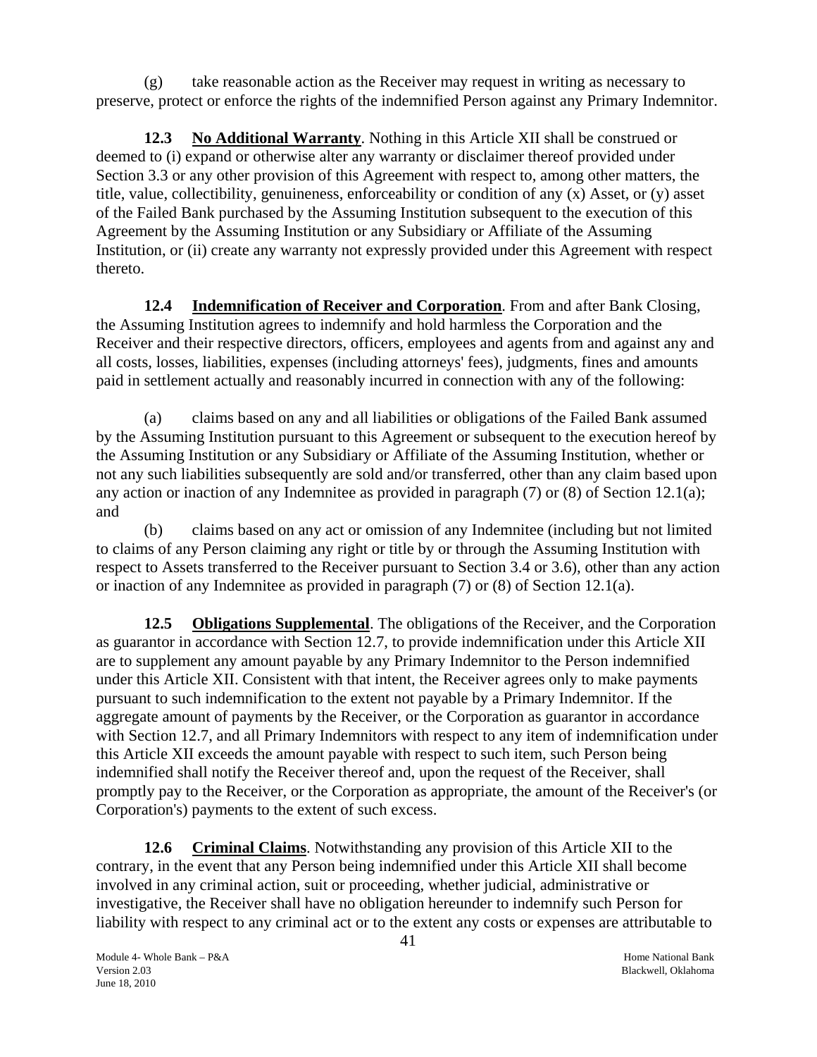(g) take reasonable action as the Receiver may request in writing as necessary to preserve, protect or enforce the rights of the indemnified Person against any Primary Indemnitor.

**12.3 <u>No Additional Warranty</u>**. Nothing in this Article XII shall be construed or deemed to (i) expand or otherwise alter any warranty or disclaimer thereof provided under Section 3.3 or any other provision of this Agreement with respect to, among other matters, the title, value, collectibility, genuineness, enforceability or condition of any (x) Asset, or (y) asset of the Failed Bank purchased by the Assuming Institution subsequent to the execution of this Agreement by the Assuming Institution or any Subsidiary or Affiliate of the Assuming Institution, or (ii) create any warranty not expressly provided under this Agreement with respect thereto.

**12.4 <u>Indemnification of Receiver and Corporation</u>**. From and after Bank Closing, the Assuming Institution agrees to indemnify and hold harmless the Corporation and the Receiver and their respective directors, officers, employees and agents from and against any and all costs, losses, liabilities, expenses (including attorneys' fees), judgments, fines and amounts paid in settlement actually and reasonably incurred in connection with any of the following:

(a) claims based on any and all liabilities or obligations of the Failed Bank assumed by the Assuming Institution pursuant to this Agreement or subsequent to the execution hereof by the Assuming Institution or any Subsidiary or Affiliate of the Assuming Institution, whether or not any such liabilities subsequently are sold and/or transferred, other than any claim based upon any action or inaction of any Indemnitee as provided in paragraph (7) or (8) of Section 12.1(a); and

(b) claims based on any act or omission of any Indemnitee (including but not limited to claims of any Person claiming any right or title by or through the Assuming Institution with respect to Assets transferred to the Receiver pursuant to Section 3.4 or 3.6), other than any action or inaction of any Indemnitee as provided in paragraph (7) or (8) of Section 12.1(a).

**12.5 <u>Obligations Supplemental</u>**. The obligations of the Receiver, and the Corporation as guarantor in accordance with Section 12.7, to provide indemnification under this Article XII are to supplement any amount payable by any Primary Indemnitor to the Person indemnified under this Article XII. Consistent with that intent, the Receiver agrees only to make payments pursuant to such indemnification to the extent not payable by a Primary Indemnitor. If the aggregate amount of payments by the Receiver, or the Corporation as guarantor in accordance with Section 12.7, and all Primary Indemnitors with respect to any item of indemnification under this Article XII exceeds the amount payable with respect to such item, such Person being indemnified shall notify the Receiver thereof and, upon the request of the Receiver, shall promptly pay to the Receiver, or the Corporation as appropriate, the amount of the Receiver's (or Corporation's) payments to the extent of such excess.

**12.6 <u>Criminal Claims</u>**. Notwithstanding any provision of this Article XII to the contrary, in the event that any Person being indemnified under this Article XII shall become involved in any criminal action, suit or proceeding, whether judicial, administrative or investigative, the Receiver shall have no obligation hereunder to indemnify such Person for liability with respect to any criminal act or to the extent any costs or expenses are attributable to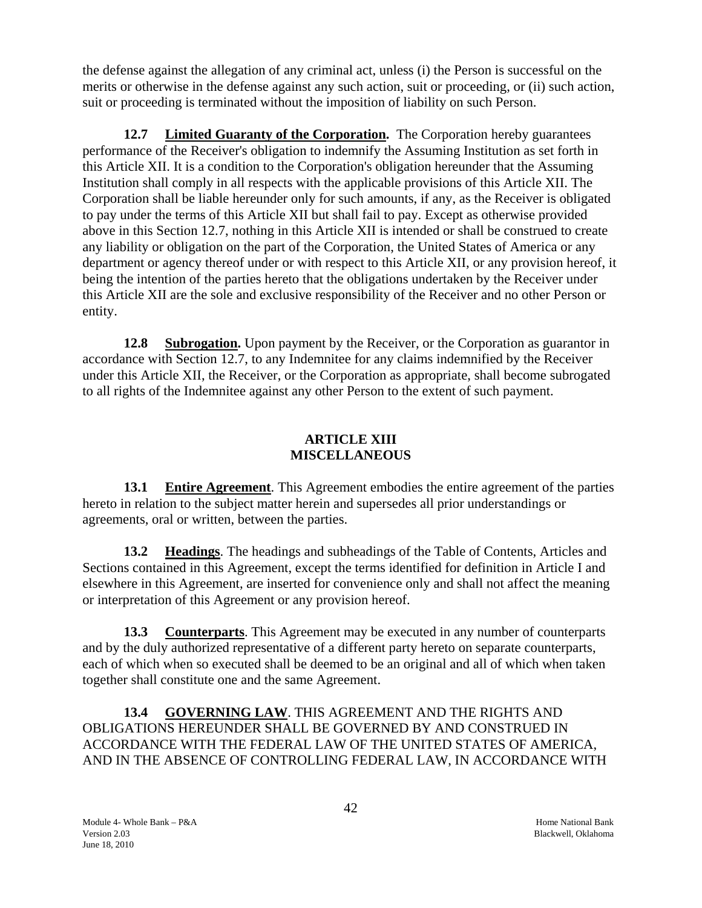the defense against the allegation of any criminal act, unless (i) the Person is successful on the merits or otherwise in the defense against any such action, suit or proceeding, or (ii) such action, suit or proceeding is terminated without the imposition of liability on such Person.

**12.7 Limited Guaranty of the Corporation.** The Corporation hereby guarantees performance of the Receiver's obligation to indemnify the Assuming Institution as set forth in this Article XII. It is a condition to the Corporation's obligation hereunder that the Assuming Institution shall comply in all respects with the applicable provisions of this Article XII. The Corporation shall be liable hereunder only for such amounts, if any, as the Receiver is obligated to pay under the terms of this Article XII but shall fail to pay. Except as otherwise provided above in this Section 12.7, nothing in this Article XII is intended or shall be construed to create any liability or obligation on the part of the Corporation, the United States of America or any department or agency thereof under or with respect to this Article XII, or any provision hereof, it being the intention of the parties hereto that the obligations undertaken by the Receiver under this Article XII are the sole and exclusive responsibility of the Receiver and no other Person or entity.

**12.8 Subrogation.** Upon payment by the Receiver, or the Corporation as guarantor in accordance with Section 12.7, to any Indemnitee for any claims indemnified by the Receiver under this Article XII, the Receiver, or the Corporation as appropriate, shall become subrogated to all rights of the Indemnitee against any other Person to the extent of such payment.

## ARTICLE XIII
## MISCELLANEOUS

**13.1 Entire Agreement**. This Agreement embodies the entire agreement of the parties hereto in relation to the subject matter herein and supersedes all prior understandings or agreements, oral or written, between the parties.

**13.2 Headings**. The headings and subheadings of the Table of Contents, Articles and Sections contained in this Agreement, except the terms identified for definition in Article I and elsewhere in this Agreement, are inserted for convenience only and shall not affect the meaning or interpretation of this Agreement or any provision hereof.

**13.3 Counterparts**. This Agreement may be executed in any number of counterparts and by the duly authorized representative of a different party hereto on separate counterparts, each of which when so executed shall be deemed to be an original and all of which when taken together shall constitute one and the same Agreement.

**13.4 GOVERNING LAW**. THIS AGREEMENT AND THE RIGHTS AND OBLIGATIONS HEREUNDER SHALL BE GOVERNED BY AND CONSTRUED IN ACCORDANCE WITH THE FEDERAL LAW OF THE UNITED STATES OF AMERICA, AND IN THE ABSENCE OF CONTROLLING FEDERAL LAW, IN ACCORDANCE WITH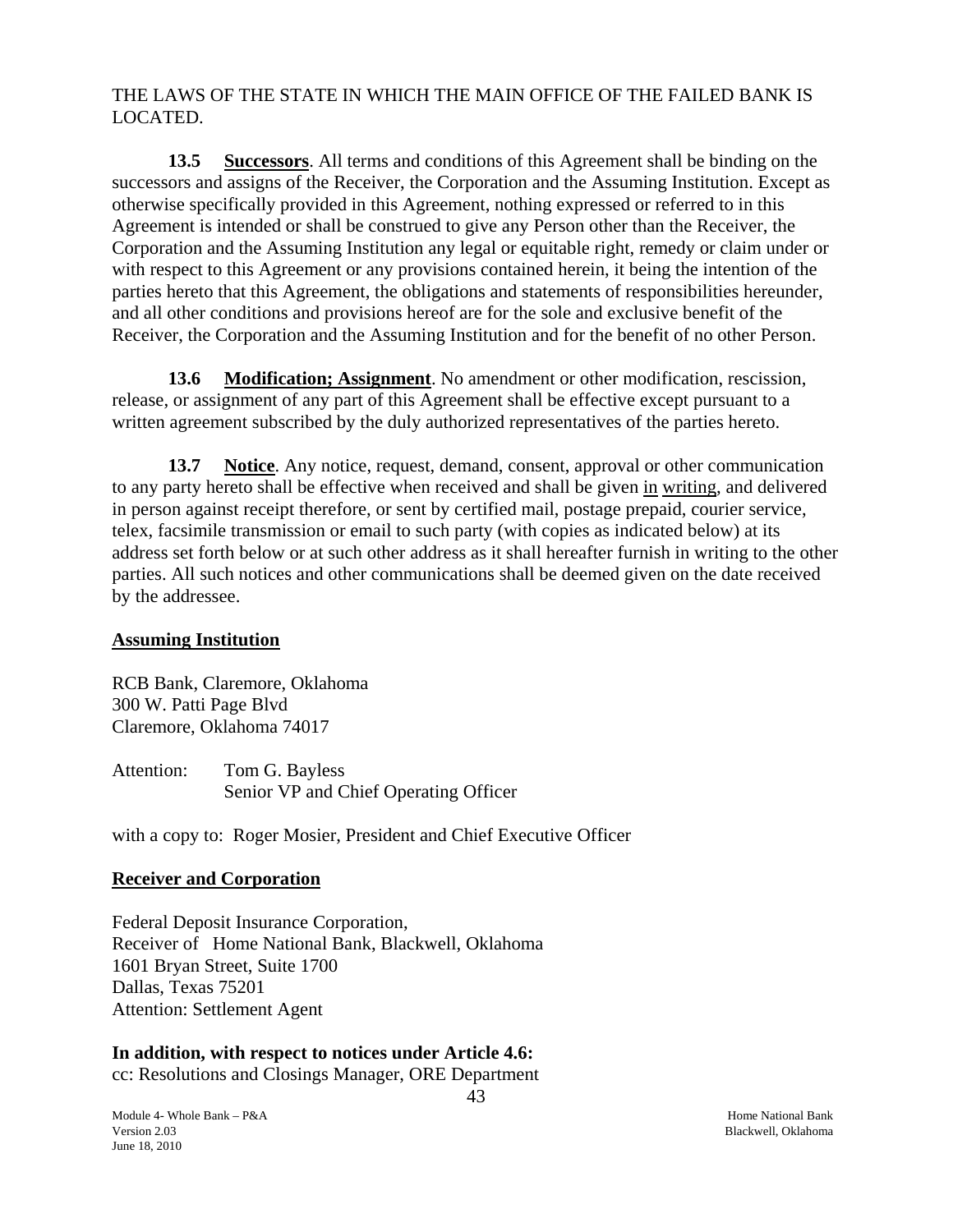THE LAWS OF THE STATE IN WHICH THE MAIN OFFICE OF THE FAILED BANK IS LOCATED.

**13.5 Successors**. All terms and conditions of this Agreement shall be binding on the successors and assigns of the Receiver, the Corporation and the Assuming Institution. Except as otherwise specifically provided in this Agreement, nothing expressed or referred to in this Agreement is intended or shall be construed to give any Person other than the Receiver, the Corporation and the Assuming Institution any legal or equitable right, remedy or claim under or with respect to this Agreement or any provisions contained herein, it being the intention of the parties hereto that this Agreement, the obligations and statements of responsibilities hereunder, and all other conditions and provisions hereof are for the sole and exclusive benefit of the Receiver, the Corporation and the Assuming Institution and for the benefit of no other Person.

**13.6 Modification; Assignment**. No amendment or other modification, rescission, release, or assignment of any part of this Agreement shall be effective except pursuant to a written agreement subscribed by the duly authorized representatives of the parties hereto.

**13.7 Notice**. Any notice, request, demand, consent, approval or other communication to any party hereto shall be effective when received and shall be given in writing, and delivered in person against receipt therefore, or sent by certified mail, postage prepaid, courier service, telex, facsimile transmission or email to such party (with copies as indicated below) at its address set forth below or at such other address as it shall hereafter furnish in writing to the other parties. All such notices and other communications shall be deemed given on the date received by the addressee.

**Assuming Institution**

RCB Bank, Claremore, Oklahoma
300 W. Patti Page Blvd
Claremore, Oklahoma 74017

Attention: Tom G. Bayless
Senior VP and Chief Operating Officer

with a copy to: Roger Mosier, President and Chief Executive Officer

**Receiver and Corporation**

Federal Deposit Insurance Corporation,
Receiver of Home National Bank, Blackwell, Oklahoma
1601 Bryan Street, Suite 1700
Dallas, Texas 75201
Attention: Settlement Agent

**In addition, with respect to notices under Article 4.6:**
cc: Resolutions and Closings Manager, ORE Department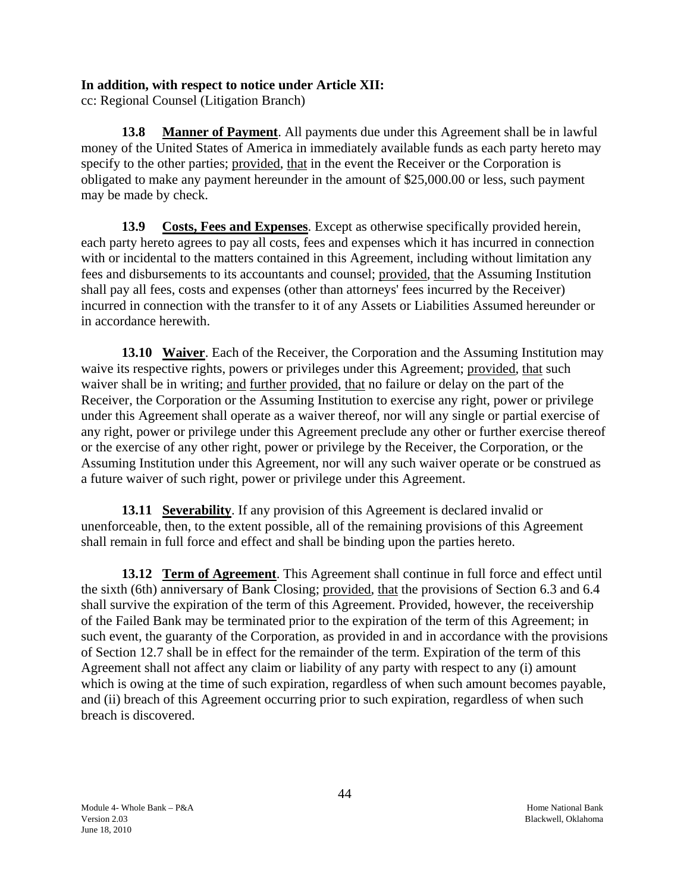**In addition, with respect to notice under Article XII:**
cc: Regional Counsel (Litigation Branch)

**13.8 Manner of Payment**. All payments due under this Agreement shall be in lawful money of the United States of America in immediately available funds as each party hereto may specify to the other parties; provided, that in the event the Receiver or the Corporation is obligated to make any payment hereunder in the amount of $25,000.00 or less, such payment may be made by check.

**13.9 Costs, Fees and Expenses**. Except as otherwise specifically provided herein, each party hereto agrees to pay all costs, fees and expenses which it has incurred in connection with or incidental to the matters contained in this Agreement, including without limitation any fees and disbursements to its accountants and counsel; provided, that the Assuming Institution shall pay all fees, costs and expenses (other than attorneys' fees incurred by the Receiver) incurred in connection with the transfer to it of any Assets or Liabilities Assumed hereunder or in accordance herewith.

**13.10 Waiver**. Each of the Receiver, the Corporation and the Assuming Institution may waive its respective rights, powers or privileges under this Agreement; provided, that such waiver shall be in writing; and further provided, that no failure or delay on the part of the Receiver, the Corporation or the Assuming Institution to exercise any right, power or privilege under this Agreement shall operate as a waiver thereof, nor will any single or partial exercise of any right, power or privilege under this Agreement preclude any other or further exercise thereof or the exercise of any other right, power or privilege by the Receiver, the Corporation, or the Assuming Institution under this Agreement, nor will any such waiver operate or be construed as a future waiver of such right, power or privilege under this Agreement.

**13.11 Severability**. If any provision of this Agreement is declared invalid or unenforceable, then, to the extent possible, all of the remaining provisions of this Agreement shall remain in full force and effect and shall be binding upon the parties hereto.

**13.12 Term of Agreement**. This Agreement shall continue in full force and effect until the sixth (6th) anniversary of Bank Closing; provided, that the provisions of Section 6.3 and 6.4 shall survive the expiration of the term of this Agreement. Provided, however, the receivership of the Failed Bank may be terminated prior to the expiration of the term of this Agreement; in such event, the guaranty of the Corporation, as provided in and in accordance with the provisions of Section 12.7 shall be in effect for the remainder of the term. Expiration of the term of this Agreement shall not affect any claim or liability of any party with respect to any (i) amount which is owing at the time of such expiration, regardless of when such amount becomes payable, and (ii) breach of this Agreement occurring prior to such expiration, regardless of when such breach is discovered.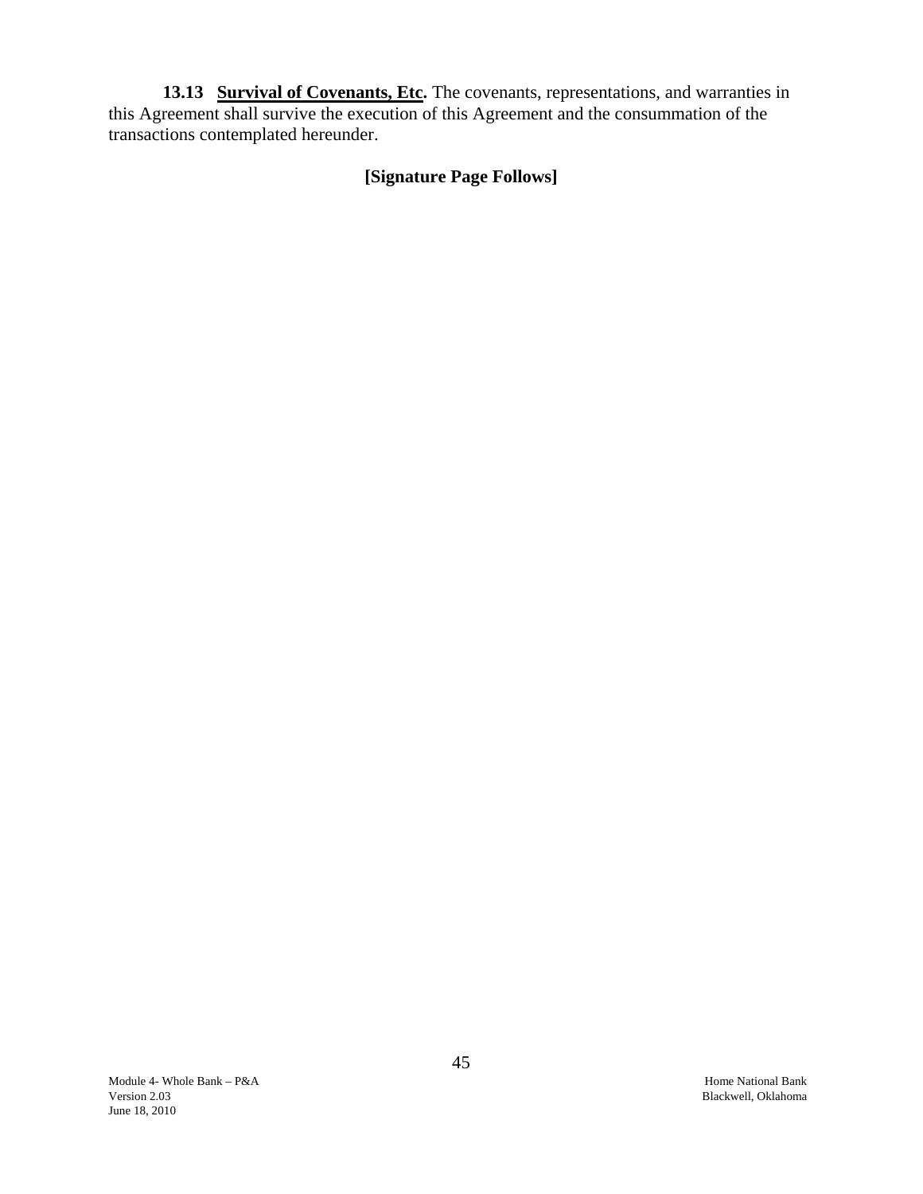**13.13 Survival of Covenants, Etc.** The covenants, representations, and warranties in this Agreement shall survive the execution of this Agreement and the consummation of the transactions contemplated hereunder.

**[Signature Page Follows]**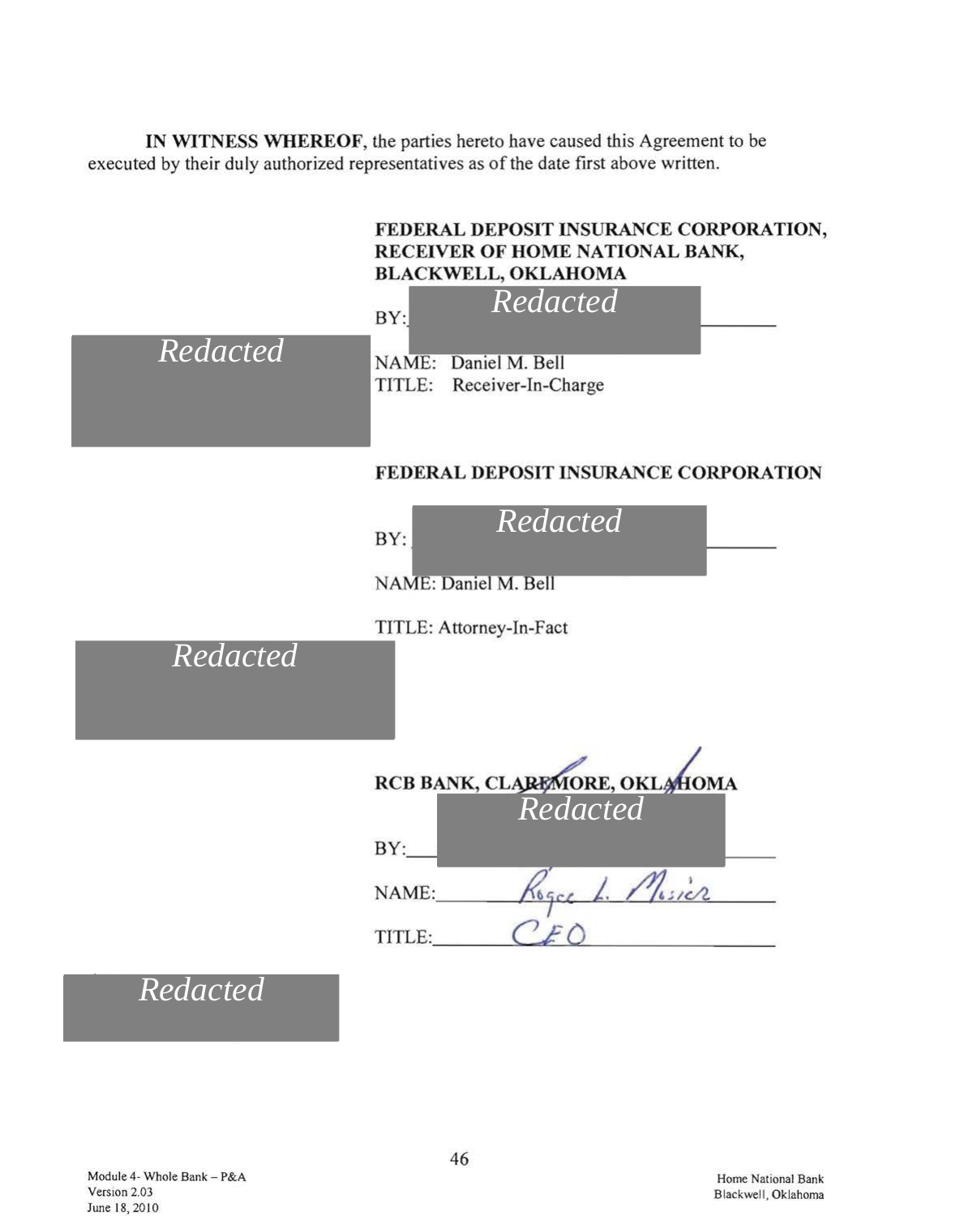**IN WITNESS WHEREOF**, the parties hereto have caused this Agreement to be executed by their duly authorized representatives as of the date first above written.

**FEDERAL DEPOSIT INSURANCE CORPORATION, RECEIVER OF HOME NATIONAL BANK, BLACKWELL, OKLAHOMA**

BY: *Redacted*

*Redacted*

NAME: Daniel M. Bell
TITLE: Receiver-In-Charge

**FEDERAL DEPOSIT INSURANCE CORPORATION**

BY: *Redacted*

NAME: Daniel M. Bell

TITLE: Attorney-In-Fact

*Redacted*

**RCB BANK, CLAREMORE, OKLAHOMA**

BY: *Redacted*

NAME: Roger L. Mosier

TITLE: CEO

*Redacted*

Module 4- Whole Bank – P&A
Version 2.03
June 18, 2010

Home National Bank
Blackwell, Oklahoma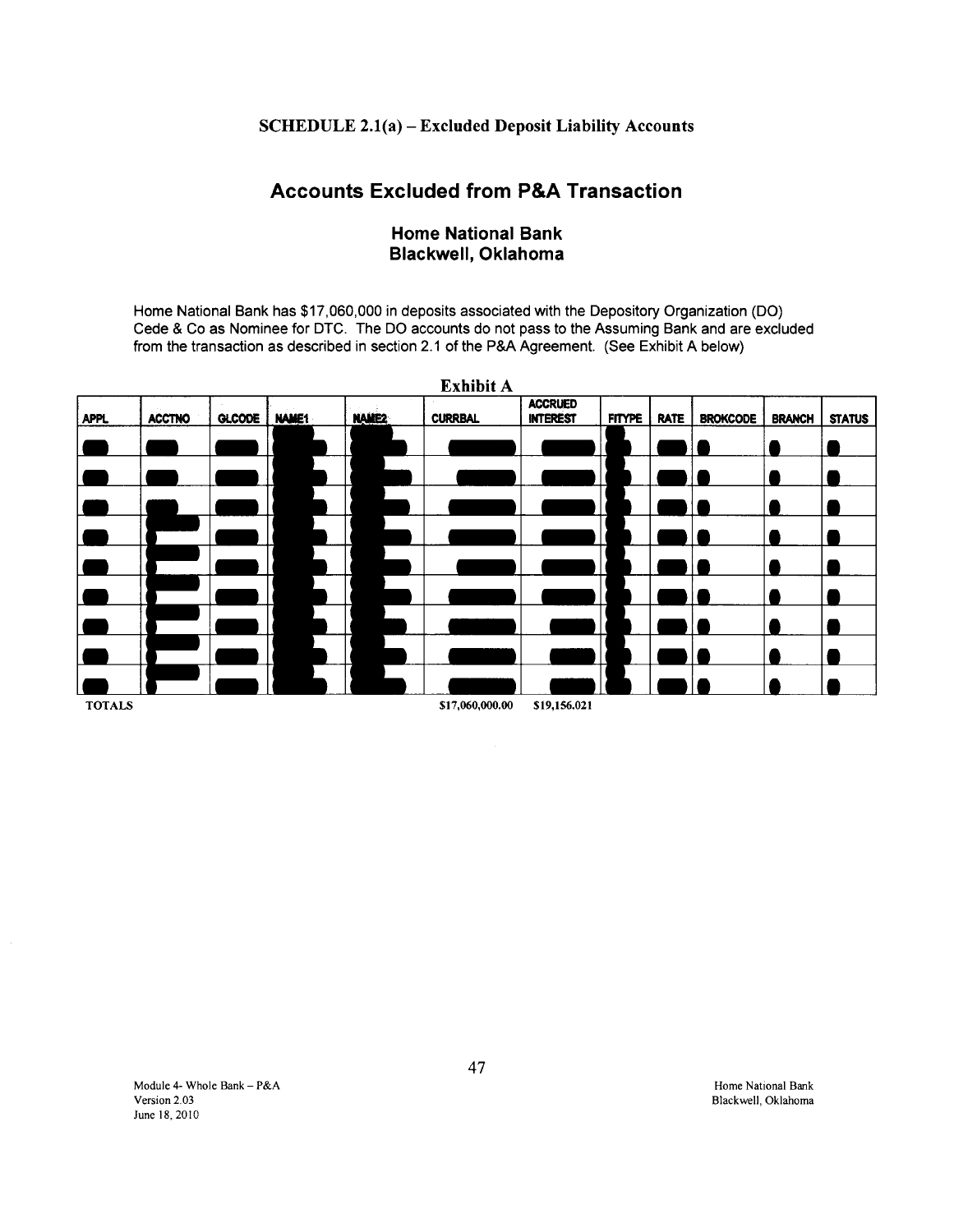### SCHEDULE 2.1(a) – Excluded Deposit Liability Accounts

## Accounts Excluded from P&A Transaction

### Home National Bank
### Blackwell, Oklahoma

Home National Bank has $17,060,000 in deposits associated with the Depository Organization (DO) Cede & Co as Nominee for DTC. The DO accounts do not pass to the Assuming Bank and are excluded from the transaction as described in section 2.1 of the P&A Agreement. (See Exhibit A below)

**Exhibit A**

| APPL | ACCTNO | GLCODE | NAME1 | NAME2 | CURRBAL | ACCRUED INTEREST | FITYPE | RATE | BROKCODE | BRANCH | STATUS |
|---|---|---|---|---|---|---|---|---|---|---|---|
| | | | | | | | | | | | |
| | | | | | | | | | | | |
| | | | | | | | | | | | |
| | | | | | | | | | | | |
| | | | | | | | | | | | |
| | | | | | | | | | | | |
| | | | | | | | | | | | |
| | | | | | | | | | | | |
| | | | | | | | | | | | |
| TOTALS | | | | | $17,060,000.00 | $19,156.021 | | | | | |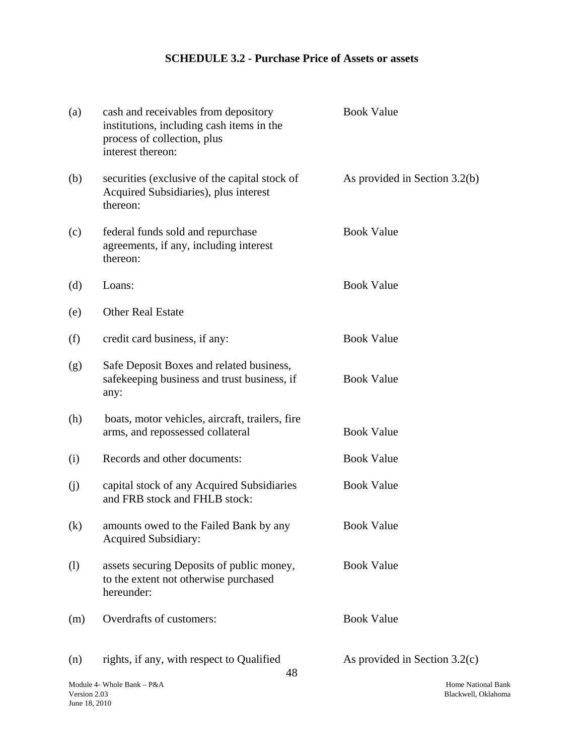## SCHEDULE 3.2 - Purchase Price of Assets or assets

| | | |
|---|---|---|
| (a) | cash and receivables from depository institutions, including cash items in the process of collection, plus interest thereon: | Book Value |
| (b) | securities (exclusive of the capital stock of Acquired Subsidiaries), plus interest thereon: | As provided in Section 3.2(b) |
| (c) | federal funds sold and repurchase agreements, if any, including interest thereon: | Book Value |
| (d) | Loans: | Book Value |
| (e) | Other Real Estate | |
| (f) | credit card business, if any: | Book Value |
| (g) | Safe Deposit Boxes and related business, safekeeping business and trust business, if any: | Book Value |
| (h) | boats, motor vehicles, aircraft, trailers, fire arms, and repossessed collateral | Book Value |
| (i) | Records and other documents: | Book Value |
| (j) | capital stock of any Acquired Subsidiaries and FRB stock and FHLB stock: | Book Value |
| (k) | amounts owed to the Failed Bank by any Acquired Subsidiary: | Book Value |
| (l) | assets securing Deposits of public money, to the extent not otherwise purchased hereunder: | Book Value |
| (m) | Overdrafts of customers: | Book Value |
| (n) | rights, if any, with respect to Qualified | As provided in Section 3.2(c) |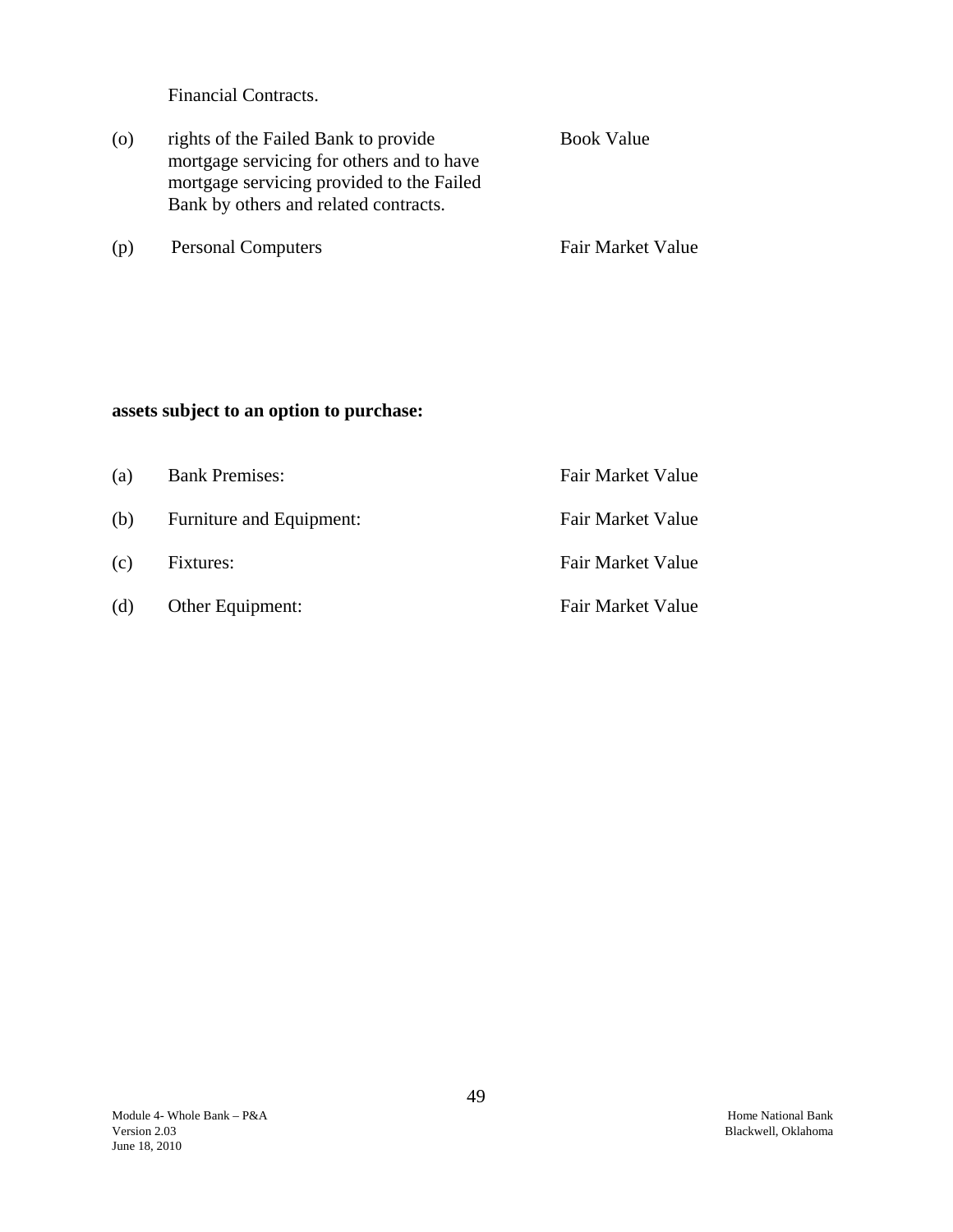Financial Contracts.

| | | |
|---|---|---|
| (o) | rights of the Failed Bank to provide mortgage servicing for others and to have mortgage servicing provided to the Failed Bank by others and related contracts. | Book Value |
| (p) | Personal Computers | Fair Market Value |

**assets subject to an option to purchase:**

| | | |
|---|---|---|
| (a) | Bank Premises: | Fair Market Value |
| (b) | Furniture and Equipment: | Fair Market Value |
| (c) | Fixtures: | Fair Market Value |
| (d) | Other Equipment: | Fair Market Value |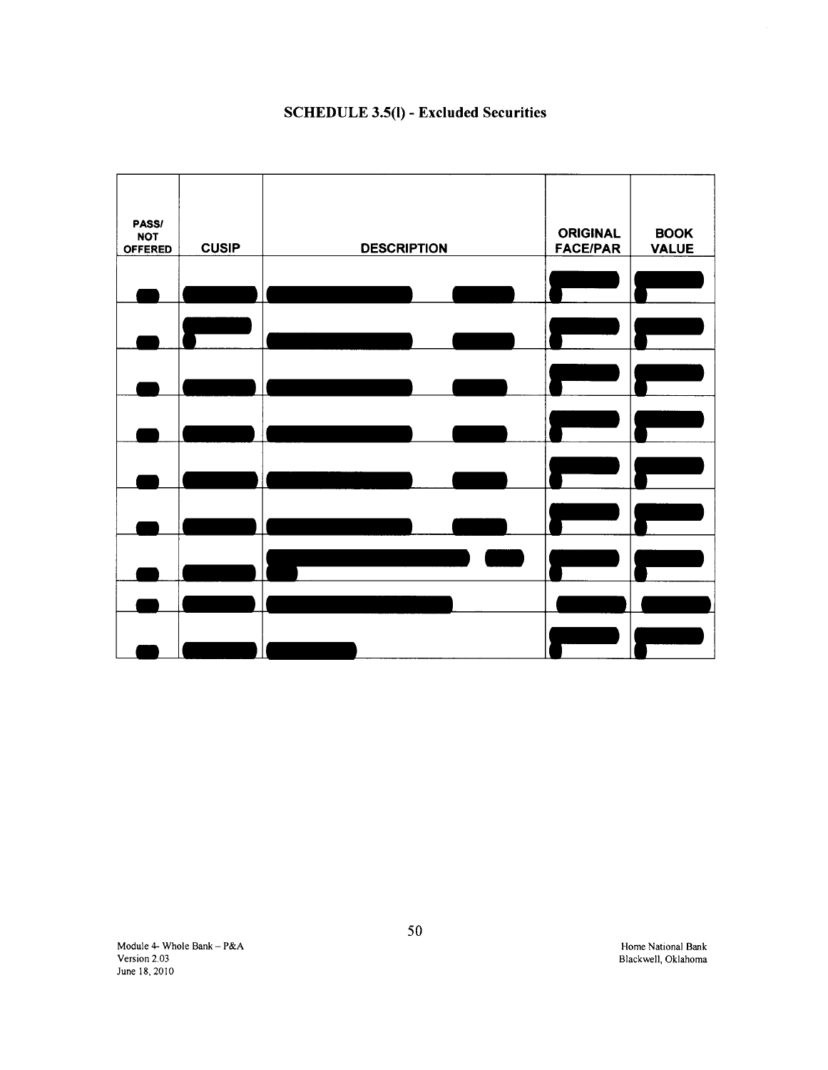# SCHEDULE 3.5(l) - Excluded Securities

| PASS/ NOT OFFERED | CUSIP | DESCRIPTION | ORIGINAL FACE/PAR | BOOK VALUE |
|---|---|---|---|---|
| | | | | |
| | | | | |
| | | | | |
| | | | | |
| | | | | |
| | | | | |
| | | | | |
| | | | | |
| | | | | |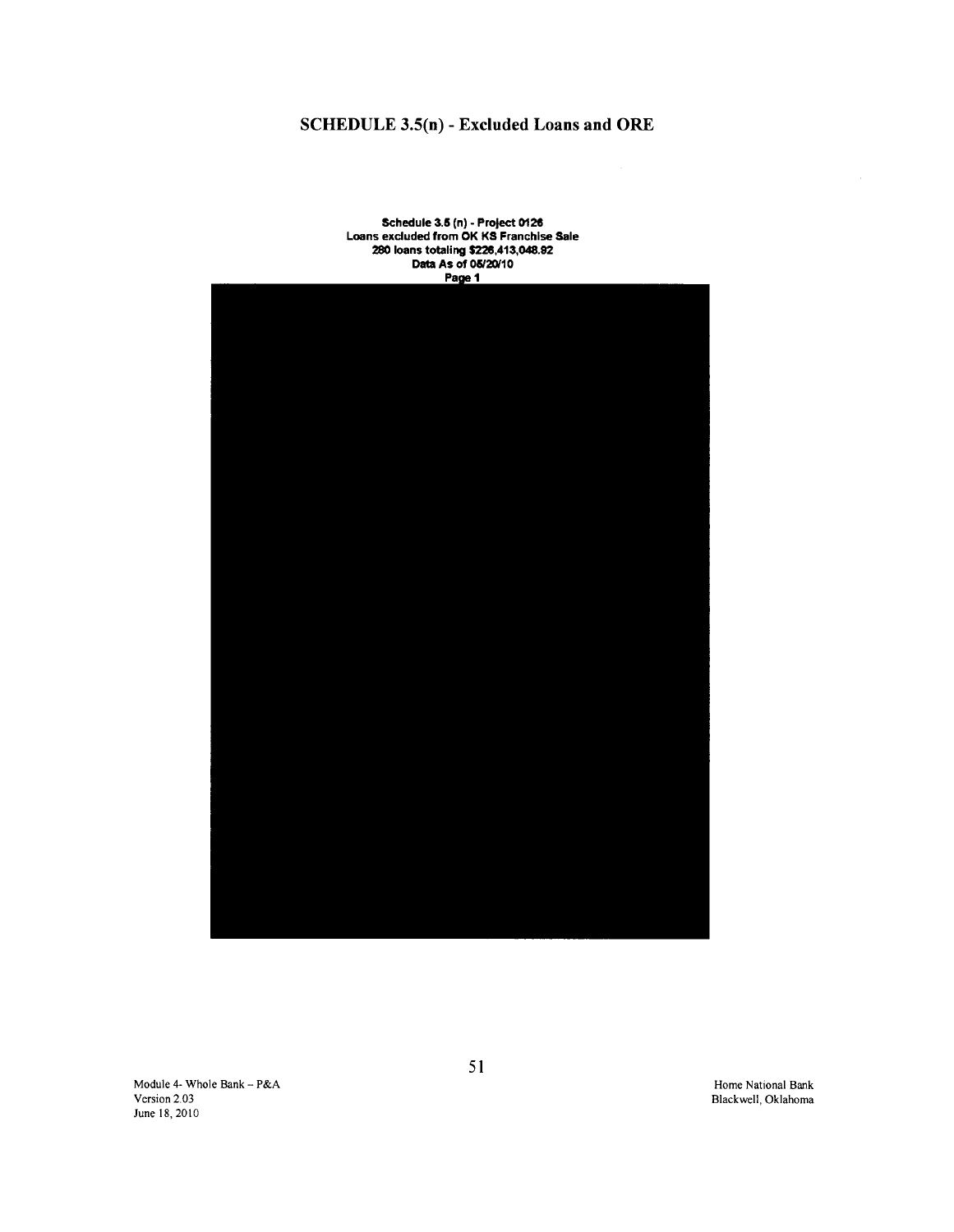# SCHEDULE 3.5(n) - Excluded Loans and ORE

**Schedule 3.5 (n) - Project 0126**
**Loans excluded from OK KS Franchise Sale**
**280 loans totaling $226,413,048.92**
**Data As of 05/20/10**
**Page 1**

Module 4- Whole Bank – P&A
Version 2.03
June 18, 2010

Home National Bank
Blackwell, Oklahoma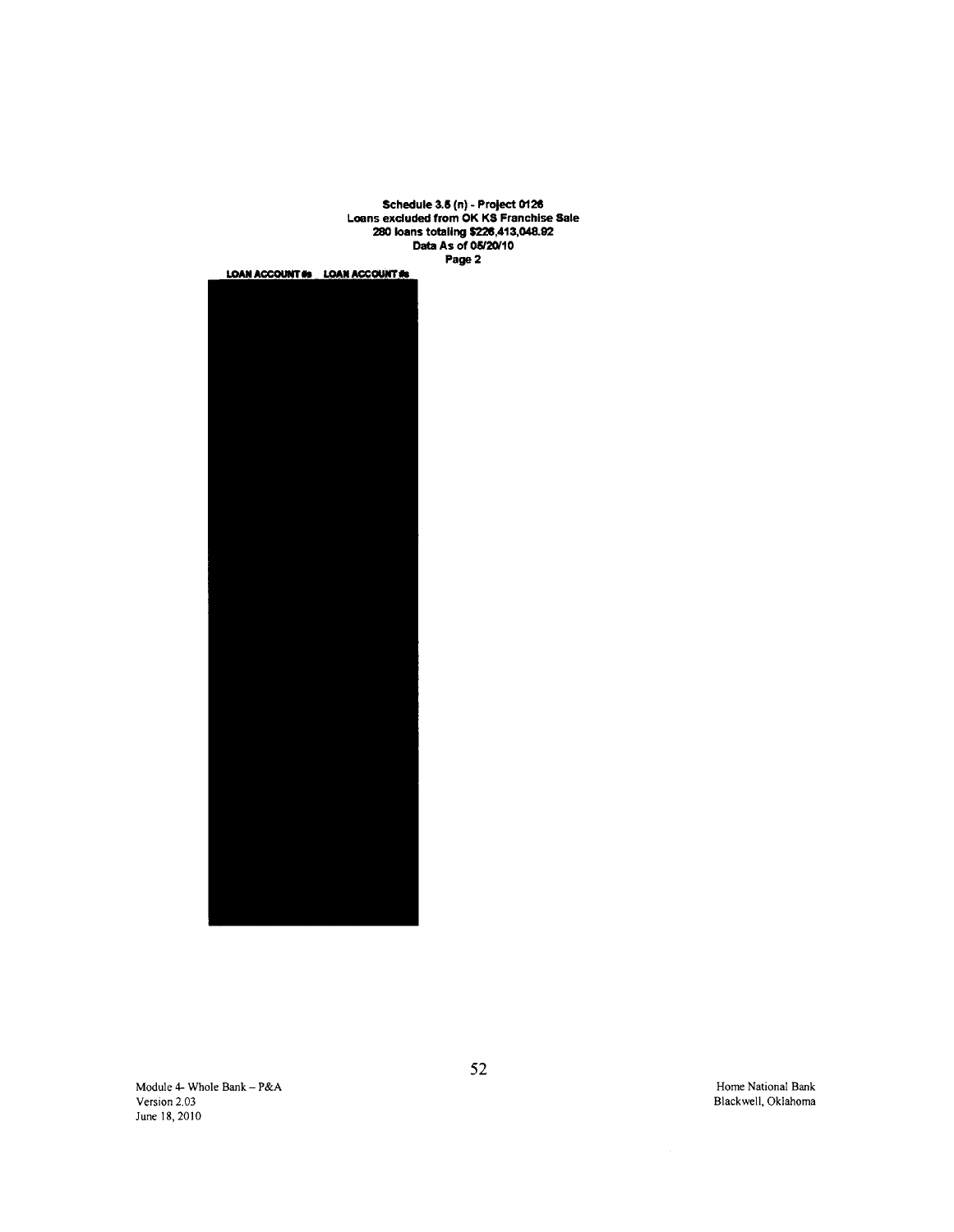**Schedule 3.5 (n) - Project 0126**
**Loans excluded from OK KS Franchise Sale**
**280 loans totaling $226,413,048.92**
**Data As of 05/20/10**
**Page 2**

| LOAN ACCOUNT #s | LOAN ACCOUNT #s |
| --- | --- |
| | |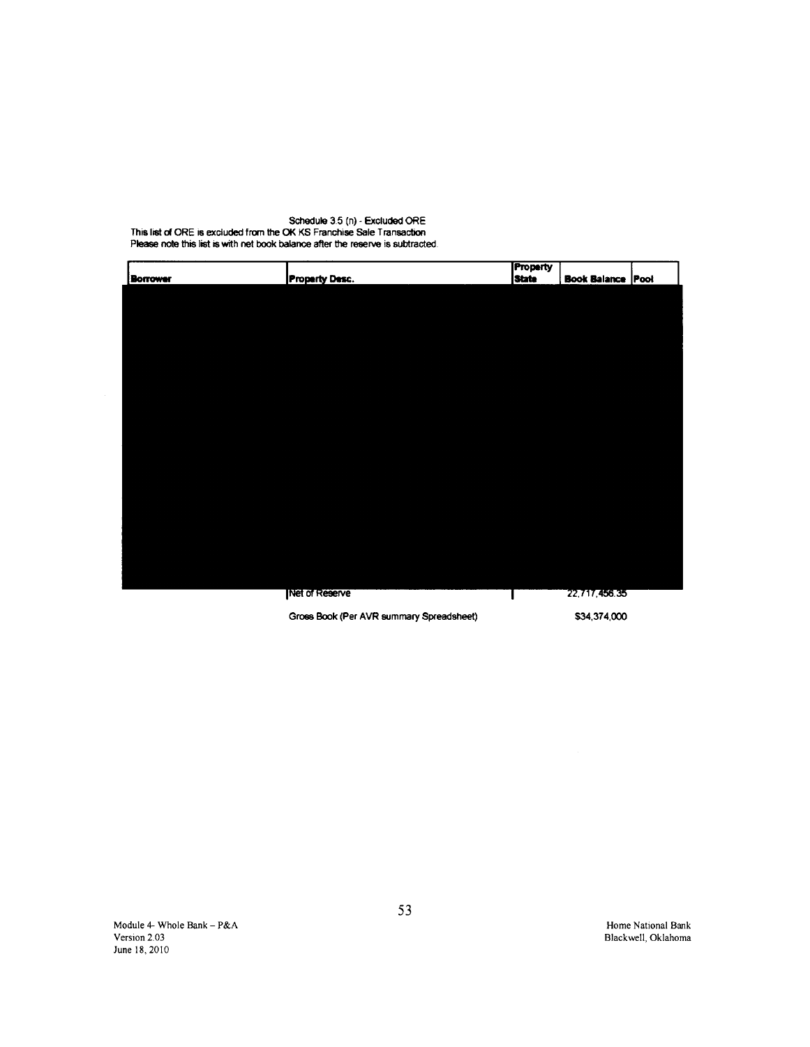Schedule 3.5 (n) - Excluded ORE

This list of ORE is excluded from the OK KS Franchise Sale Transaction

Please note this list is with net book balance after the reserve is subtracted.

| Borrower | Property Desc. | Property State | Book Balance | Pool |
|---|---|---|---|---|
| | Net of Reserve | | 22,717,456.35 | |
| | Gross Book (Per AVR summary Spreadsheet) | | $34,374,000 | |

Module 4- Whole Bank – P&A
Version 2.03
June 18, 2010

Home National Bank
Blackwell, Oklahoma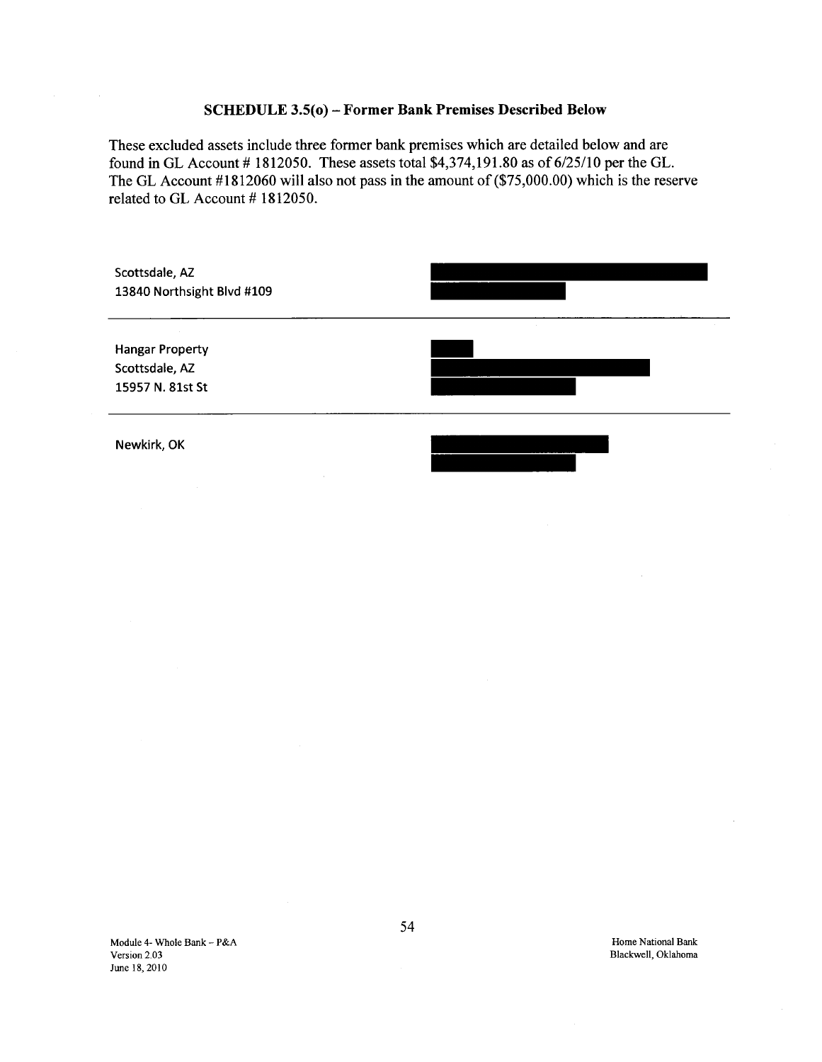## SCHEDULE 3.5(o) – Former Bank Premises Described Below

These excluded assets include three former bank premises which are detailed below and are found in GL Account # 1812050. These assets total $4,374,191.80 as of 6/25/10 per the GL. The GL Account #1812060 will also not pass in the amount of ($75,000.00) which is the reserve related to GL Account # 1812050.

Scottsdale, AZ
13840 Northsight Blvd #109

---

Hangar Property
Scottsdale, AZ
15957 N. 81st St

---

Newkirk, OK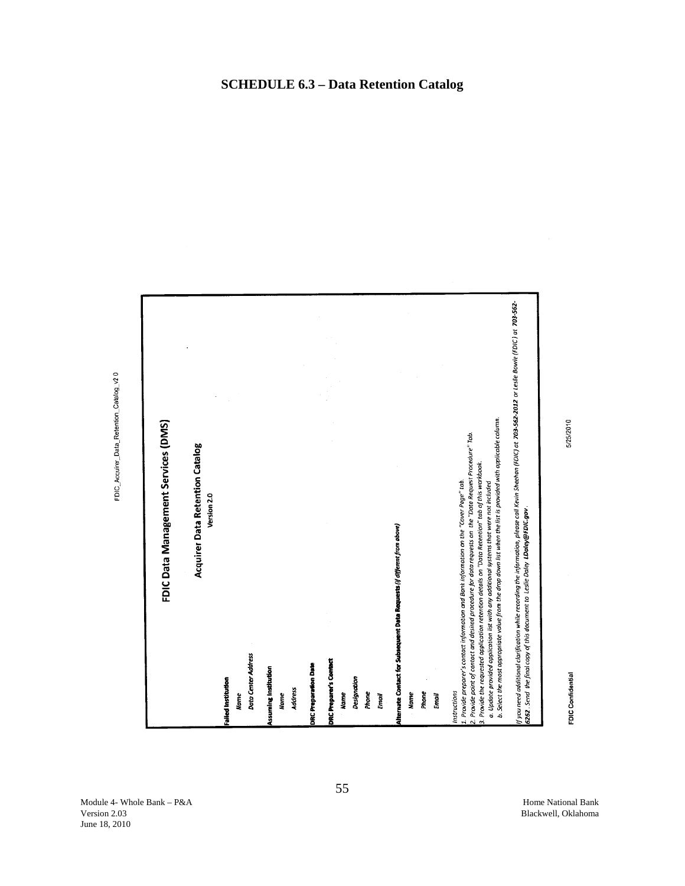# SCHEDULE 6.3 – Data Retention Catalog

FDIC_Acquirer_Data_Retention_Catalog_v2 0

## FDIC Data Management Services (DMS)

### Acquirer Data Retention Catalog

**Version 2.0**

**Failed Institution**

*Name*

*Data Center Address*

**Assuming Institution**

*Name*

*Address*

**DRC Preparation Date**

**DRC Preparer's Contact**

*Name*

*Designation*

*Phone*

*Email*

**Alternate Contact for Subsequent Data Requests (if different from above)**

*Name*

*Phone*

*Email*

*Instructions*

*1. Provide preparer's contact information and Bank information on the "Cover Page" tab.*

*2. Provide point of contact and desired procedure for data requests on the "Data Request Procedure" Tab.*

*3. Provide the requested application retention details on "Data Retention" tab of this workbook.*

*a. Update provided application list with any additional systems that were not included*

*b. Select the most appropriate value from the drop down list when the list is provided with applicable column.*

*If you need additional clarification while recording the information, please call Kevin Sheehan (FDIC) at **703-562-2012** or Leslie Bowie (FDIC) at **703-562-6262**. Send the final copy of this document to Leslie Daley **LDaley@FDIC.gov**.*

FDIC Confidential

5/25/2010

Module 4- Whole Bank – P&A
Version 2.03
June 18, 2010

Home National Bank
Blackwell, Oklahoma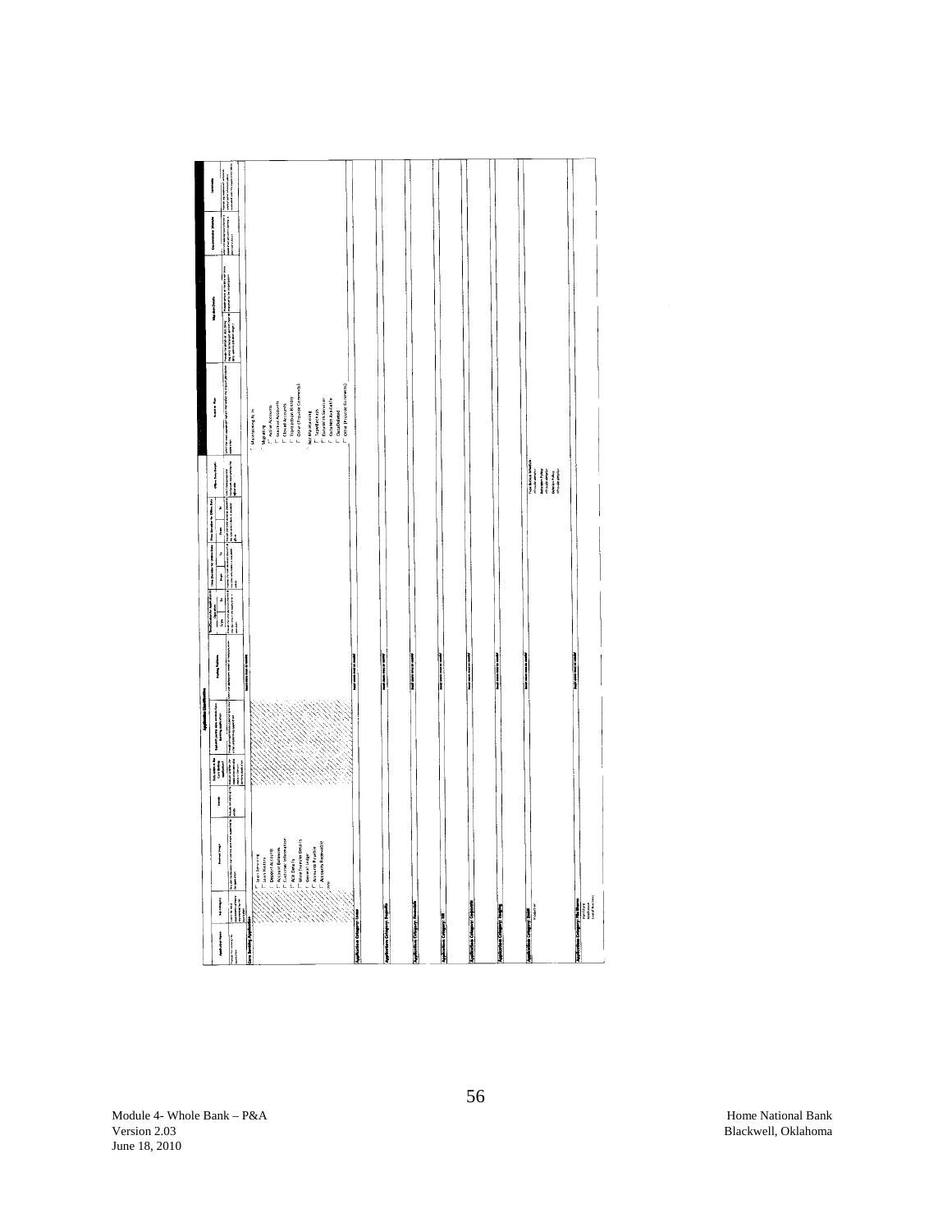| Application Classification | | | | | | | | | | | | | | | | |
|---|---|---|---|---|---|---|---|---|---|---|---|---|---|---|---|---|
| Application Name | Sub-category | Business Usage | Vendor | Data reside in the Core Banking application? | Establish Loading data from the Core Banking application | Loading Platform | Transition plan for legacy/historical System | | Time Duration for Online Data | | Time Duration for Offline Data | | Offline Data Details | Retention Plan | Migration Details | Documentation Details | Comments |
| | | | | | | | Date | To | Begin | To | From | To | | | | | |
| **Core Banking Application** | | | | | | | | | | | | | | | | | |
| | | Loan Servicing<br>Loan History<br>Deposit Accounts<br>Account Balances<br>Customer Information<br>ACH Details<br>Wire Transfer Details<br>General Ledger<br>Accounts Payable<br>Accounts Receivable<br>Other | | | | | | | | | | | | Maintaining As-Is<br>Migrating<br>Active Accounts<br>Inactive Accounts<br>Closed Accounts<br>Transaction History<br>Other (Provide Comments)<br>Not Maintaining<br>Tape Backups<br>Data With Servicer<br>Customer Available<br>Data Deleted<br>Other (Provide Comments) | | | |
| **Application Category: Loans** | | | | | | | | | | | | | | | | | |
| **Application Category: Deposits** | | | | | | | | | | | | | | | | | |
| **Application Category: Financials** | | | | | | | | | | | | | | | | | |
| **Application Category: HR** | | | | | | | | | | | | | | | | | |
| **Application Category: Corporate** | | | | | | | | | | | | | | | | | |
| **Application Category: Imaging** | | | | | | | | | | | | | | | | | |
| **Application Category: Email** | | | | | | | | | | | | | | | | | |
| | | | | | | | | | | | | | | Tape Backup Available<br>Retention Policy<br>Deletion Policy | | | |
| **Application Category: File Shares** | | | | | | | | | | | | | | | | | |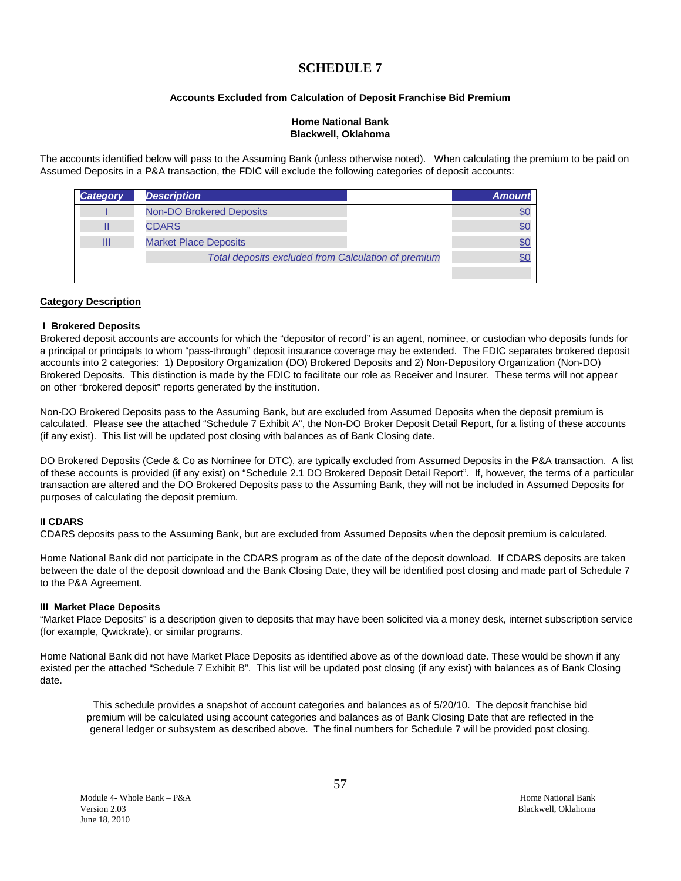# SCHEDULE 7

**Accounts Excluded from Calculation of Deposit Franchise Bid Premium**

**Home National Bank**
**Blackwell, Oklahoma**

The accounts identified below will pass to the Assuming Bank (unless otherwise noted). When calculating the premium to be paid on Assumed Deposits in a P&A transaction, the FDIC will exclude the following categories of deposit accounts:

| *Category* | *Description* | *Amount* |
|---|---|---|
| I | Non-DO Brokered Deposits | $0 |
| II | CDARS | $0 |
| III | Market Place Deposits | $0 |
| | *Total deposits excluded from Calculation of premium* | $0 |

**Category Description**

**I Brokered Deposits**
Brokered deposit accounts are accounts for which the "depositor of record" is an agent, nominee, or custodian who deposits funds for a principal or principals to whom "pass-through" deposit insurance coverage may be extended. The FDIC separates brokered deposit accounts into 2 categories: 1) Depository Organization (DO) Brokered Deposits and 2) Non-Depository Organization (Non-DO) Brokered Deposits. This distinction is made by the FDIC to facilitate our role as Receiver and Insurer. These terms will not appear on other "brokered deposit" reports generated by the institution.

Non-DO Brokered Deposits pass to the Assuming Bank, but are excluded from Assumed Deposits when the deposit premium is calculated. Please see the attached "Schedule 7 Exhibit A", the Non-DO Broker Deposit Detail Report, for a listing of these accounts (if any exist). This list will be updated post closing with balances as of Bank Closing date.

DO Brokered Deposits (Cede & Co as Nominee for DTC), are typically excluded from Assumed Deposits in the P&A transaction. A list of these accounts is provided (if any exist) on "Schedule 2.1 DO Brokered Deposit Detail Report". If, however, the terms of a particular transaction are altered and the DO Brokered Deposits pass to the Assuming Bank, they will not be included in Assumed Deposits for purposes of calculating the deposit premium.

**II CDARS**
CDARS deposits pass to the Assuming Bank, but are excluded from Assumed Deposits when the deposit premium is calculated.

Home National Bank did not participate in the CDARS program as of the date of the deposit download. If CDARS deposits are taken between the date of the deposit download and the Bank Closing Date, they will be identified post closing and made part of Schedule 7 to the P&A Agreement.

**III Market Place Deposits**
"Market Place Deposits" is a description given to deposits that may have been solicited via a money desk, internet subscription service (for example, Qwickrate), or similar programs.

Home National Bank did not have Market Place Deposits as identified above as of the download date. These would be shown if any existed per the attached "Schedule 7 Exhibit B". This list will be updated post closing (if any exist) with balances as of Bank Closing date.

This schedule provides a snapshot of account categories and balances as of 5/20/10. The deposit franchise bid premium will be calculated using account categories and balances as of Bank Closing Date that are reflected in the general ledger or subsystem as described above. The final numbers for Schedule 7 will be provided post closing.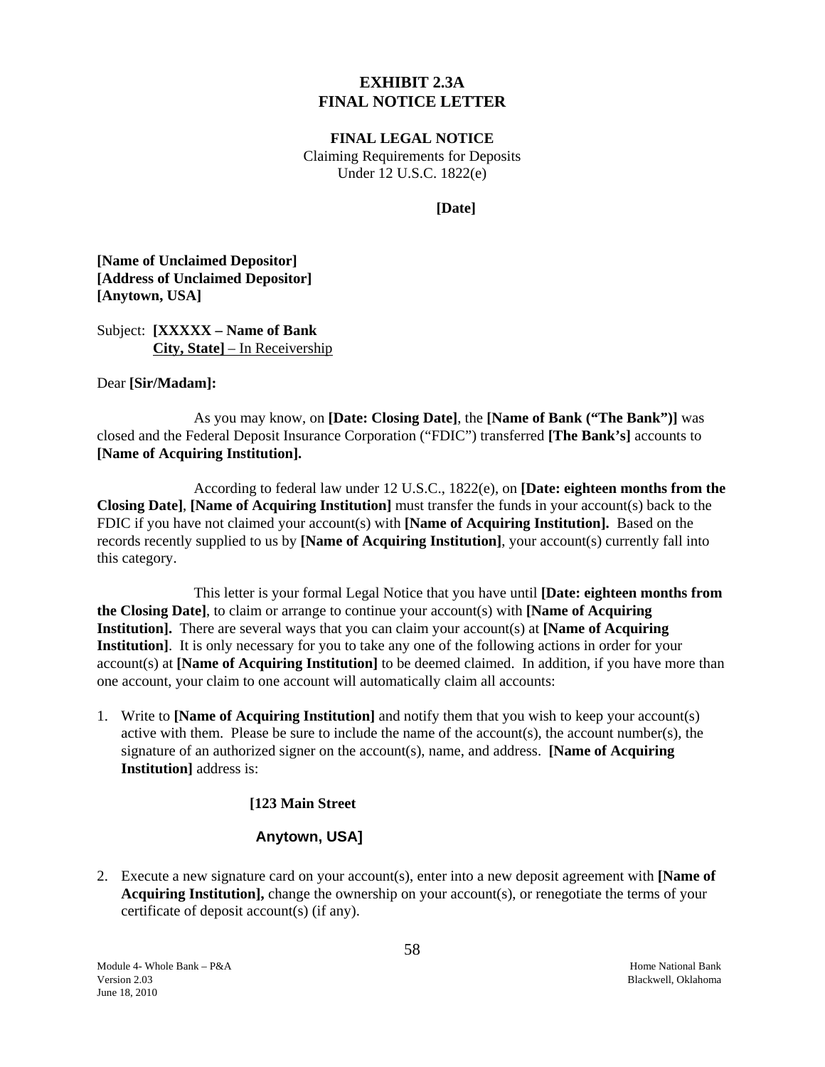# EXHIBIT 2.3A
# FINAL NOTICE LETTER

**FINAL LEGAL NOTICE**
Claiming Requirements for Deposits
Under 12 U.S.C. 1822(e)

**[Date]**

**[Name of Unclaimed Depositor]**
**[Address of Unclaimed Depositor]**
**[Anytown, USA]**

Subject: **[XXXXX – Name of Bank**
**City, State]** – In Receivership

Dear **[Sir/Madam]:**

As you may know, on **[Date: Closing Date]**, the **[Name of Bank ("The Bank")]** was closed and the Federal Deposit Insurance Corporation ("FDIC") transferred **[The Bank's]** accounts to **[Name of Acquiring Institution].**

According to federal law under 12 U.S.C., 1822(e), on **[Date: eighteen months from the Closing Date]**, **[Name of Acquiring Institution]** must transfer the funds in your account(s) back to the FDIC if you have not claimed your account(s) with **[Name of Acquiring Institution].** Based on the records recently supplied to us by **[Name of Acquiring Institution]**, your account(s) currently fall into this category.

This letter is your formal Legal Notice that you have until **[Date: eighteen months from the Closing Date]**, to claim or arrange to continue your account(s) with **[Name of Acquiring Institution].** There are several ways that you can claim your account(s) at **[Name of Acquiring Institution]**. It is only necessary for you to take any one of the following actions in order for your account(s) at **[Name of Acquiring Institution]** to be deemed claimed. In addition, if you have more than one account, your claim to one account will automatically claim all accounts:

1. Write to **[Name of Acquiring Institution]** and notify them that you wish to keep your account(s) active with them. Please be sure to include the name of the account(s), the account number(s), the signature of an authorized signer on the account(s), name, and address. **[Name of Acquiring Institution]** address is:

   **[123 Main Street**

   **Anytown, USA]**

2. Execute a new signature card on your account(s), enter into a new deposit agreement with **[Name of Acquiring Institution],** change the ownership on your account(s), or renegotiate the terms of your certificate of deposit account(s) (if any).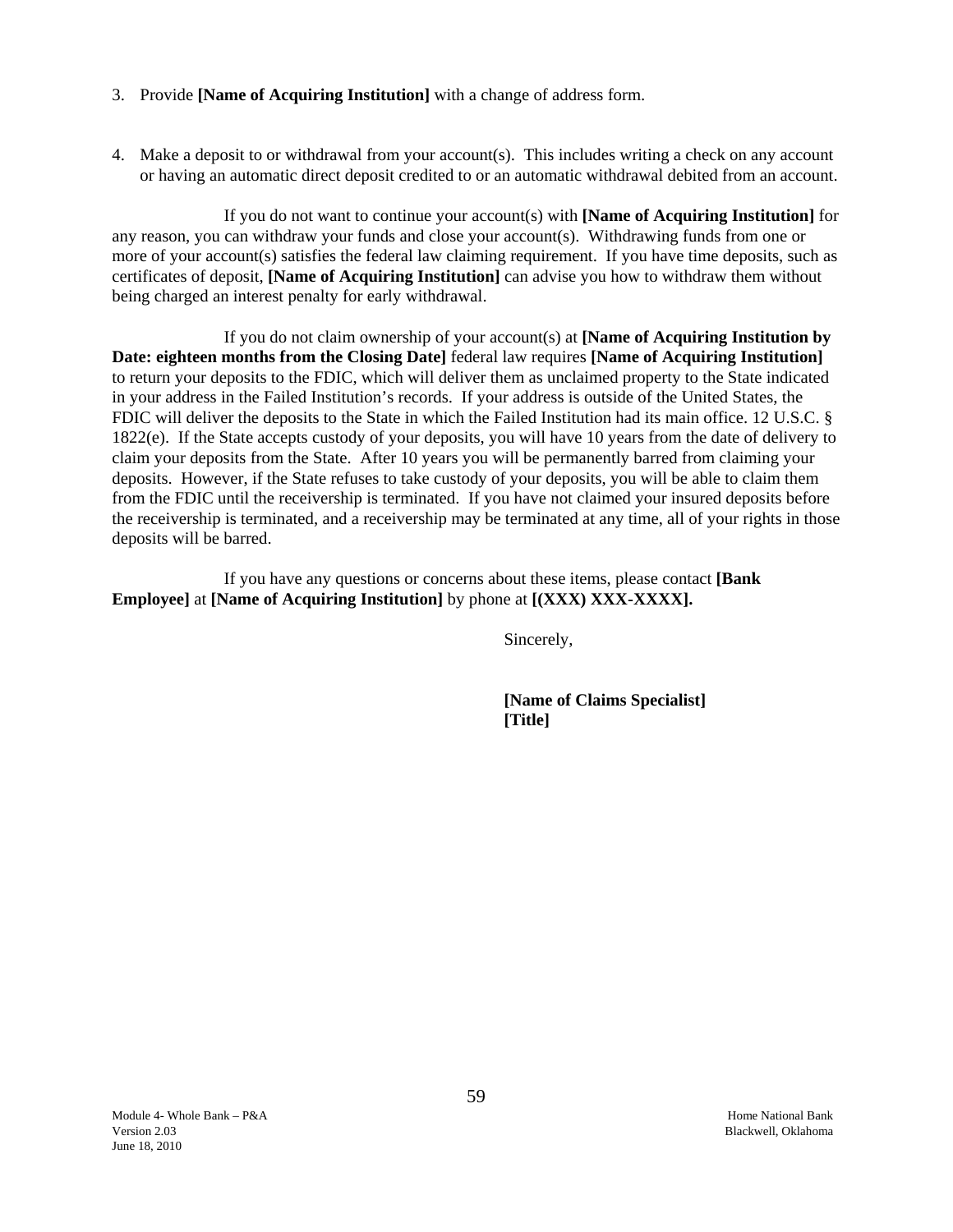3. Provide **[Name of Acquiring Institution]** with a change of address form.

4. Make a deposit to or withdrawal from your account(s). This includes writing a check on any account or having an automatic direct deposit credited to or an automatic withdrawal debited from an account.

If you do not want to continue your account(s) with **[Name of Acquiring Institution]** for any reason, you can withdraw your funds and close your account(s). Withdrawing funds from one or more of your account(s) satisfies the federal law claiming requirement. If you have time deposits, such as certificates of deposit, **[Name of Acquiring Institution]** can advise you how to withdraw them without being charged an interest penalty for early withdrawal.

If you do not claim ownership of your account(s) at **[Name of Acquiring Institution by Date: eighteen months from the Closing Date]** federal law requires **[Name of Acquiring Institution]** to return your deposits to the FDIC, which will deliver them as unclaimed property to the State indicated in your address in the Failed Institution's records. If your address is outside of the United States, the FDIC will deliver the deposits to the State in which the Failed Institution had its main office. 12 U.S.C. § 1822(e). If the State accepts custody of your deposits, you will have 10 years from the date of delivery to claim your deposits from the State. After 10 years you will be permanently barred from claiming your deposits. However, if the State refuses to take custody of your deposits, you will be able to claim them from the FDIC until the receivership is terminated. If you have not claimed your insured deposits before the receivership is terminated, and a receivership may be terminated at any time, all of your rights in those deposits will be barred.

If you have any questions or concerns about these items, please contact **[Bank Employee]** at **[Name of Acquiring Institution]** by phone at **[(XXX) XXX-XXXX].**

Sincerely,

**[Name of Claims Specialist]**
**[Title]**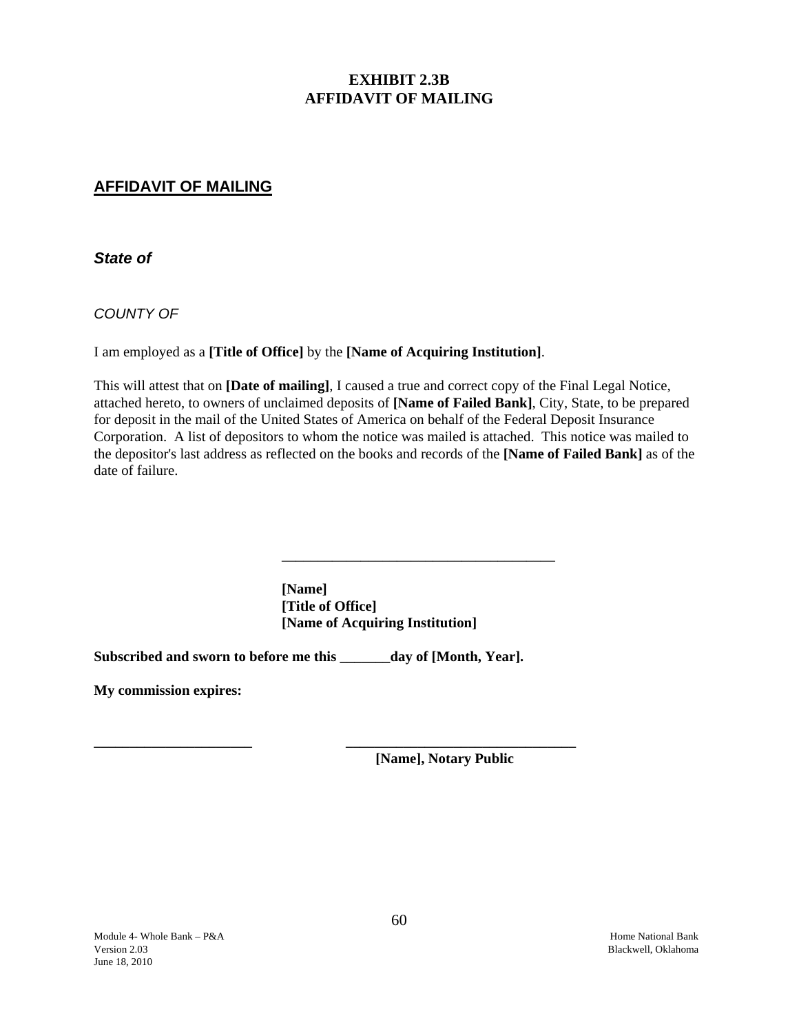# EXHIBIT 2.3B
# AFFIDAVIT OF MAILING

## AFFIDAVIT OF MAILING

***State of***

*COUNTY OF*

I am employed as a **[Title of Office]** by the **[Name of Acquiring Institution]**.

This will attest that on **[Date of mailing]**, I caused a true and correct copy of the Final Legal Notice, attached hereto, to owners of unclaimed deposits of **[Name of Failed Bank]**, City, State, to be prepared for deposit in the mail of the United States of America on behalf of the Federal Deposit Insurance Corporation. A list of depositors to whom the notice was mailed is attached. This notice was mailed to the depositor's last address as reflected on the books and records of the **[Name of Failed Bank]** as of the date of failure.

\_\_\_\_\_\_\_\_\_\_\_\_\_\_\_\_\_\_\_\_\_\_\_\_\_\_\_\_\_\_\_\_\_\_\_\_\_\_\_

**[Name]**
**[Title of Office]**
**[Name of Acquiring Institution]**

**Subscribed and sworn to before me this \_\_\_\_\_\_\_day of [Month, Year].**

**My commission expires:**

**\_\_\_\_\_\_\_\_\_\_\_\_\_\_\_\_\_\_\_\_\_\_** &nbsp;&nbsp;&nbsp;&nbsp;&nbsp;&nbsp;&nbsp;&nbsp; **\_\_\_\_\_\_\_\_\_\_\_\_\_\_\_\_\_\_\_\_\_\_\_\_\_\_\_\_\_\_\_\_\_**

**[Name], Notary Public**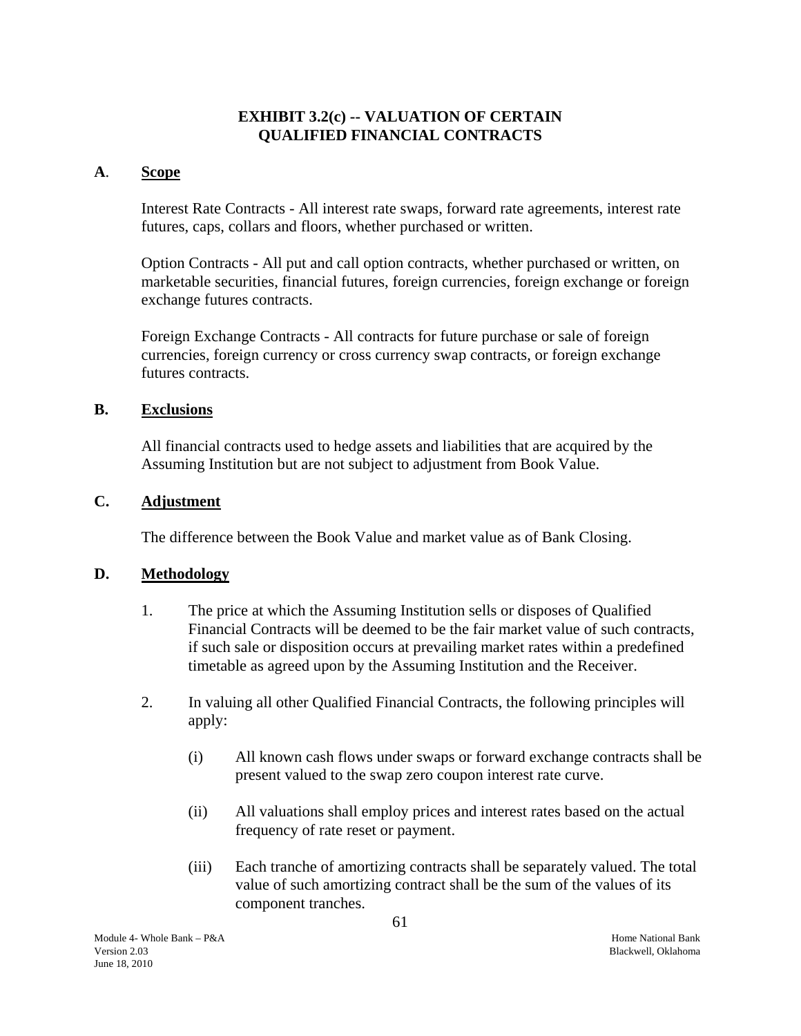# EXHIBIT 3.2(c) -- VALUATION OF CERTAIN QUALIFIED FINANCIAL CONTRACTS

## A. Scope

Interest Rate Contracts - All interest rate swaps, forward rate agreements, interest rate futures, caps, collars and floors, whether purchased or written.

Option Contracts - All put and call option contracts, whether purchased or written, on marketable securities, financial futures, foreign currencies, foreign exchange or foreign exchange futures contracts.

Foreign Exchange Contracts - All contracts for future purchase or sale of foreign currencies, foreign currency or cross currency swap contracts, or foreign exchange futures contracts.

## B. Exclusions

All financial contracts used to hedge assets and liabilities that are acquired by the Assuming Institution but are not subject to adjustment from Book Value.

## C. Adjustment

The difference between the Book Value and market value as of Bank Closing.

## D. Methodology

1. The price at which the Assuming Institution sells or disposes of Qualified Financial Contracts will be deemed to be the fair market value of such contracts, if such sale or disposition occurs at prevailing market rates within a predefined timetable as agreed upon by the Assuming Institution and the Receiver.

2. In valuing all other Qualified Financial Contracts, the following principles will apply:

   (i) All known cash flows under swaps or forward exchange contracts shall be present valued to the swap zero coupon interest rate curve.

   (ii) All valuations shall employ prices and interest rates based on the actual frequency of rate reset or payment.

   (iii) Each tranche of amortizing contracts shall be separately valued. The total value of such amortizing contract shall be the sum of the values of its component tranches.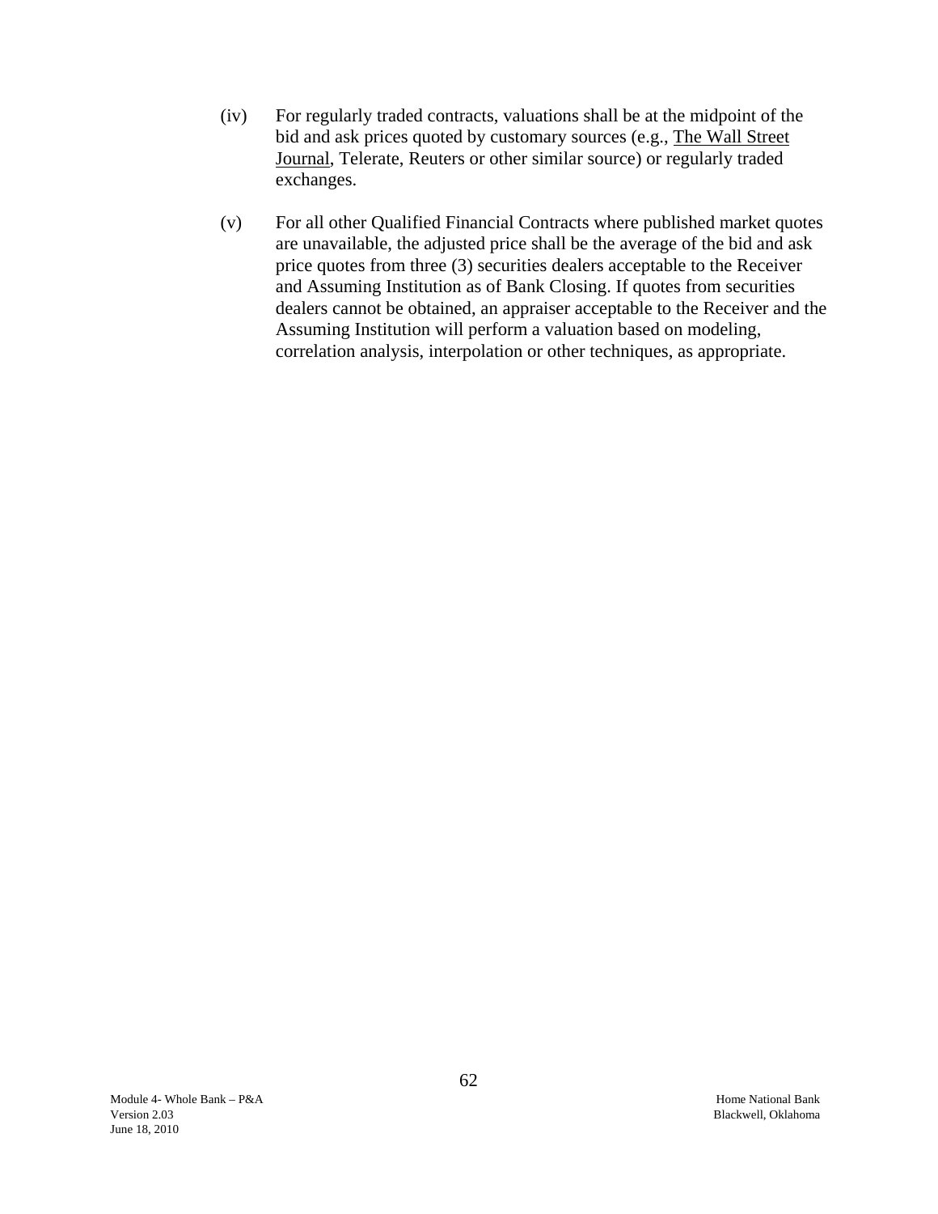(iv) For regularly traded contracts, valuations shall be at the midpoint of the bid and ask prices quoted by customary sources (e.g., The Wall Street Journal, Telerate, Reuters or other similar source) or regularly traded exchanges.

(v) For all other Qualified Financial Contracts where published market quotes are unavailable, the adjusted price shall be the average of the bid and ask price quotes from three (3) securities dealers acceptable to the Receiver and Assuming Institution as of Bank Closing. If quotes from securities dealers cannot be obtained, an appraiser acceptable to the Receiver and the Assuming Institution will perform a valuation based on modeling, correlation analysis, interpolation or other techniques, as appropriate.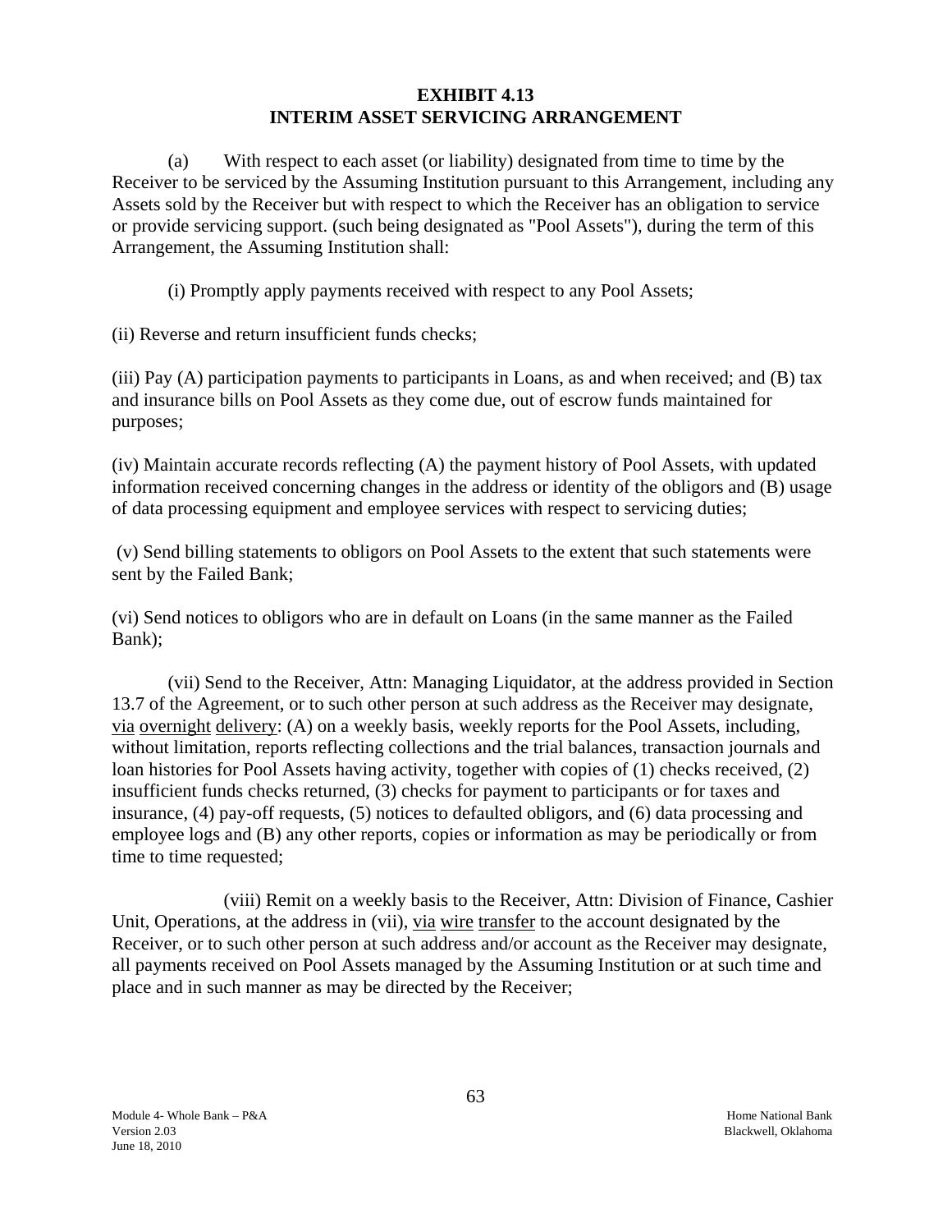## EXHIBIT 4.13
## INTERIM ASSET SERVICING ARRANGEMENT

(a) With respect to each asset (or liability) designated from time to time by the Receiver to be serviced by the Assuming Institution pursuant to this Arrangement, including any Assets sold by the Receiver but with respect to which the Receiver has an obligation to service or provide servicing support. (such being designated as "Pool Assets"), during the term of this Arrangement, the Assuming Institution shall:

(i) Promptly apply payments received with respect to any Pool Assets;

(ii) Reverse and return insufficient funds checks;

(iii) Pay (A) participation payments to participants in Loans, as and when received; and (B) tax and insurance bills on Pool Assets as they come due, out of escrow funds maintained for purposes;

(iv) Maintain accurate records reflecting (A) the payment history of Pool Assets, with updated information received concerning changes in the address or identity of the obligors and (B) usage of data processing equipment and employee services with respect to servicing duties;

(v) Send billing statements to obligors on Pool Assets to the extent that such statements were sent by the Failed Bank;

(vi) Send notices to obligors who are in default on Loans (in the same manner as the Failed Bank);

(vii) Send to the Receiver, Attn: Managing Liquidator, at the address provided in Section 13.7 of the Agreement, or to such other person at such address as the Receiver may designate, via overnight delivery: (A) on a weekly basis, weekly reports for the Pool Assets, including, without limitation, reports reflecting collections and the trial balances, transaction journals and loan histories for Pool Assets having activity, together with copies of (1) checks received, (2) insufficient funds checks returned, (3) checks for payment to participants or for taxes and insurance, (4) pay-off requests, (5) notices to defaulted obligors, and (6) data processing and employee logs and (B) any other reports, copies or information as may be periodically or from time to time requested;

(viii) Remit on a weekly basis to the Receiver, Attn: Division of Finance, Cashier Unit, Operations, at the address in (vii), via wire transfer to the account designated by the Receiver, or to such other person at such address and/or account as the Receiver may designate, all payments received on Pool Assets managed by the Assuming Institution or at such time and place and in such manner as may be directed by the Receiver;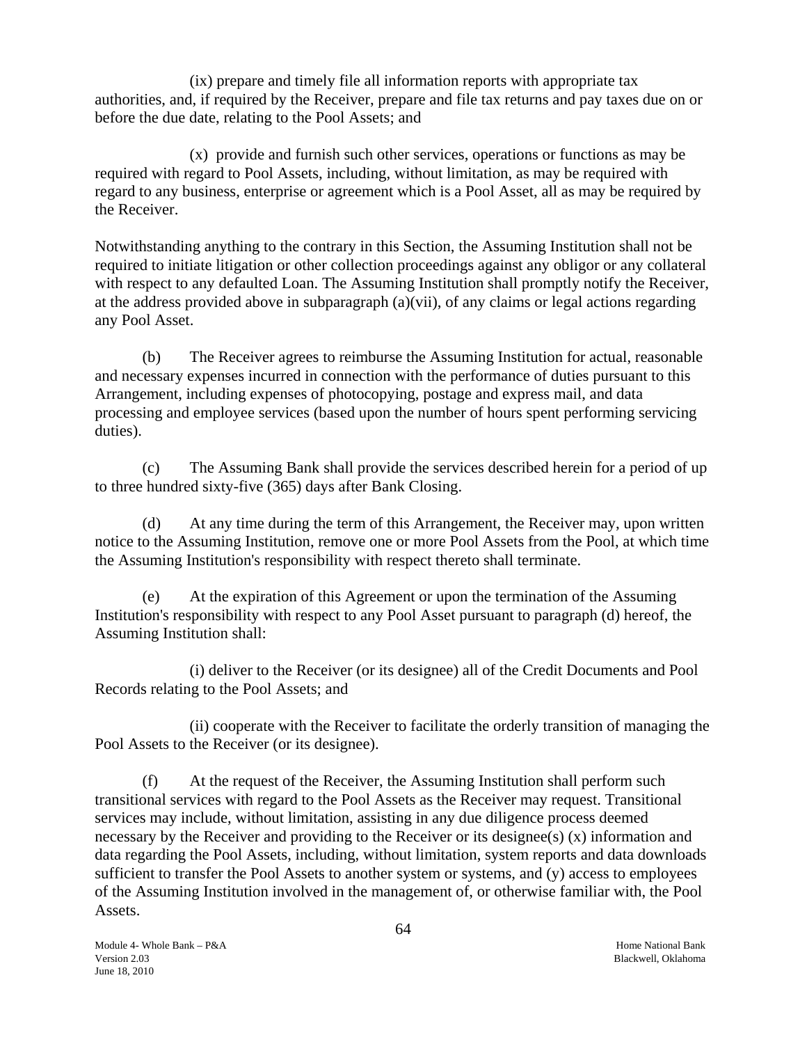(ix) prepare and timely file all information reports with appropriate tax authorities, and, if required by the Receiver, prepare and file tax returns and pay taxes due on or before the due date, relating to the Pool Assets; and

(x) provide and furnish such other services, operations or functions as may be required with regard to Pool Assets, including, without limitation, as may be required with regard to any business, enterprise or agreement which is a Pool Asset, all as may be required by the Receiver.

Notwithstanding anything to the contrary in this Section, the Assuming Institution shall not be required to initiate litigation or other collection proceedings against any obligor or any collateral with respect to any defaulted Loan. The Assuming Institution shall promptly notify the Receiver, at the address provided above in subparagraph (a)(vii), of any claims or legal actions regarding any Pool Asset.

(b) The Receiver agrees to reimburse the Assuming Institution for actual, reasonable and necessary expenses incurred in connection with the performance of duties pursuant to this Arrangement, including expenses of photocopying, postage and express mail, and data processing and employee services (based upon the number of hours spent performing servicing duties).

(c) The Assuming Bank shall provide the services described herein for a period of up to three hundred sixty-five (365) days after Bank Closing.

(d) At any time during the term of this Arrangement, the Receiver may, upon written notice to the Assuming Institution, remove one or more Pool Assets from the Pool, at which time the Assuming Institution's responsibility with respect thereto shall terminate.

(e) At the expiration of this Agreement or upon the termination of the Assuming Institution's responsibility with respect to any Pool Asset pursuant to paragraph (d) hereof, the Assuming Institution shall:

(i) deliver to the Receiver (or its designee) all of the Credit Documents and Pool Records relating to the Pool Assets; and

(ii) cooperate with the Receiver to facilitate the orderly transition of managing the Pool Assets to the Receiver (or its designee).

(f) At the request of the Receiver, the Assuming Institution shall perform such transitional services with regard to the Pool Assets as the Receiver may request. Transitional services may include, without limitation, assisting in any due diligence process deemed necessary by the Receiver and providing to the Receiver or its designee(s) (x) information and data regarding the Pool Assets, including, without limitation, system reports and data downloads sufficient to transfer the Pool Assets to another system or systems, and (y) access to employees of the Assuming Institution involved in the management of, or otherwise familiar with, the Pool Assets.